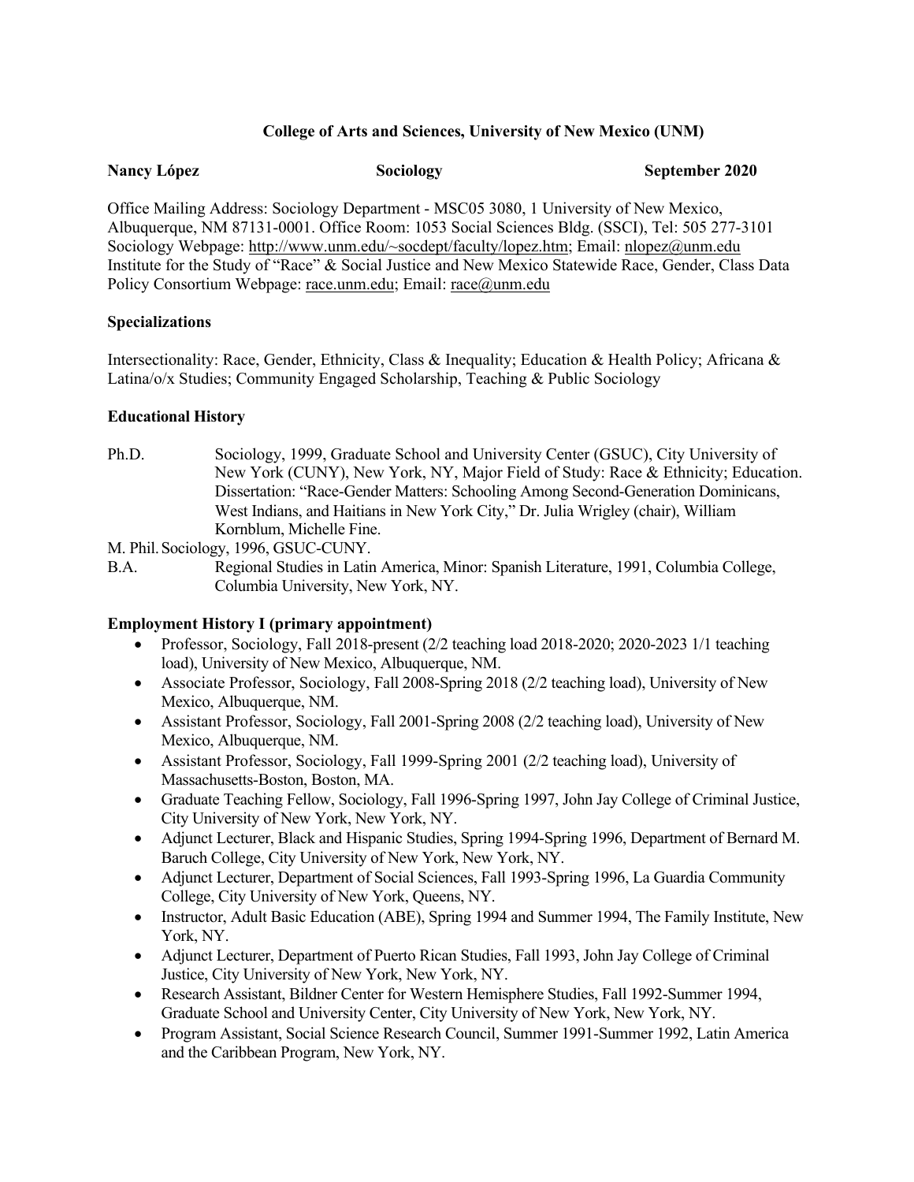**College of Arts and Sciences, University of New Mexico (UNM)**

**Nancy López** **Sociology** **September 2020**

Office Mailing Address: Sociology Department - MSC05 3080, 1 University of New Mexico, Albuquerque, NM 87131-0001. Office Room: 1053 Social Sciences Bldg. (SSCI), Tel: 505 277-3101
Sociology Webpage: http://www.unm.edu/~socdept/faculty/lopez.htm; Email: nlopez@unm.edu
Institute for the Study of "Race" & Social Justice and New Mexico Statewide Race, Gender, Class Data Policy Consortium Webpage: race.unm.edu; Email: race@unm.edu

**Specializations**

Intersectionality: Race, Gender, Ethnicity, Class & Inequality; Education & Health Policy; Africana & Latina/o/x Studies; Community Engaged Scholarship, Teaching & Public Sociology

**Educational History**

Ph.D. Sociology, 1999, Graduate School and University Center (GSUC), City University of New York (CUNY), New York, NY, Major Field of Study: Race & Ethnicity; Education. Dissertation: "Race-Gender Matters: Schooling Among Second-Generation Dominicans, West Indians, and Haitians in New York City," Dr. Julia Wrigley (chair), William Kornblum, Michelle Fine.

M. Phil. Sociology, 1996, GSUC-CUNY.

B.A. Regional Studies in Latin America, Minor: Spanish Literature, 1991, Columbia College, Columbia University, New York, NY.

**Employment History I (primary appointment)**

- Professor, Sociology, Fall 2018-present (2/2 teaching load 2018-2020; 2020-2023 1/1 teaching load), University of New Mexico, Albuquerque, NM.
- Associate Professor, Sociology, Fall 2008-Spring 2018 (2/2 teaching load), University of New Mexico, Albuquerque, NM.
- Assistant Professor, Sociology, Fall 2001-Spring 2008 (2/2 teaching load), University of New Mexico, Albuquerque, NM.
- Assistant Professor, Sociology, Fall 1999-Spring 2001 (2/2 teaching load), University of Massachusetts-Boston, Boston, MA.
- Graduate Teaching Fellow, Sociology, Fall 1996-Spring 1997, John Jay College of Criminal Justice, City University of New York, New York, NY.
- Adjunct Lecturer, Black and Hispanic Studies, Spring 1994-Spring 1996, Department of Bernard M. Baruch College, City University of New York, New York, NY.
- Adjunct Lecturer, Department of Social Sciences, Fall 1993-Spring 1996, La Guardia Community College, City University of New York, Queens, NY.
- Instructor, Adult Basic Education (ABE), Spring 1994 and Summer 1994, The Family Institute, New York, NY.
- Adjunct Lecturer, Department of Puerto Rican Studies, Fall 1993, John Jay College of Criminal Justice, City University of New York, New York, NY.
- Research Assistant, Bildner Center for Western Hemisphere Studies, Fall 1992-Summer 1994, Graduate School and University Center, City University of New York, New York, NY.
- Program Assistant, Social Science Research Council, Summer 1991-Summer 1992, Latin America and the Caribbean Program, New York, NY.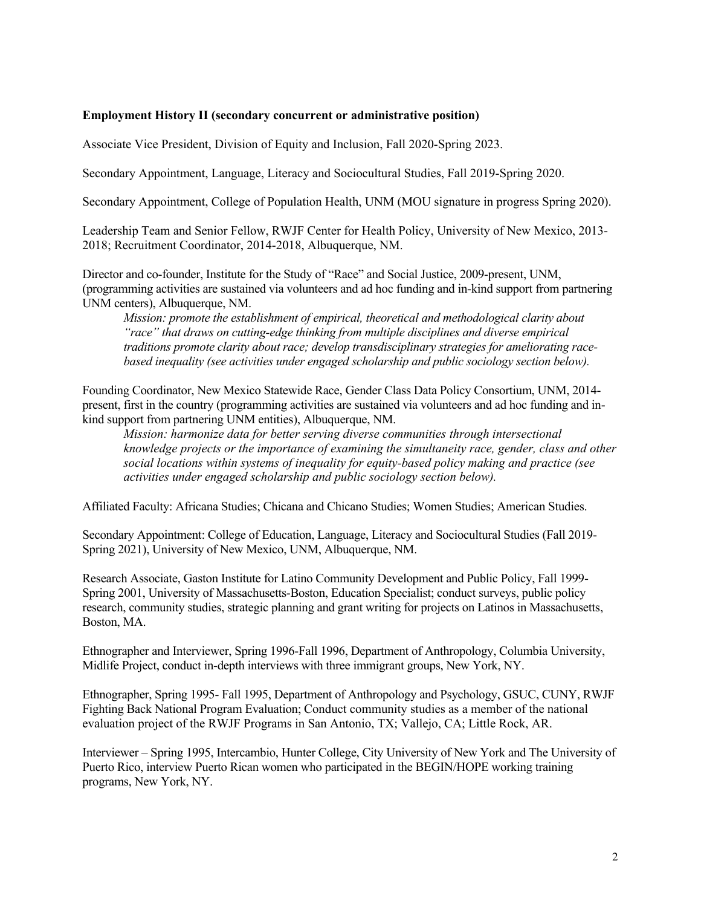**Employment History II (secondary concurrent or administrative position)**

Associate Vice President, Division of Equity and Inclusion, Fall 2020-Spring 2023.

Secondary Appointment, Language, Literacy and Sociocultural Studies, Fall 2019-Spring 2020.

Secondary Appointment, College of Population Health, UNM (MOU signature in progress Spring 2020).

Leadership Team and Senior Fellow, RWJF Center for Health Policy, University of New Mexico, 2013-2018; Recruitment Coordinator, 2014-2018, Albuquerque, NM.

Director and co-founder, Institute for the Study of "Race" and Social Justice, 2009-present, UNM, (programming activities are sustained via volunteers and ad hoc funding and in-kind support from partnering UNM centers), Albuquerque, NM.

> *Mission: promote the establishment of empirical, theoretical and methodological clarity about "race" that draws on cutting-edge thinking from multiple disciplines and diverse empirical traditions promote clarity about race; develop transdisciplinary strategies for ameliorating race-based inequality (see activities under engaged scholarship and public sociology section below).*

Founding Coordinator, New Mexico Statewide Race, Gender Class Data Policy Consortium, UNM, 2014-present, first in the country (programming activities are sustained via volunteers and ad hoc funding and in-kind support from partnering UNM entities), Albuquerque, NM.

> *Mission: harmonize data for better serving diverse communities through intersectional knowledge projects or the importance of examining the simultaneity race, gender, class and other social locations within systems of inequality for equity-based policy making and practice (see activities under engaged scholarship and public sociology section below).*

Affiliated Faculty: Africana Studies; Chicana and Chicano Studies; Women Studies; American Studies.

Secondary Appointment: College of Education, Language, Literacy and Sociocultural Studies (Fall 2019-Spring 2021), University of New Mexico, UNM, Albuquerque, NM.

Research Associate, Gaston Institute for Latino Community Development and Public Policy, Fall 1999-Spring 2001, University of Massachusetts-Boston, Education Specialist; conduct surveys, public policy research, community studies, strategic planning and grant writing for projects on Latinos in Massachusetts, Boston, MA.

Ethnographer and Interviewer, Spring 1996-Fall 1996, Department of Anthropology, Columbia University, Midlife Project, conduct in-depth interviews with three immigrant groups, New York, NY.

Ethnographer, Spring 1995- Fall 1995, Department of Anthropology and Psychology, GSUC, CUNY, RWJF Fighting Back National Program Evaluation; Conduct community studies as a member of the national evaluation project of the RWJF Programs in San Antonio, TX; Vallejo, CA; Little Rock, AR.

Interviewer – Spring 1995, Intercambio, Hunter College, City University of New York and The University of Puerto Rico, interview Puerto Rican women who participated in the BEGIN/HOPE working training programs, New York, NY.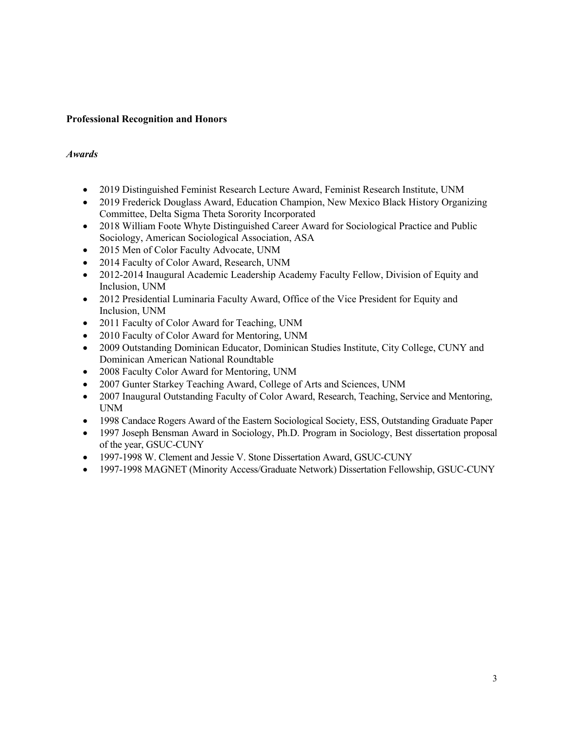**Professional Recognition and Honors**

***Awards***

- 2019 Distinguished Feminist Research Lecture Award, Feminist Research Institute, UNM
- 2019 Frederick Douglass Award, Education Champion, New Mexico Black History Organizing Committee, Delta Sigma Theta Sorority Incorporated
- 2018 William Foote Whyte Distinguished Career Award for Sociological Practice and Public Sociology, American Sociological Association, ASA
- 2015 Men of Color Faculty Advocate, UNM
- 2014 Faculty of Color Award, Research, UNM
- 2012-2014 Inaugural Academic Leadership Academy Faculty Fellow, Division of Equity and Inclusion, UNM
- 2012 Presidential Luminaria Faculty Award, Office of the Vice President for Equity and Inclusion, UNM
- 2011 Faculty of Color Award for Teaching, UNM
- 2010 Faculty of Color Award for Mentoring, UNM
- 2009 Outstanding Dominican Educator, Dominican Studies Institute, City College, CUNY and Dominican American National Roundtable
- 2008 Faculty Color Award for Mentoring, UNM
- 2007 Gunter Starkey Teaching Award, College of Arts and Sciences, UNM
- 2007 Inaugural Outstanding Faculty of Color Award, Research, Teaching, Service and Mentoring, UNM
- 1998 Candace Rogers Award of the Eastern Sociological Society, ESS, Outstanding Graduate Paper
- 1997 Joseph Bensman Award in Sociology, Ph.D. Program in Sociology, Best dissertation proposal of the year, GSUC-CUNY
- 1997-1998 W. Clement and Jessie V. Stone Dissertation Award, GSUC-CUNY
- 1997-1998 MAGNET (Minority Access/Graduate Network) Dissertation Fellowship, GSUC-CUNY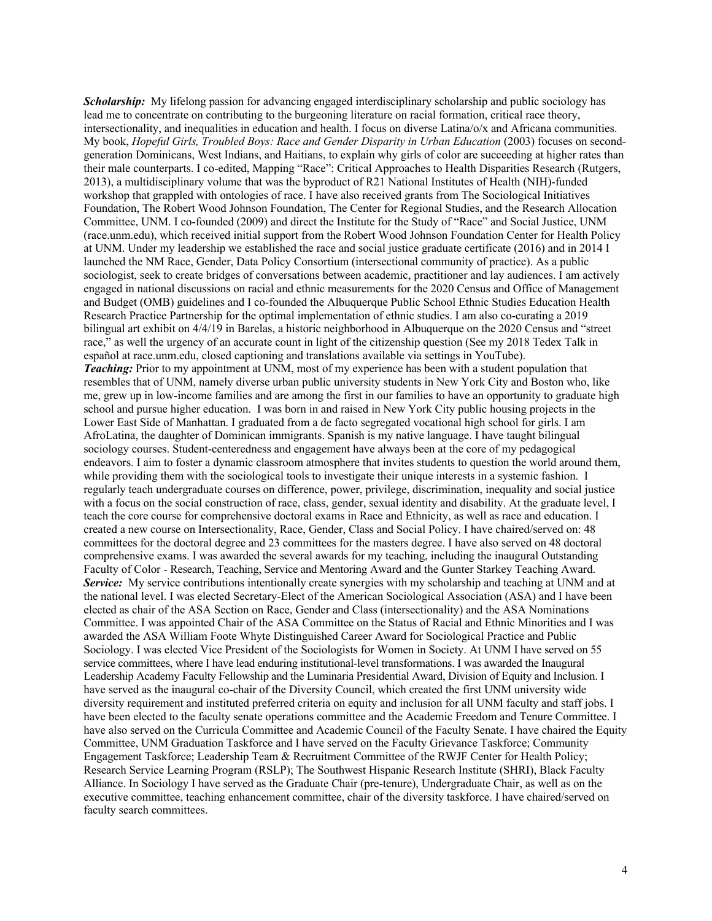***Scholarship:*** My lifelong passion for advancing engaged interdisciplinary scholarship and public sociology has lead me to concentrate on contributing to the burgeoning literature on racial formation, critical race theory, intersectionality, and inequalities in education and health. I focus on diverse Latina/o/x and Africana communities. My book, *Hopeful Girls, Troubled Boys: Race and Gender Disparity in Urban Education* (2003) focuses on second-generation Dominicans, West Indians, and Haitians, to explain why girls of color are succeeding at higher rates than their male counterparts. I co-edited, Mapping "Race": Critical Approaches to Health Disparities Research (Rutgers, 2013), a multidisciplinary volume that was the byproduct of R21 National Institutes of Health (NIH)-funded workshop that grappled with ontologies of race. I have also received grants from The Sociological Initiatives Foundation, The Robert Wood Johnson Foundation, The Center for Regional Studies, and the Research Allocation Committee, UNM. I co-founded (2009) and direct the Institute for the Study of "Race" and Social Justice, UNM (race.unm.edu), which received initial support from the Robert Wood Johnson Foundation Center for Health Policy at UNM. Under my leadership we established the race and social justice graduate certificate (2016) and in 2014 I launched the NM Race, Gender, Data Policy Consortium (intersectional community of practice). As a public sociologist, seek to create bridges of conversations between academic, practitioner and lay audiences. I am actively engaged in national discussions on racial and ethnic measurements for the 2020 Census and Office of Management and Budget (OMB) guidelines and I co-founded the Albuquerque Public School Ethnic Studies Education Health Research Practice Partnership for the optimal implementation of ethnic studies. I am also co-curating a 2019 bilingual art exhibit on 4/4/19 in Barelas, a historic neighborhood in Albuquerque on the 2020 Census and "street race," as well the urgency of an accurate count in light of the citizenship question (See my 2018 Tedex Talk in español at race.unm.edu, closed captioning and translations available via settings in YouTube).

***Teaching:*** Prior to my appointment at UNM, most of my experience has been with a student population that resembles that of UNM, namely diverse urban public university students in New York City and Boston who, like me, grew up in low-income families and are among the first in our families to have an opportunity to graduate high school and pursue higher education. I was born in and raised in New York City public housing projects in the Lower East Side of Manhattan. I graduated from a de facto segregated vocational high school for girls. I am AfroLatina, the daughter of Dominican immigrants. Spanish is my native language. I have taught bilingual sociology courses. Student-centeredness and engagement have always been at the core of my pedagogical endeavors. I aim to foster a dynamic classroom atmosphere that invites students to question the world around them, while providing them with the sociological tools to investigate their unique interests in a systemic fashion. I regularly teach undergraduate courses on difference, power, privilege, discrimination, inequality and social justice with a focus on the social construction of race, class, gender, sexual identity and disability. At the graduate level, I teach the core course for comprehensive doctoral exams in Race and Ethnicity, as well as race and education. I created a new course on Intersectionality, Race, Gender, Class and Social Policy. I have chaired/served on: 48 committees for the doctoral degree and 23 committees for the masters degree. I have also served on 48 doctoral comprehensive exams. I was awarded the several awards for my teaching, including the inaugural Outstanding Faculty of Color - Research, Teaching, Service and Mentoring Award and the Gunter Starkey Teaching Award.

***Service:*** My service contributions intentionally create synergies with my scholarship and teaching at UNM and at the national level. I was elected Secretary-Elect of the American Sociological Association (ASA) and I have been elected as chair of the ASA Section on Race, Gender and Class (intersectionality) and the ASA Nominations Committee. I was appointed Chair of the ASA Committee on the Status of Racial and Ethnic Minorities and I was awarded the ASA William Foote Whyte Distinguished Career Award for Sociological Practice and Public Sociology. I was elected Vice President of the Sociologists for Women in Society. At UNM I have served on 55 service committees, where I have lead enduring institutional-level transformations. I was awarded the Inaugural Leadership Academy Faculty Fellowship and the Luminaria Presidential Award, Division of Equity and Inclusion. I have served as the inaugural co-chair of the Diversity Council, which created the first UNM university wide diversity requirement and instituted preferred criteria on equity and inclusion for all UNM faculty and staff jobs. I have been elected to the faculty senate operations committee and the Academic Freedom and Tenure Committee. I have also served on the Curricula Committee and Academic Council of the Faculty Senate. I have chaired the Equity Committee, UNM Graduation Taskforce and I have served on the Faculty Grievance Taskforce; Community Engagement Taskforce; Leadership Team & Recruitment Committee of the RWJF Center for Health Policy; Research Service Learning Program (RSLP); The Southwest Hispanic Research Institute (SHRI), Black Faculty Alliance. In Sociology I have served as the Graduate Chair (pre-tenure), Undergraduate Chair, as well as on the executive committee, teaching enhancement committee, chair of the diversity taskforce. I have chaired/served on faculty search committees.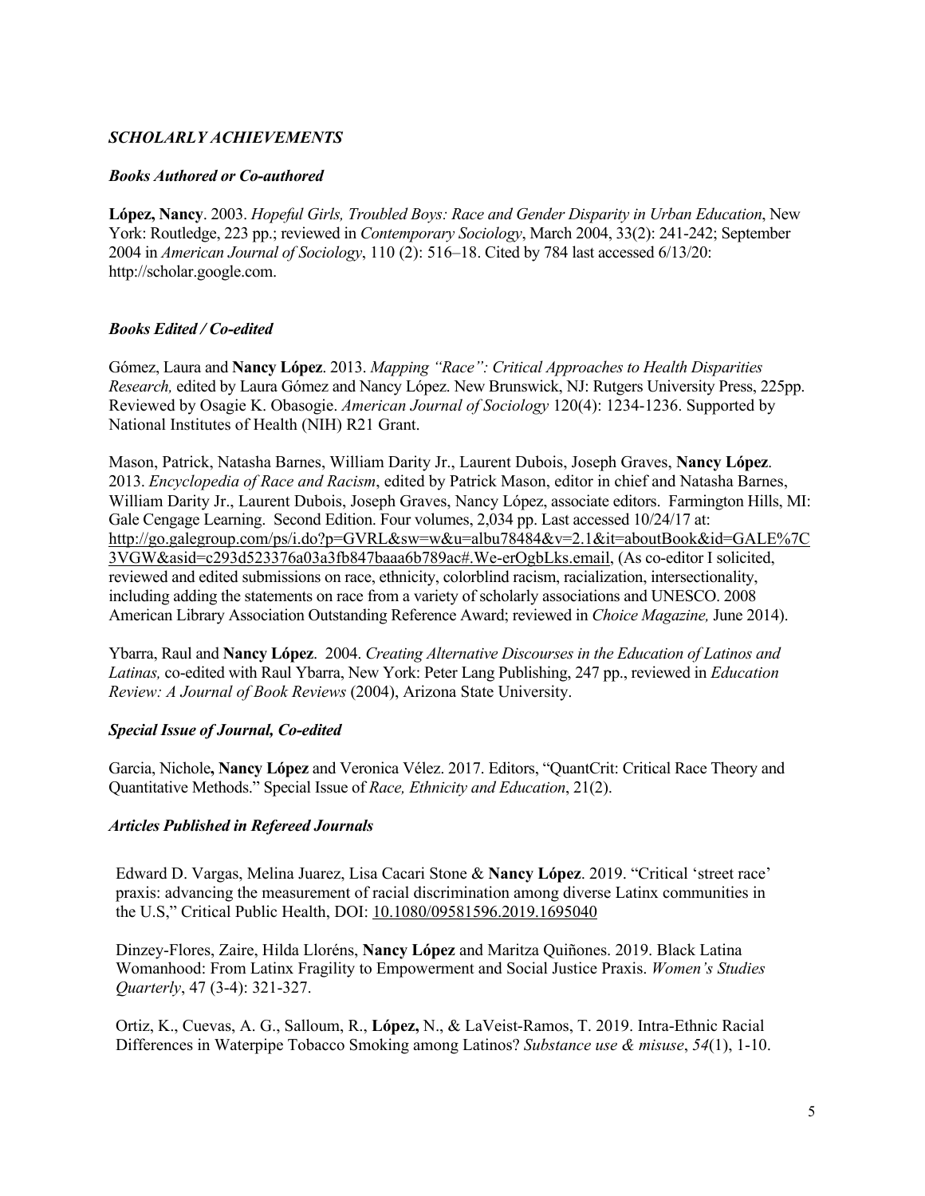## *SCHOLARLY ACHIEVEMENTS*

### *Books Authored or Co-authored*

**López, Nancy**. 2003. *Hopeful Girls, Troubled Boys: Race and Gender Disparity in Urban Education*, New York: Routledge, 223 pp.; reviewed in *Contemporary Sociology*, March 2004, 33(2): 241-242; September 2004 in *American Journal of Sociology*, 110 (2): 516–18. Cited by 784 last accessed 6/13/20: http://scholar.google.com.

### *Books Edited / Co-edited*

Gómez, Laura and **Nancy López**. 2013. *Mapping "Race": Critical Approaches to Health Disparities Research,* edited by Laura Gómez and Nancy López. New Brunswick, NJ: Rutgers University Press, 225pp. Reviewed by Osagie K. Obasogie. *American Journal of Sociology* 120(4): 1234-1236. Supported by National Institutes of Health (NIH) R21 Grant.

Mason, Patrick, Natasha Barnes, William Darity Jr., Laurent Dubois, Joseph Graves, **Nancy López**. 2013. *Encyclopedia of Race and Racism*, edited by Patrick Mason, editor in chief and Natasha Barnes, William Darity Jr., Laurent Dubois, Joseph Graves, Nancy López, associate editors. Farmington Hills, MI: Gale Cengage Learning. Second Edition. Four volumes, 2,034 pp. Last accessed 10/24/17 at: http://go.galegroup.com/ps/i.do?p=GVRL&sw=w&u=albu78484&v=2.1&it=aboutBook&id=GALE%7C3VGW&asid=c293d523376a03a3fb847baaa6b789ac#.We-erOgbLks.email, (As co-editor I solicited, reviewed and edited submissions on race, ethnicity, colorblind racism, racialization, intersectionality, including adding the statements on race from a variety of scholarly associations and UNESCO. 2008 American Library Association Outstanding Reference Award; reviewed in *Choice Magazine,* June 2014).

Ybarra, Raul and **Nancy López**. 2004. *Creating Alternative Discourses in the Education of Latinos and Latinas,* co-edited with Raul Ybarra, New York: Peter Lang Publishing, 247 pp., reviewed in *Education Review: A Journal of Book Reviews* (2004), Arizona State University.

### *Special Issue of Journal, Co-edited*

Garcia, Nichole**, Nancy López** and Veronica Vélez. 2017. Editors, "QuantCrit: Critical Race Theory and Quantitative Methods." Special Issue of *Race, Ethnicity and Education*, 21(2).

### *Articles Published in Refereed Journals*

Edward D. Vargas, Melina Juarez, Lisa Cacari Stone & **Nancy López**. 2019. "Critical 'street race' praxis: advancing the measurement of racial discrimination among diverse Latinx communities in the U.S," Critical Public Health, DOI: 10.1080/09581596.2019.1695040

Dinzey-Flores, Zaire, Hilda Lloréns, **Nancy López** and Maritza Quiñones. 2019. Black Latina Womanhood: From Latinx Fragility to Empowerment and Social Justice Praxis. *Women's Studies Quarterly*, 47 (3-4): 321-327.

Ortiz, K., Cuevas, A. G., Salloum, R., **López,** N., & LaVeist-Ramos, T. 2019. Intra-Ethnic Racial Differences in Waterpipe Tobacco Smoking among Latinos? *Substance use & misuse*, *54*(1), 1-10.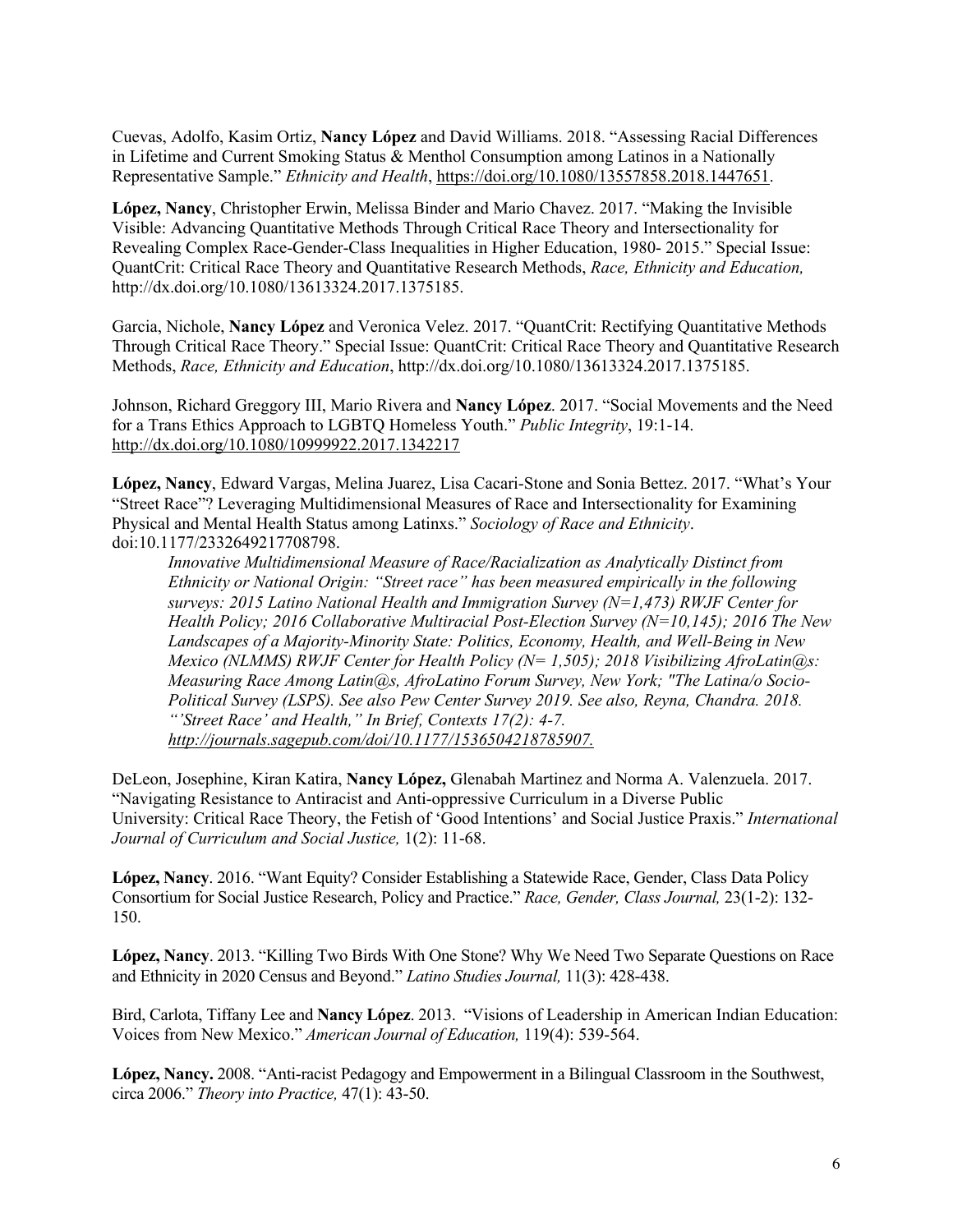Cuevas, Adolfo, Kasim Ortiz, **Nancy López** and David Williams. 2018. "Assessing Racial Differences in Lifetime and Current Smoking Status & Menthol Consumption among Latinos in a Nationally Representative Sample." *Ethnicity and Health*, https://doi.org/10.1080/13557858.2018.1447651.

**López, Nancy**, Christopher Erwin, Melissa Binder and Mario Chavez. 2017. "Making the Invisible Visible: Advancing Quantitative Methods Through Critical Race Theory and Intersectionality for Revealing Complex Race-Gender-Class Inequalities in Higher Education, 1980- 2015." Special Issue: QuantCrit: Critical Race Theory and Quantitative Research Methods, *Race, Ethnicity and Education,* http://dx.doi.org/10.1080/13613324.2017.1375185.

Garcia, Nichole, **Nancy López** and Veronica Velez. 2017. "QuantCrit: Rectifying Quantitative Methods Through Critical Race Theory." Special Issue: QuantCrit: Critical Race Theory and Quantitative Research Methods, *Race, Ethnicity and Education*, http://dx.doi.org/10.1080/13613324.2017.1375185.

Johnson, Richard Greggory III, Mario Rivera and **Nancy López**. 2017. "Social Movements and the Need for a Trans Ethics Approach to LGBTQ Homeless Youth." *Public Integrity*, 19:1-14. http://dx.doi.org/10.1080/10999922.2017.1342217

**López, Nancy**, Edward Vargas, Melina Juarez, Lisa Cacari-Stone and Sonia Bettez. 2017. "What's Your "Street Race"? Leveraging Multidimensional Measures of Race and Intersectionality for Examining Physical and Mental Health Status among Latinxs." *Sociology of Race and Ethnicity*. doi:10.1177/2332649217708798.

*Innovative Multidimensional Measure of Race/Racialization as Analytically Distinct from Ethnicity or National Origin: "Street race" has been measured empirically in the following surveys: 2015 Latino National Health and Immigration Survey (N=1,473) RWJF Center for Health Policy; 2016 Collaborative Multiracial Post-Election Survey (N=10,145); 2016 The New Landscapes of a Majority-Minority State: Politics, Economy, Health, and Well-Being in New Mexico (NLMMS) RWJF Center for Health Policy (N= 1,505); 2018 Visibilizing AfroLatin@s: Measuring Race Among Latin@s, AfroLatino Forum Survey, New York; "The Latina/o Socio-Political Survey (LSPS). See also Pew Center Survey 2019. See also, Reyna, Chandra. 2018. "'Street Race' and Health," In Brief, Contexts 17(2): 4-7. http://journals.sagepub.com/doi/10.1177/1536504218785907.*

DeLeon, Josephine, Kiran Katira, **Nancy López,** Glenabah Martinez and Norma A. Valenzuela. 2017. "Navigating Resistance to Antiracist and Anti-oppressive Curriculum in a Diverse Public University: Critical Race Theory, the Fetish of 'Good Intentions' and Social Justice Praxis." *International Journal of Curriculum and Social Justice,* 1(2): 11-68.

**López, Nancy**. 2016. "Want Equity? Consider Establishing a Statewide Race, Gender, Class Data Policy Consortium for Social Justice Research, Policy and Practice." *Race, Gender, Class Journal,* 23(1-2): 132-150.

**López, Nancy**. 2013. "Killing Two Birds With One Stone? Why We Need Two Separate Questions on Race and Ethnicity in 2020 Census and Beyond." *Latino Studies Journal,* 11(3): 428-438.

Bird, Carlota, Tiffany Lee and **Nancy López**. 2013. "Visions of Leadership in American Indian Education: Voices from New Mexico." *American Journal of Education,* 119(4): 539-564.

**López, Nancy.** 2008. "Anti-racist Pedagogy and Empowerment in a Bilingual Classroom in the Southwest, circa 2006." *Theory into Practice,* 47(1): 43-50.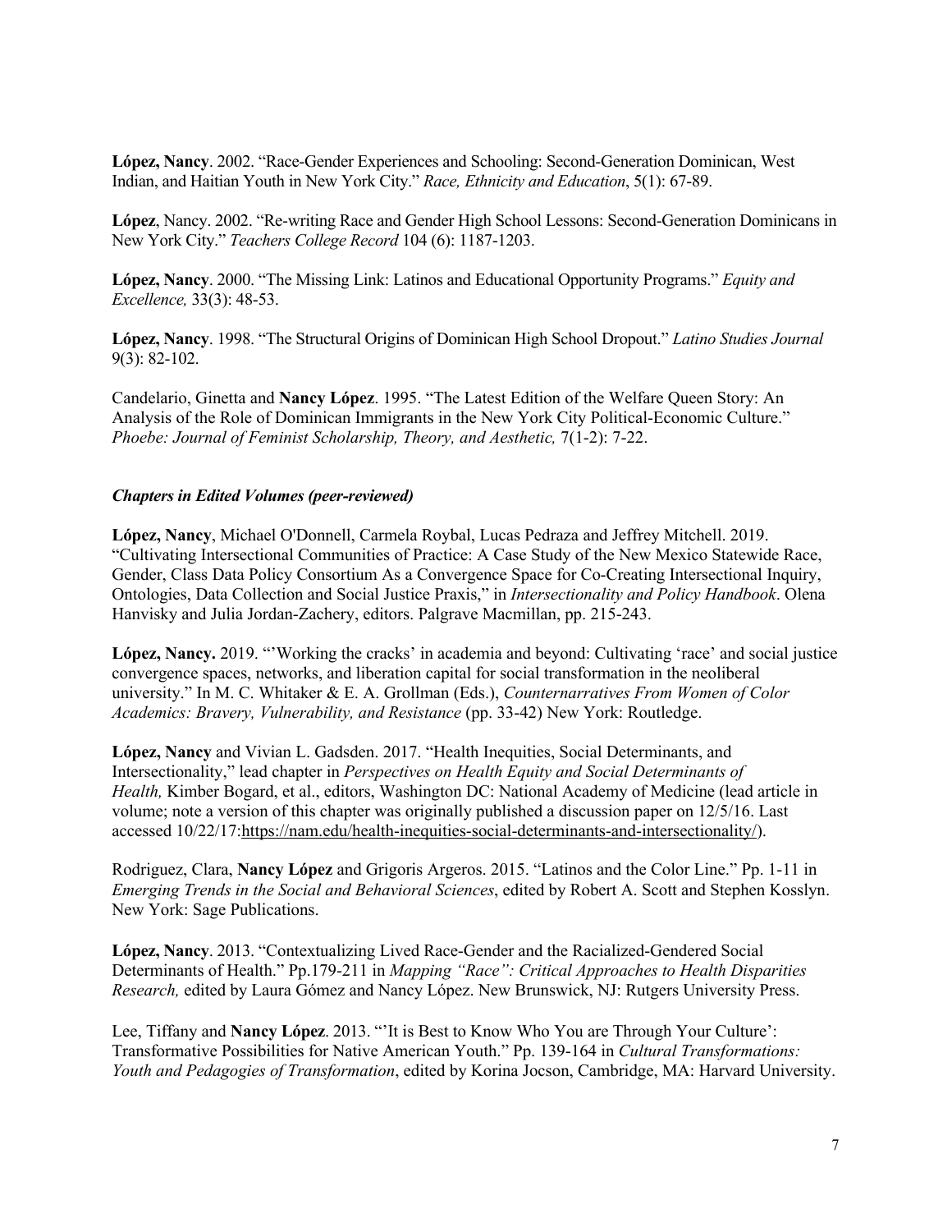**López, Nancy**. 2002. "Race-Gender Experiences and Schooling: Second-Generation Dominican, West Indian, and Haitian Youth in New York City." *Race, Ethnicity and Education*, 5(1): 67-89.

**López**, Nancy. 2002. "Re-writing Race and Gender High School Lessons: Second-Generation Dominicans in New York City." *Teachers College Record* 104 (6): 1187-1203.

**López, Nancy**. 2000. "The Missing Link: Latinos and Educational Opportunity Programs." *Equity and Excellence,* 33(3): 48-53.

**López, Nancy**. 1998. "The Structural Origins of Dominican High School Dropout." *Latino Studies Journal* 9(3): 82-102.

Candelario, Ginetta and **Nancy Lópe**z. 1995. "The Latest Edition of the Welfare Queen Story: An Analysis of the Role of Dominican Immigrants in the New York City Political-Economic Culture." *Phoebe: Journal of Feminist Scholarship, Theory, and Aesthetic,* 7(1-2): 7-22.

### *Chapters in Edited Volumes (peer-reviewed)*

**López, Nancy**, Michael O'Donnell, Carmela Roybal, Lucas Pedraza and Jeffrey Mitchell. 2019. "Cultivating Intersectional Communities of Practice: A Case Study of the New Mexico Statewide Race, Gender, Class Data Policy Consortium As a Convergence Space for Co-Creating Intersectional Inquiry, Ontologies, Data Collection and Social Justice Praxis," in *Intersectionality and Policy Handbook*. Olena Hanvisky and Julia Jordan-Zachery, editors. Palgrave Macmillan, pp. 215-243.

**López, Nancy.** 2019. "'Working the cracks' in academia and beyond: Cultivating 'race' and social justice convergence spaces, networks, and liberation capital for social transformation in the neoliberal university." In M. C. Whitaker & E. A. Grollman (Eds.), *Counternarratives From Women of Color Academics: Bravery, Vulnerability, and Resistance* (pp. 33-42) New York: Routledge.

**López, Nancy** and Vivian L. Gadsden. 2017. "Health Inequities, Social Determinants, and Intersectionality," lead chapter in *Perspectives on Health Equity and Social Determinants of Health,* Kimber Bogard, et al., editors, Washington DC: National Academy of Medicine (lead article in volume; note a version of this chapter was originally published a discussion paper on 12/5/16. Last accessed 10/22/17:https://nam.edu/health-inequities-social-determinants-and-intersectionality/).

Rodriguez, Clara, **Nancy López** and Grigoris Argeros. 2015. "Latinos and the Color Line." Pp. 1-11 in *Emerging Trends in the Social and Behavioral Sciences*, edited by Robert A. Scott and Stephen Kosslyn. New York: Sage Publications.

**López, Nancy**. 2013. "Contextualizing Lived Race-Gender and the Racialized-Gendered Social Determinants of Health." Pp.179-211 in *Mapping "Race": Critical Approaches to Health Disparities Research,* edited by Laura Gómez and Nancy López. New Brunswick, NJ: Rutgers University Press.

Lee, Tiffany and **Nancy López**. 2013. "'It is Best to Know Who You are Through Your Culture': Transformative Possibilities for Native American Youth." Pp. 139-164 in *Cultural Transformations: Youth and Pedagogies of Transformation*, edited by Korina Jocson, Cambridge, MA: Harvard University.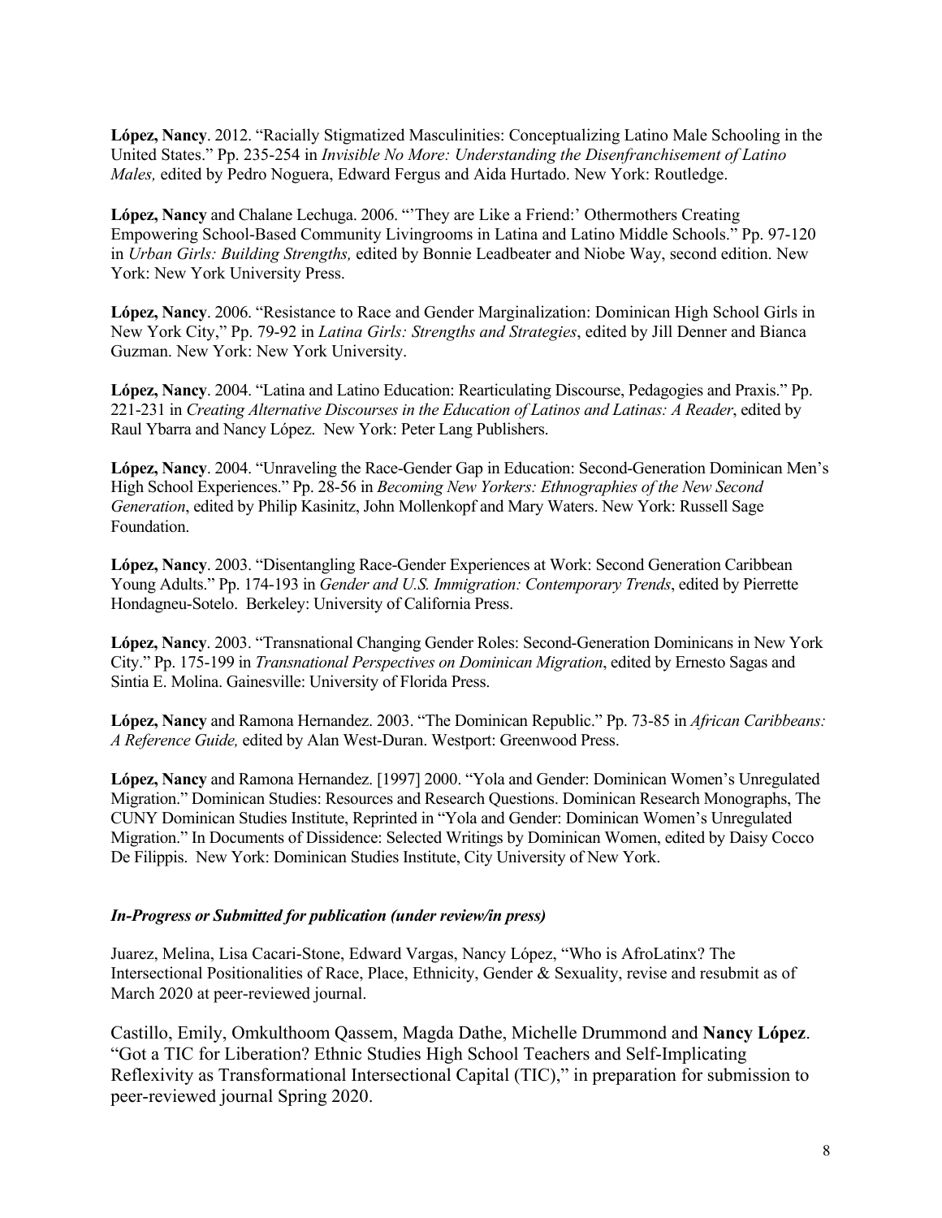**López, Nancy**. 2012. "Racially Stigmatized Masculinities: Conceptualizing Latino Male Schooling in the United States." Pp. 235-254 in *Invisible No More: Understanding the Disenfranchisement of Latino Males,* edited by Pedro Noguera, Edward Fergus and Aida Hurtado. New York: Routledge.

**López, Nancy** and Chalane Lechuga. 2006. "'They are Like a Friend:' Othermothers Creating Empowering School-Based Community Livingrooms in Latina and Latino Middle Schools." Pp. 97-120 in *Urban Girls: Building Strengths,* edited by Bonnie Leadbeater and Niobe Way, second edition. New York: New York University Press.

**López, Nancy**. 2006. "Resistance to Race and Gender Marginalization: Dominican High School Girls in New York City," Pp. 79-92 in *Latina Girls: Strengths and Strategies*, edited by Jill Denner and Bianca Guzman. New York: New York University.

**López, Nancy**. 2004. "Latina and Latino Education: Rearticulating Discourse, Pedagogies and Praxis." Pp. 221-231 in *Creating Alternative Discourses in the Education of Latinos and Latinas: A Reader*, edited by Raul Ybarra and Nancy López. New York: Peter Lang Publishers.

**López, Nancy**. 2004. "Unraveling the Race-Gender Gap in Education: Second-Generation Dominican Men's High School Experiences." Pp. 28-56 in *Becoming New Yorkers: Ethnographies of the New Second Generation*, edited by Philip Kasinitz, John Mollenkopf and Mary Waters. New York: Russell Sage Foundation.

**López, Nancy**. 2003. "Disentangling Race-Gender Experiences at Work: Second Generation Caribbean Young Adults." Pp. 174-193 in *Gender and U.S. Immigration: Contemporary Trends*, edited by Pierrette Hondagneu-Sotelo. Berkeley: University of California Press.

**López, Nancy**. 2003. "Transnational Changing Gender Roles: Second-Generation Dominicans in New York City." Pp. 175-199 in *Transnational Perspectives on Dominican Migration*, edited by Ernesto Sagas and Sintia E. Molina. Gainesville: University of Florida Press.

**López, Nancy** and Ramona Hernandez. 2003. "The Dominican Republic." Pp. 73-85 in *African Caribbeans: A Reference Guide,* edited by Alan West-Duran. Westport: Greenwood Press.

**López, Nancy** and Ramona Hernandez. [1997] 2000. "Yola and Gender: Dominican Women's Unregulated Migration." Dominican Studies: Resources and Research Questions. Dominican Research Monographs, The CUNY Dominican Studies Institute, Reprinted in "Yola and Gender: Dominican Women's Unregulated Migration." In Documents of Dissidence: Selected Writings by Dominican Women, edited by Daisy Cocco De Filippis. New York: Dominican Studies Institute, City University of New York.

***In-Progress or Submitted for publication (under review/in press)***

Juarez, Melina, Lisa Cacari-Stone, Edward Vargas, Nancy López, "Who is AfroLatinx? The Intersectional Positionalities of Race, Place, Ethnicity, Gender & Sexuality, revise and resubmit as of March 2020 at peer-reviewed journal.

Castillo, Emily, Omkulthoom Qassem, Magda Dathe, Michelle Drummond and **Nancy López**. "Got a TIC for Liberation? Ethnic Studies High School Teachers and Self-Implicating Reflexivity as Transformational Intersectional Capital (TIC)," in preparation for submission to peer-reviewed journal Spring 2020.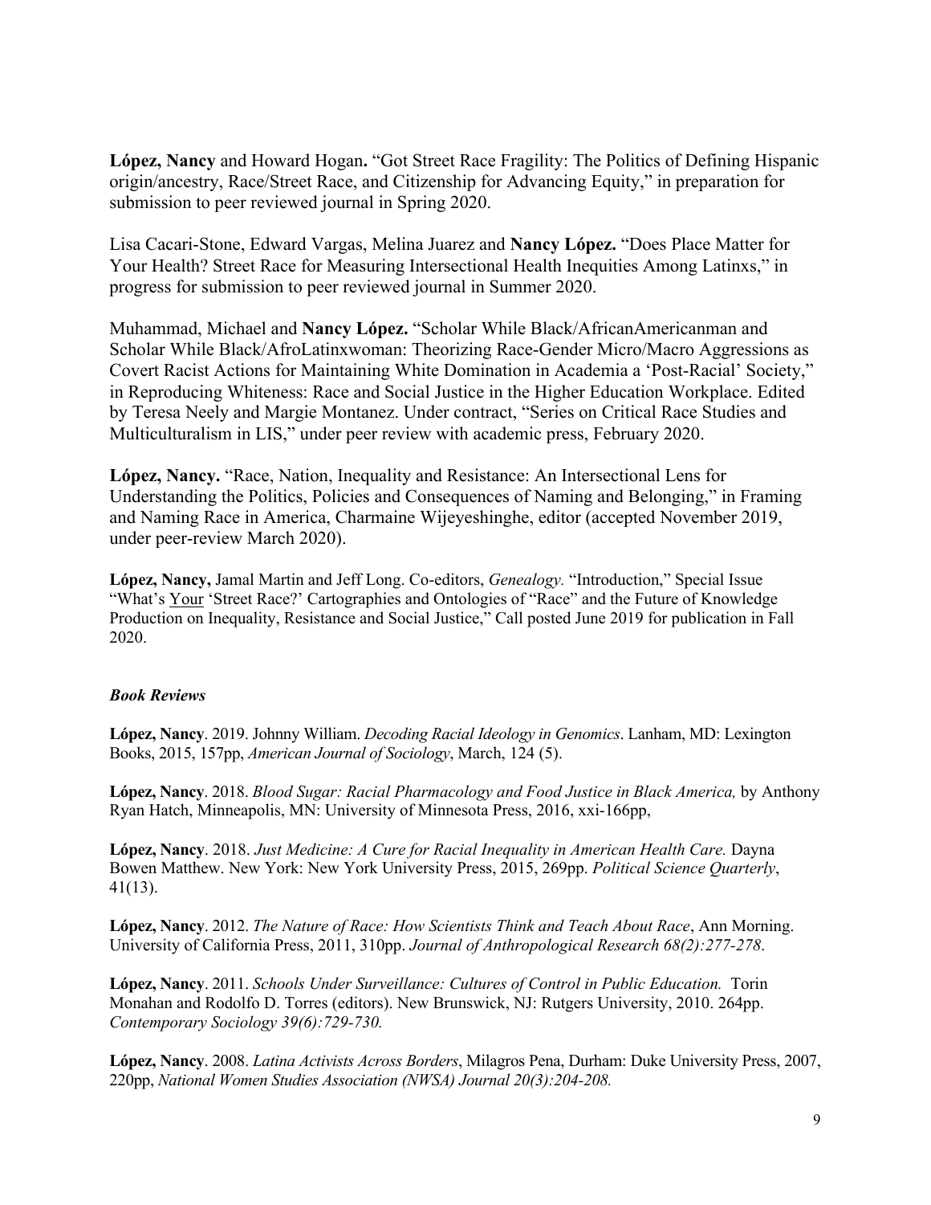**López, Nancy** and Howard Hogan**.** "Got Street Race Fragility: The Politics of Defining Hispanic origin/ancestry, Race/Street Race, and Citizenship for Advancing Equity," in preparation for submission to peer reviewed journal in Spring 2020.

Lisa Cacari-Stone, Edward Vargas, Melina Juarez and **Nancy López.** "Does Place Matter for Your Health? Street Race for Measuring Intersectional Health Inequities Among Latinxs," in progress for submission to peer reviewed journal in Summer 2020.

Muhammad, Michael and **Nancy López.** "Scholar While Black/AfricanAmericanman and Scholar While Black/AfroLatinxwoman: Theorizing Race-Gender Micro/Macro Aggressions as Covert Racist Actions for Maintaining White Domination in Academia a 'Post-Racial' Society," in Reproducing Whiteness: Race and Social Justice in the Higher Education Workplace. Edited by Teresa Neely and Margie Montanez. Under contract, "Series on Critical Race Studies and Multiculturalism in LIS," under peer review with academic press, February 2020.

**López, Nancy.** "Race, Nation, Inequality and Resistance: An Intersectional Lens for Understanding the Politics, Policies and Consequences of Naming and Belonging," in Framing and Naming Race in America, Charmaine Wijeyeshinghe, editor (accepted November 2019, under peer-review March 2020).

**López, Nancy,** Jamal Martin and Jeff Long. Co-editors, *Genealogy.* "Introduction," Special Issue "What's Your 'Street Race?' Cartographies and Ontologies of "Race" and the Future of Knowledge Production on Inequality, Resistance and Social Justice," Call posted June 2019 for publication in Fall 2020.

***Book Reviews***

**López, Nancy**. 2019. Johnny William. *Decoding Racial Ideology in Genomics*. Lanham, MD: Lexington Books, 2015, 157pp, *American Journal of Sociology*, March, 124 (5).

**López, Nancy**. 2018. *Blood Sugar: Racial Pharmacology and Food Justice in Black America,* by Anthony Ryan Hatch, Minneapolis, MN: University of Minnesota Press, 2016, xxi-166pp,

**López, Nancy**. 2018. *Just Medicine: A Cure for Racial Inequality in American Health Care.* Dayna Bowen Matthew. New York: New York University Press, 2015, 269pp. *Political Science Quarterly*, 41(13).

**López, Nancy**. 2012. *The Nature of Race: How Scientists Think and Teach About Race*, Ann Morning. University of California Press, 2011, 310pp. *Journal of Anthropological Research 68(2):277-278*.

**López, Nancy**. 2011. *Schools Under Surveillance: Cultures of Control in Public Education.* Torin Monahan and Rodolfo D. Torres (editors). New Brunswick, NJ: Rutgers University, 2010. 264pp. *Contemporary Sociology 39(6):729-730.*

**López, Nancy**. 2008. *Latina Activists Across Borders*, Milagros Pena, Durham: Duke University Press, 2007, 220pp, *National Women Studies Association (NWSA) Journal 20(3):204-208.*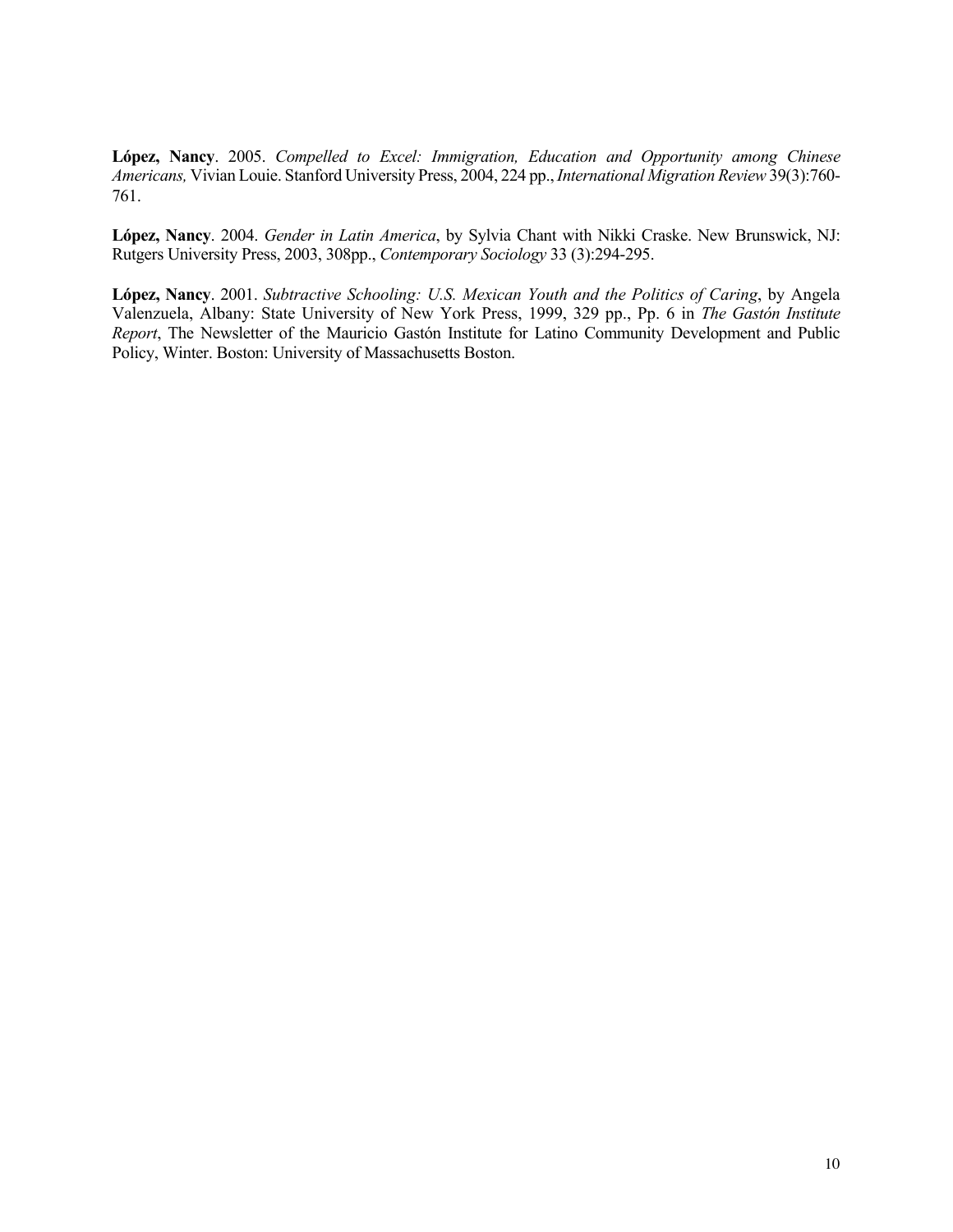**López, Nancy**. 2005. *Compelled to Excel: Immigration, Education and Opportunity among Chinese Americans,* Vivian Louie. Stanford University Press, 2004, 224 pp., *International Migration Review* 39(3):760-761.

**López, Nancy**. 2004. *Gender in Latin America*, by Sylvia Chant with Nikki Craske. New Brunswick, NJ: Rutgers University Press, 2003, 308pp., *Contemporary Sociology* 33 (3):294-295.

**López, Nancy**. 2001. *Subtractive Schooling: U.S. Mexican Youth and the Politics of Caring*, by Angela Valenzuela, Albany: State University of New York Press, 1999, 329 pp., Pp. 6 in *The Gastón Institute Report*, The Newsletter of the Mauricio Gastón Institute for Latino Community Development and Public Policy, Winter. Boston: University of Massachusetts Boston.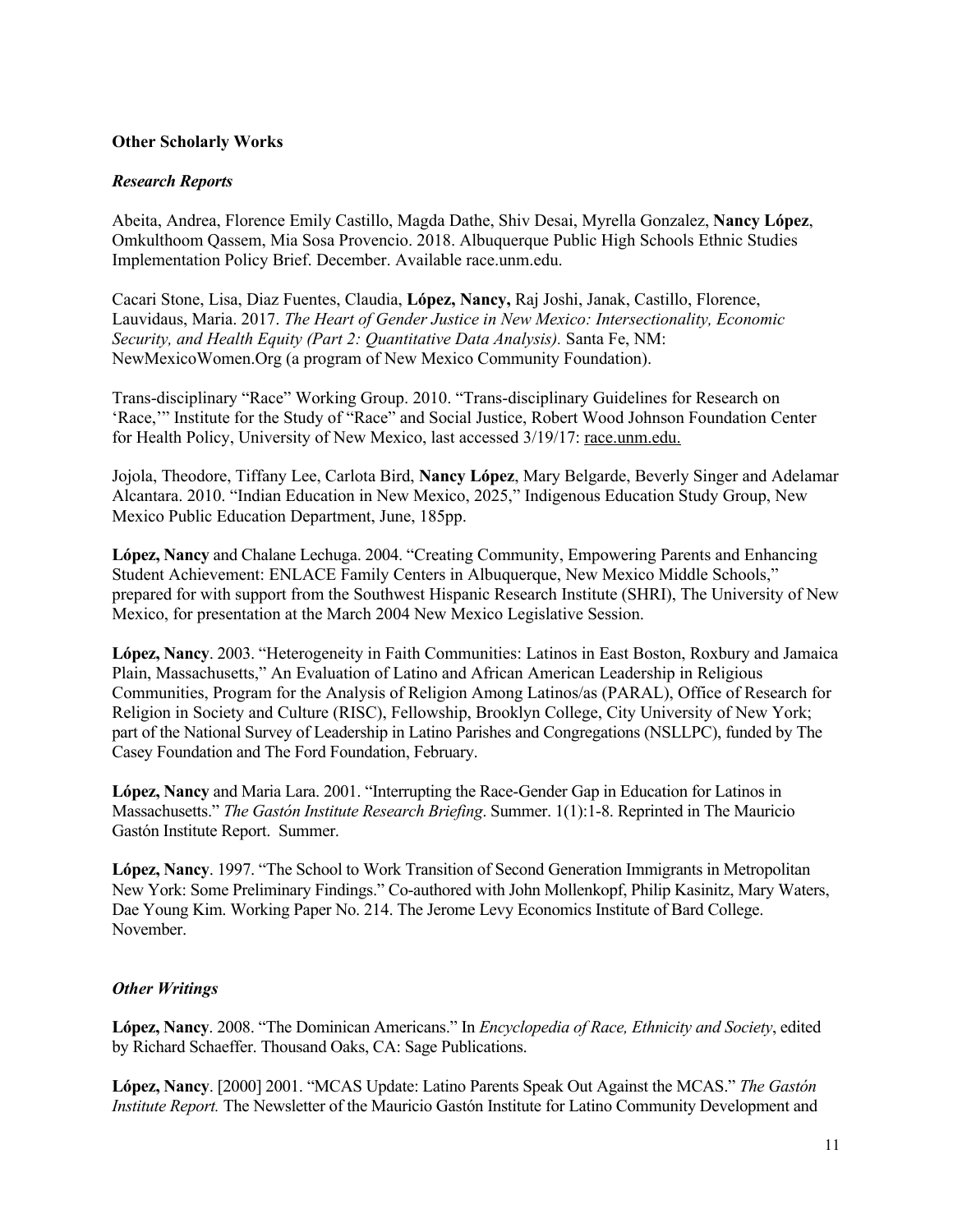**Other Scholarly Works**

***Research Reports***

Abeita, Andrea, Florence Emily Castillo, Magda Dathe, Shiv Desai, Myrella Gonzalez, **Nancy López**, Omkulthoom Qassem, Mia Sosa Provencio. 2018. Albuquerque Public High Schools Ethnic Studies Implementation Policy Brief. December. Available race.unm.edu.

Cacari Stone, Lisa, Diaz Fuentes, Claudia, **López, Nancy,** Raj Joshi, Janak, Castillo, Florence, Lauvidaus, Maria. 2017. *The Heart of Gender Justice in New Mexico: Intersectionality, Economic Security, and Health Equity (Part 2: Quantitative Data Analysis).* Santa Fe, NM: NewMexicoWomen.Org (a program of New Mexico Community Foundation).

Trans-disciplinary "Race" Working Group. 2010. "Trans-disciplinary Guidelines for Research on 'Race,'" Institute for the Study of "Race" and Social Justice, Robert Wood Johnson Foundation Center for Health Policy, University of New Mexico, last accessed 3/19/17: race.unm.edu.

Jojola, Theodore, Tiffany Lee, Carlota Bird, **Nancy López**, Mary Belgarde, Beverly Singer and Adelamar Alcantara. 2010. "Indian Education in New Mexico, 2025," Indigenous Education Study Group, New Mexico Public Education Department, June, 185pp.

**López, Nancy** and Chalane Lechuga. 2004. "Creating Community, Empowering Parents and Enhancing Student Achievement: ENLACE Family Centers in Albuquerque, New Mexico Middle Schools," prepared for with support from the Southwest Hispanic Research Institute (SHRI), The University of New Mexico, for presentation at the March 2004 New Mexico Legislative Session.

**López, Nancy**. 2003. "Heterogeneity in Faith Communities: Latinos in East Boston, Roxbury and Jamaica Plain, Massachusetts," An Evaluation of Latino and African American Leadership in Religious Communities, Program for the Analysis of Religion Among Latinos/as (PARAL), Office of Research for Religion in Society and Culture (RISC), Fellowship, Brooklyn College, City University of New York; part of the National Survey of Leadership in Latino Parishes and Congregations (NSLLPC), funded by The Casey Foundation and The Ford Foundation, February.

**López, Nancy** and Maria Lara. 2001. "Interrupting the Race-Gender Gap in Education for Latinos in Massachusetts." *The Gastón Institute Research Briefing*. Summer. 1(1):1-8. Reprinted in The Mauricio Gastón Institute Report. Summer.

**López, Nancy**. 1997. "The School to Work Transition of Second Generation Immigrants in Metropolitan New York: Some Preliminary Findings." Co-authored with John Mollenkopf, Philip Kasinitz, Mary Waters, Dae Young Kim. Working Paper No. 214. The Jerome Levy Economics Institute of Bard College. November.

***Other Writings***

**López, Nancy**. 2008. "The Dominican Americans." In *Encyclopedia of Race, Ethnicity and Society*, edited by Richard Schaeffer. Thousand Oaks, CA: Sage Publications.

**López, Nancy**. [2000] 2001. "MCAS Update: Latino Parents Speak Out Against the MCAS." *The Gastón Institute Report.* The Newsletter of the Mauricio Gastón Institute for Latino Community Development and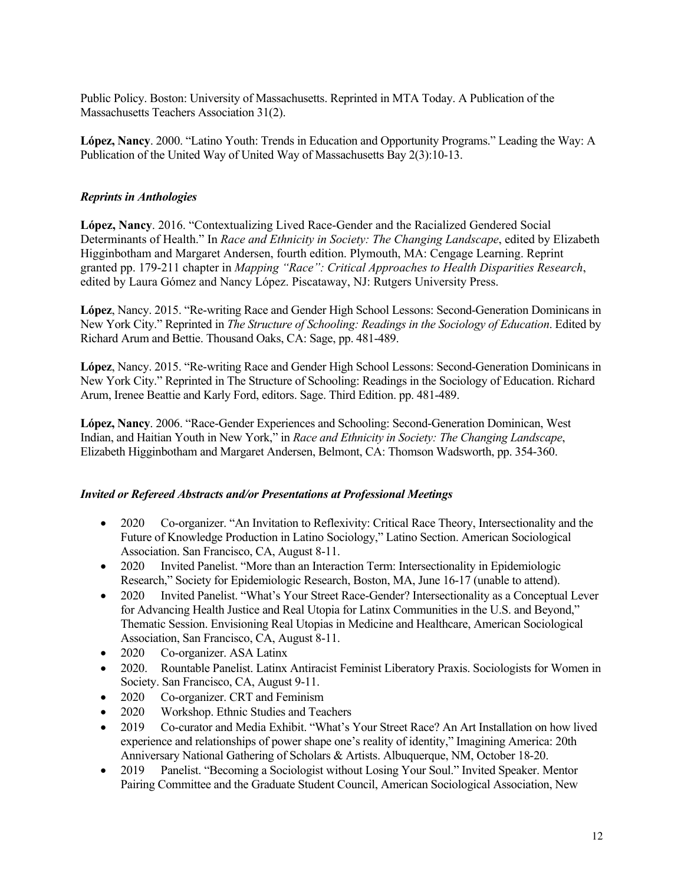Public Policy. Boston: University of Massachusetts. Reprinted in MTA Today. A Publication of the Massachusetts Teachers Association 31(2).

**López, Nancy**. 2000. "Latino Youth: Trends in Education and Opportunity Programs." Leading the Way: A Publication of the United Way of United Way of Massachusetts Bay 2(3):10-13.

### *Reprints in Anthologies*

**López, Nancy**. 2016. "Contextualizing Lived Race-Gender and the Racialized Gendered Social Determinants of Health." In *Race and Ethnicity in Society: The Changing Landscape*, edited by Elizabeth Higginbotham and Margaret Andersen, fourth edition. Plymouth, MA: Cengage Learning. Reprint granted pp. 179-211 chapter in *Mapping "Race": Critical Approaches to Health Disparities Research*, edited by Laura Gómez and Nancy López. Piscataway, NJ: Rutgers University Press.

**López**, Nancy. 2015. "Re-writing Race and Gender High School Lessons: Second-Generation Dominicans in New York City." Reprinted in *The Structure of Schooling: Readings in the Sociology of Education*. Edited by Richard Arum and Bettie. Thousand Oaks, CA: Sage, pp. 481-489.

**López**, Nancy. 2015. "Re-writing Race and Gender High School Lessons: Second-Generation Dominicans in New York City." Reprinted in The Structure of Schooling: Readings in the Sociology of Education. Richard Arum, Irenee Beattie and Karly Ford, editors. Sage. Third Edition. pp. 481-489.

**López, Nancy**. 2006. "Race-Gender Experiences and Schooling: Second-Generation Dominican, West Indian, and Haitian Youth in New York," in *Race and Ethnicity in Society: The Changing Landscape*, Elizabeth Higginbotham and Margaret Andersen, Belmont, CA: Thomson Wadsworth, pp. 354-360.

### *Invited or Refereed Abstracts and/or Presentations at Professional Meetings*

- 2020 Co-organizer. "An Invitation to Reflexivity: Critical Race Theory, Intersectionality and the Future of Knowledge Production in Latino Sociology," Latino Section. American Sociological Association. San Francisco, CA, August 8-11.
- 2020 Invited Panelist. "More than an Interaction Term: Intersectionality in Epidemiologic Research," Society for Epidemiologic Research, Boston, MA, June 16-17 (unable to attend).
- 2020 Invited Panelist. "What's Your Street Race-Gender? Intersectionality as a Conceptual Lever for Advancing Health Justice and Real Utopia for Latinx Communities in the U.S. and Beyond," Thematic Session. Envisioning Real Utopias in Medicine and Healthcare, American Sociological Association, San Francisco, CA, August 8-11.
- 2020 Co-organizer. ASA Latinx
- 2020. Rountable Panelist. Latinx Antiracist Feminist Liberatory Praxis. Sociologists for Women in Society. San Francisco, CA, August 9-11.
- 2020 Co-organizer. CRT and Feminism
- 2020 Workshop. Ethnic Studies and Teachers
- 2019 Co-curator and Media Exhibit. "What's Your Street Race? An Art Installation on how lived experience and relationships of power shape one's reality of identity," Imagining America: 20th Anniversary National Gathering of Scholars & Artists. Albuquerque, NM, October 18-20.
- 2019 Panelist. "Becoming a Sociologist without Losing Your Soul." Invited Speaker. Mentor Pairing Committee and the Graduate Student Council, American Sociological Association, New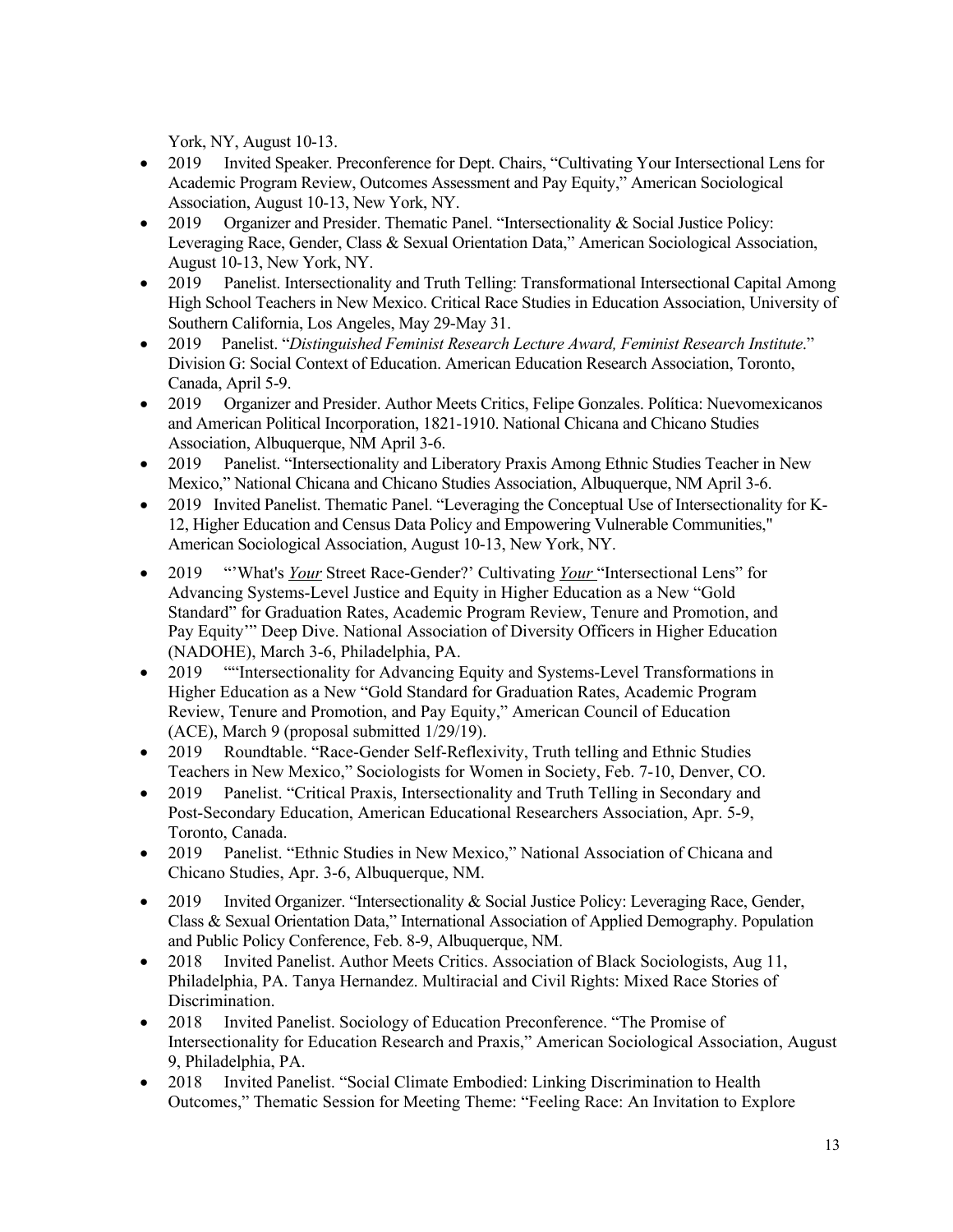York, NY, August 10-13.

- 2019 Invited Speaker. Preconference for Dept. Chairs, "Cultivating Your Intersectional Lens for Academic Program Review, Outcomes Assessment and Pay Equity," American Sociological Association, August 10-13, New York, NY.
- 2019 Organizer and Presider. Thematic Panel. "Intersectionality & Social Justice Policy: Leveraging Race, Gender, Class & Sexual Orientation Data," American Sociological Association, August 10-13, New York, NY.
- 2019 Panelist. Intersectionality and Truth Telling: Transformational Intersectional Capital Among High School Teachers in New Mexico. Critical Race Studies in Education Association, University of Southern California, Los Angeles, May 29-May 31.
- 2019 Panelist. "*Distinguished Feminist Research Lecture Award, Feminist Research Institute*." Division G: Social Context of Education. American Education Research Association, Toronto, Canada, April 5-9.
- 2019 Organizer and Presider. Author Meets Critics, Felipe Gonzales. Política: Nuevomexicanos and American Political Incorporation, 1821-1910. National Chicana and Chicano Studies Association, Albuquerque, NM April 3-6.
- 2019 Panelist. "Intersectionality and Liberatory Praxis Among Ethnic Studies Teacher in New Mexico," National Chicana and Chicano Studies Association, Albuquerque, NM April 3-6.
- 2019 Invited Panelist. Thematic Panel. "Leveraging the Conceptual Use of Intersectionality for K-12, Higher Education and Census Data Policy and Empowering Vulnerable Communities," American Sociological Association, August 10-13, New York, NY.
- 2019 "'What's *Your* Street Race-Gender?' Cultivating *Your* "Intersectional Lens" for Advancing Systems-Level Justice and Equity in Higher Education as a New "Gold Standard" for Graduation Rates, Academic Program Review, Tenure and Promotion, and Pay Equity'" Deep Dive. National Association of Diversity Officers in Higher Education (NADOHE), March 3-6, Philadelphia, PA.
- 2019 ""Intersectionality for Advancing Equity and Systems-Level Transformations in Higher Education as a New "Gold Standard for Graduation Rates, Academic Program Review, Tenure and Promotion, and Pay Equity," American Council of Education (ACE), March 9 (proposal submitted 1/29/19).
- 2019 Roundtable. "Race-Gender Self-Reflexivity, Truth telling and Ethnic Studies Teachers in New Mexico," Sociologists for Women in Society, Feb. 7-10, Denver, CO.
- 2019 Panelist. "Critical Praxis, Intersectionality and Truth Telling in Secondary and Post-Secondary Education, American Educational Researchers Association, Apr. 5-9, Toronto, Canada.
- 2019 Panelist. "Ethnic Studies in New Mexico," National Association of Chicana and Chicano Studies, Apr. 3-6, Albuquerque, NM.
- 2019 Invited Organizer. "Intersectionality & Social Justice Policy: Leveraging Race, Gender, Class & Sexual Orientation Data," International Association of Applied Demography. Population and Public Policy Conference, Feb. 8-9, Albuquerque, NM.
- 2018 Invited Panelist. Author Meets Critics. Association of Black Sociologists, Aug 11, Philadelphia, PA. Tanya Hernandez. Multiracial and Civil Rights: Mixed Race Stories of Discrimination.
- 2018 Invited Panelist. Sociology of Education Preconference. "The Promise of Intersectionality for Education Research and Praxis," American Sociological Association, August 9, Philadelphia, PA.
- 2018 Invited Panelist. "Social Climate Embodied: Linking Discrimination to Health Outcomes," Thematic Session for Meeting Theme: "Feeling Race: An Invitation to Explore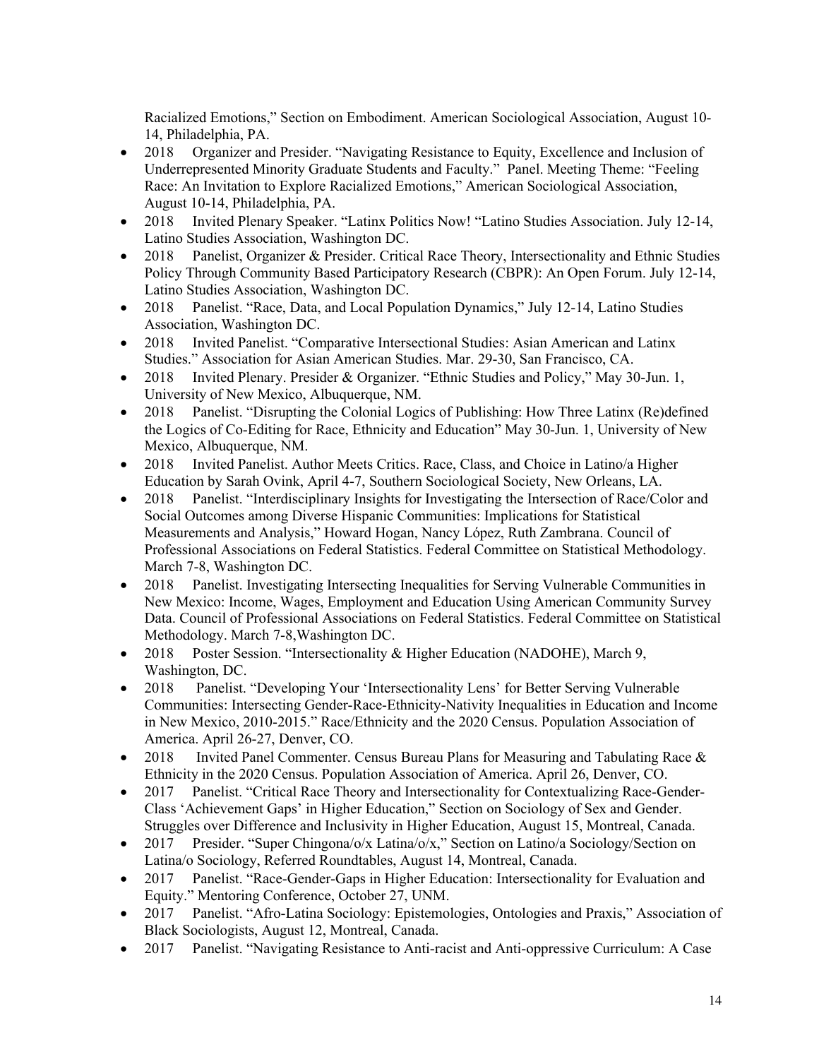Racialized Emotions," Section on Embodiment. American Sociological Association, August 10-14, Philadelphia, PA.

- 2018 Organizer and Presider. "Navigating Resistance to Equity, Excellence and Inclusion of Underrepresented Minority Graduate Students and Faculty." Panel. Meeting Theme: "Feeling Race: An Invitation to Explore Racialized Emotions," American Sociological Association, August 10-14, Philadelphia, PA.
- 2018 Invited Plenary Speaker. "Latinx Politics Now! "Latino Studies Association. July 12-14, Latino Studies Association, Washington DC.
- 2018 Panelist, Organizer & Presider. Critical Race Theory, Intersectionality and Ethnic Studies Policy Through Community Based Participatory Research (CBPR): An Open Forum. July 12-14, Latino Studies Association, Washington DC.
- 2018 Panelist. "Race, Data, and Local Population Dynamics," July 12-14, Latino Studies Association, Washington DC.
- 2018 Invited Panelist. "Comparative Intersectional Studies: Asian American and Latinx Studies." Association for Asian American Studies. Mar. 29-30, San Francisco, CA.
- 2018 Invited Plenary. Presider & Organizer. "Ethnic Studies and Policy," May 30-Jun. 1, University of New Mexico, Albuquerque, NM.
- 2018 Panelist. "Disrupting the Colonial Logics of Publishing: How Three Latinx (Re)defined the Logics of Co-Editing for Race, Ethnicity and Education" May 30-Jun. 1, University of New Mexico, Albuquerque, NM.
- 2018 Invited Panelist. Author Meets Critics. Race, Class, and Choice in Latino/a Higher Education by Sarah Ovink, April 4-7, Southern Sociological Society, New Orleans, LA.
- 2018 Panelist. "Interdisciplinary Insights for Investigating the Intersection of Race/Color and Social Outcomes among Diverse Hispanic Communities: Implications for Statistical Measurements and Analysis," Howard Hogan, Nancy López, Ruth Zambrana. Council of Professional Associations on Federal Statistics. Federal Committee on Statistical Methodology. March 7-8, Washington DC.
- 2018 Panelist. Investigating Intersecting Inequalities for Serving Vulnerable Communities in New Mexico: Income, Wages, Employment and Education Using American Community Survey Data. Council of Professional Associations on Federal Statistics. Federal Committee on Statistical Methodology. March 7-8,Washington DC.
- 2018 Poster Session. "Intersectionality & Higher Education (NADOHE), March 9, Washington, DC.
- 2018 Panelist. "Developing Your 'Intersectionality Lens' for Better Serving Vulnerable Communities: Intersecting Gender-Race-Ethnicity-Nativity Inequalities in Education and Income in New Mexico, 2010-2015." Race/Ethnicity and the 2020 Census. Population Association of America. April 26-27, Denver, CO.
- 2018 Invited Panel Commenter. Census Bureau Plans for Measuring and Tabulating Race & Ethnicity in the 2020 Census. Population Association of America. April 26, Denver, CO.
- 2017 Panelist. "Critical Race Theory and Intersectionality for Contextualizing Race-Gender-Class 'Achievement Gaps' in Higher Education," Section on Sociology of Sex and Gender. Struggles over Difference and Inclusivity in Higher Education, August 15, Montreal, Canada.
- 2017 Presider. "Super Chingona/o/x Latina/o/x," Section on Latino/a Sociology/Section on Latina/o Sociology, Referred Roundtables, August 14, Montreal, Canada.
- 2017 Panelist. "Race-Gender-Gaps in Higher Education: Intersectionality for Evaluation and Equity." Mentoring Conference, October 27, UNM.
- 2017 Panelist. "Afro-Latina Sociology: Epistemologies, Ontologies and Praxis," Association of Black Sociologists, August 12, Montreal, Canada.
- 2017 Panelist. "Navigating Resistance to Anti-racist and Anti-oppressive Curriculum: A Case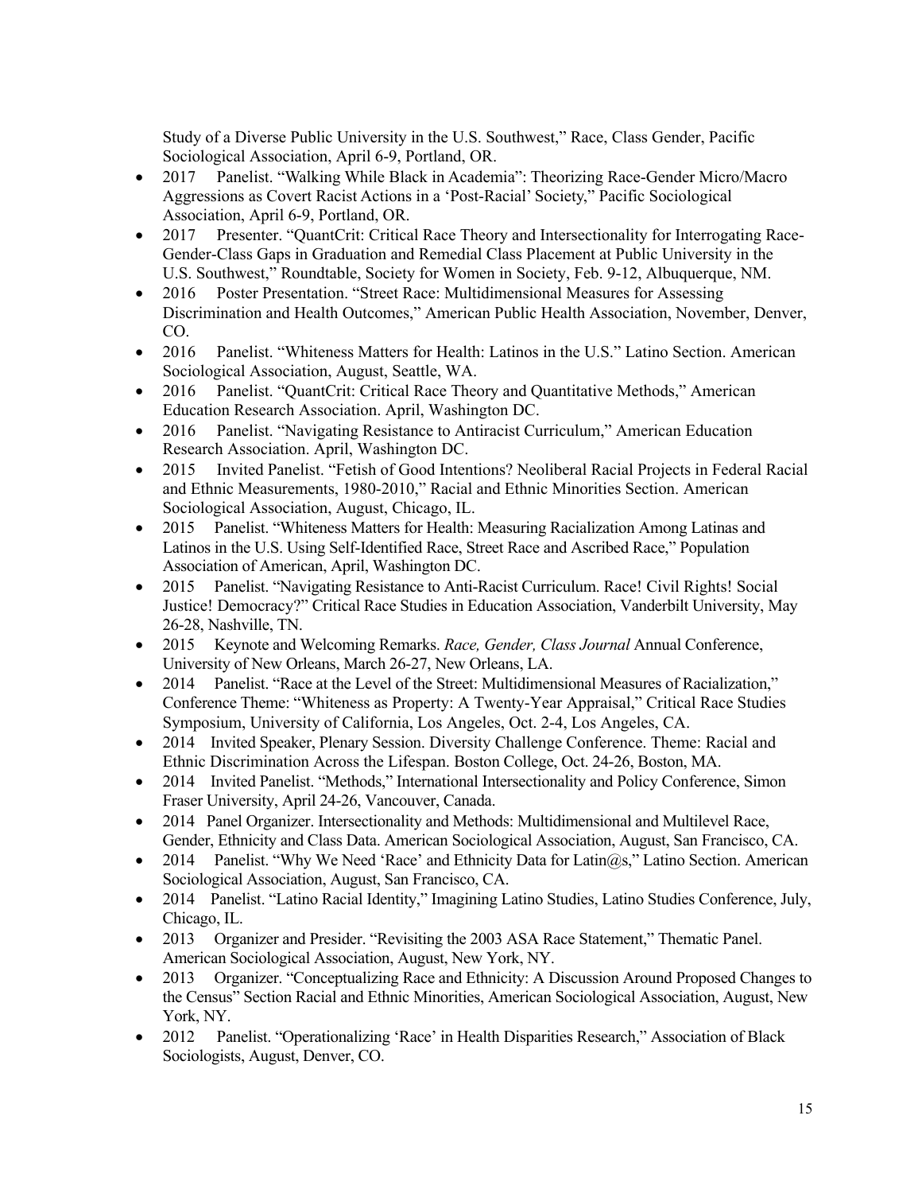Study of a Diverse Public University in the U.S. Southwest," Race, Class Gender, Pacific Sociological Association, April 6-9, Portland, OR.

- 2017 Panelist. "Walking While Black in Academia": Theorizing Race-Gender Micro/Macro Aggressions as Covert Racist Actions in a 'Post-Racial' Society," Pacific Sociological Association, April 6-9, Portland, OR.
- 2017 Presenter. "QuantCrit: Critical Race Theory and Intersectionality for Interrogating Race-Gender-Class Gaps in Graduation and Remedial Class Placement at Public University in the U.S. Southwest," Roundtable, Society for Women in Society, Feb. 9-12, Albuquerque, NM.
- 2016 Poster Presentation. "Street Race: Multidimensional Measures for Assessing Discrimination and Health Outcomes," American Public Health Association, November, Denver, CO.
- 2016 Panelist. "Whiteness Matters for Health: Latinos in the U.S." Latino Section. American Sociological Association, August, Seattle, WA.
- 2016 Panelist. "QuantCrit: Critical Race Theory and Quantitative Methods," American Education Research Association. April, Washington DC.
- 2016 Panelist. "Navigating Resistance to Antiracist Curriculum," American Education Research Association. April, Washington DC.
- 2015 Invited Panelist. "Fetish of Good Intentions? Neoliberal Racial Projects in Federal Racial and Ethnic Measurements, 1980-2010," Racial and Ethnic Minorities Section. American Sociological Association, August, Chicago, IL.
- 2015 Panelist. "Whiteness Matters for Health: Measuring Racialization Among Latinas and Latinos in the U.S. Using Self-Identified Race, Street Race and Ascribed Race," Population Association of American, April, Washington DC.
- 2015 Panelist. "Navigating Resistance to Anti-Racist Curriculum. Race! Civil Rights! Social Justice! Democracy?" Critical Race Studies in Education Association, Vanderbilt University, May 26-28, Nashville, TN.
- 2015 Keynote and Welcoming Remarks. *Race, Gender, Class Journal* Annual Conference, University of New Orleans, March 26-27, New Orleans, LA.
- 2014 Panelist. "Race at the Level of the Street: Multidimensional Measures of Racialization," Conference Theme: "Whiteness as Property: A Twenty-Year Appraisal," Critical Race Studies Symposium, University of California, Los Angeles, Oct. 2-4, Los Angeles, CA.
- 2014 Invited Speaker, Plenary Session. Diversity Challenge Conference. Theme: Racial and Ethnic Discrimination Across the Lifespan. Boston College, Oct. 24-26, Boston, MA.
- 2014 Invited Panelist. "Methods," International Intersectionality and Policy Conference, Simon Fraser University, April 24-26, Vancouver, Canada.
- 2014 Panel Organizer. Intersectionality and Methods: Multidimensional and Multilevel Race, Gender, Ethnicity and Class Data. American Sociological Association, August, San Francisco, CA.
- 2014 Panelist. "Why We Need 'Race' and Ethnicity Data for Latin@s," Latino Section. American Sociological Association, August, San Francisco, CA.
- 2014 Panelist. "Latino Racial Identity," Imagining Latino Studies, Latino Studies Conference, July, Chicago, IL.
- 2013 Organizer and Presider. "Revisiting the 2003 ASA Race Statement," Thematic Panel. American Sociological Association, August, New York, NY.
- 2013 Organizer. "Conceptualizing Race and Ethnicity: A Discussion Around Proposed Changes to the Census" Section Racial and Ethnic Minorities, American Sociological Association, August, New York, NY.
- 2012 Panelist. "Operationalizing 'Race' in Health Disparities Research," Association of Black Sociologists, August, Denver, CO.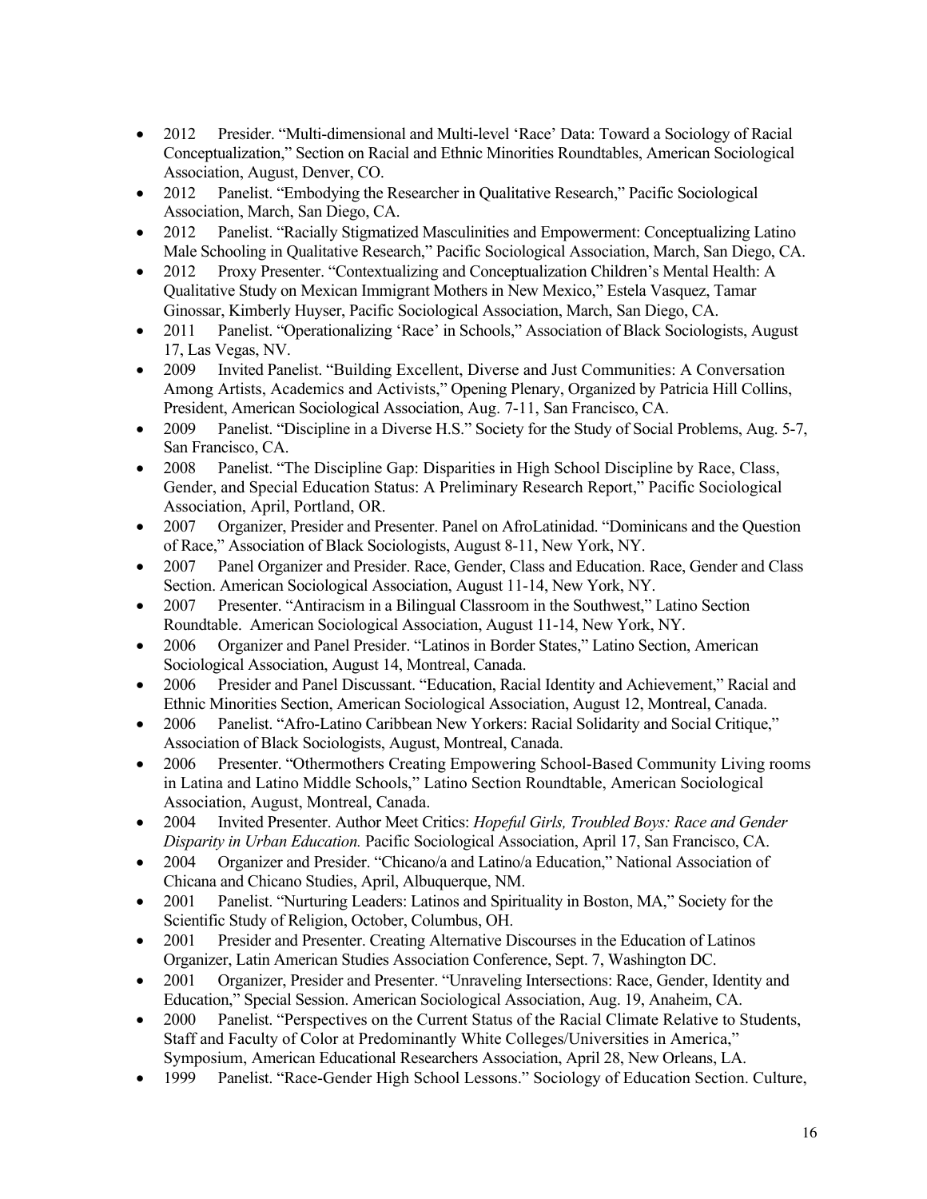- 2012 Presider. "Multi-dimensional and Multi-level 'Race' Data: Toward a Sociology of Racial Conceptualization," Section on Racial and Ethnic Minorities Roundtables, American Sociological Association, August, Denver, CO.
- 2012 Panelist. "Embodying the Researcher in Qualitative Research," Pacific Sociological Association, March, San Diego, CA.
- 2012 Panelist. "Racially Stigmatized Masculinities and Empowerment: Conceptualizing Latino Male Schooling in Qualitative Research," Pacific Sociological Association, March, San Diego, CA.
- 2012 Proxy Presenter. "Contextualizing and Conceptualization Children's Mental Health: A Qualitative Study on Mexican Immigrant Mothers in New Mexico," Estela Vasquez, Tamar Ginossar, Kimberly Huyser, Pacific Sociological Association, March, San Diego, CA.
- 2011 Panelist. "Operationalizing 'Race' in Schools," Association of Black Sociologists, August 17, Las Vegas, NV.
- 2009 Invited Panelist. "Building Excellent, Diverse and Just Communities: A Conversation Among Artists, Academics and Activists," Opening Plenary, Organized by Patricia Hill Collins, President, American Sociological Association, Aug. 7-11, San Francisco, CA.
- 2009 Panelist. "Discipline in a Diverse H.S." Society for the Study of Social Problems, Aug. 5-7, San Francisco, CA.
- 2008 Panelist. "The Discipline Gap: Disparities in High School Discipline by Race, Class, Gender, and Special Education Status: A Preliminary Research Report," Pacific Sociological Association, April, Portland, OR.
- 2007 Organizer, Presider and Presenter. Panel on AfroLatinidad. "Dominicans and the Question of Race," Association of Black Sociologists, August 8-11, New York, NY.
- 2007 Panel Organizer and Presider. Race, Gender, Class and Education. Race, Gender and Class Section. American Sociological Association, August 11-14, New York, NY.
- 2007 Presenter. "Antiracism in a Bilingual Classroom in the Southwest," Latino Section Roundtable. American Sociological Association, August 11-14, New York, NY.
- 2006 Organizer and Panel Presider. "Latinos in Border States," Latino Section, American Sociological Association, August 14, Montreal, Canada.
- 2006 Presider and Panel Discussant. "Education, Racial Identity and Achievement," Racial and Ethnic Minorities Section, American Sociological Association, August 12, Montreal, Canada.
- 2006 Panelist. "Afro-Latino Caribbean New Yorkers: Racial Solidarity and Social Critique," Association of Black Sociologists, August, Montreal, Canada.
- 2006 Presenter. "Othermothers Creating Empowering School-Based Community Living rooms in Latina and Latino Middle Schools," Latino Section Roundtable, American Sociological Association, August, Montreal, Canada.
- 2004 Invited Presenter. Author Meet Critics: *Hopeful Girls, Troubled Boys: Race and Gender Disparity in Urban Education.* Pacific Sociological Association, April 17, San Francisco, CA.
- 2004 Organizer and Presider. "Chicano/a and Latino/a Education," National Association of Chicana and Chicano Studies, April, Albuquerque, NM.
- 2001 Panelist. "Nurturing Leaders: Latinos and Spirituality in Boston, MA," Society for the Scientific Study of Religion, October, Columbus, OH.
- 2001 Presider and Presenter. Creating Alternative Discourses in the Education of Latinos Organizer, Latin American Studies Association Conference, Sept. 7, Washington DC.
- 2001 Organizer, Presider and Presenter. "Unraveling Intersections: Race, Gender, Identity and Education," Special Session. American Sociological Association, Aug. 19, Anaheim, CA.
- 2000 Panelist. "Perspectives on the Current Status of the Racial Climate Relative to Students, Staff and Faculty of Color at Predominantly White Colleges/Universities in America," Symposium, American Educational Researchers Association, April 28, New Orleans, LA.
- 1999 Panelist. "Race-Gender High School Lessons." Sociology of Education Section. Culture,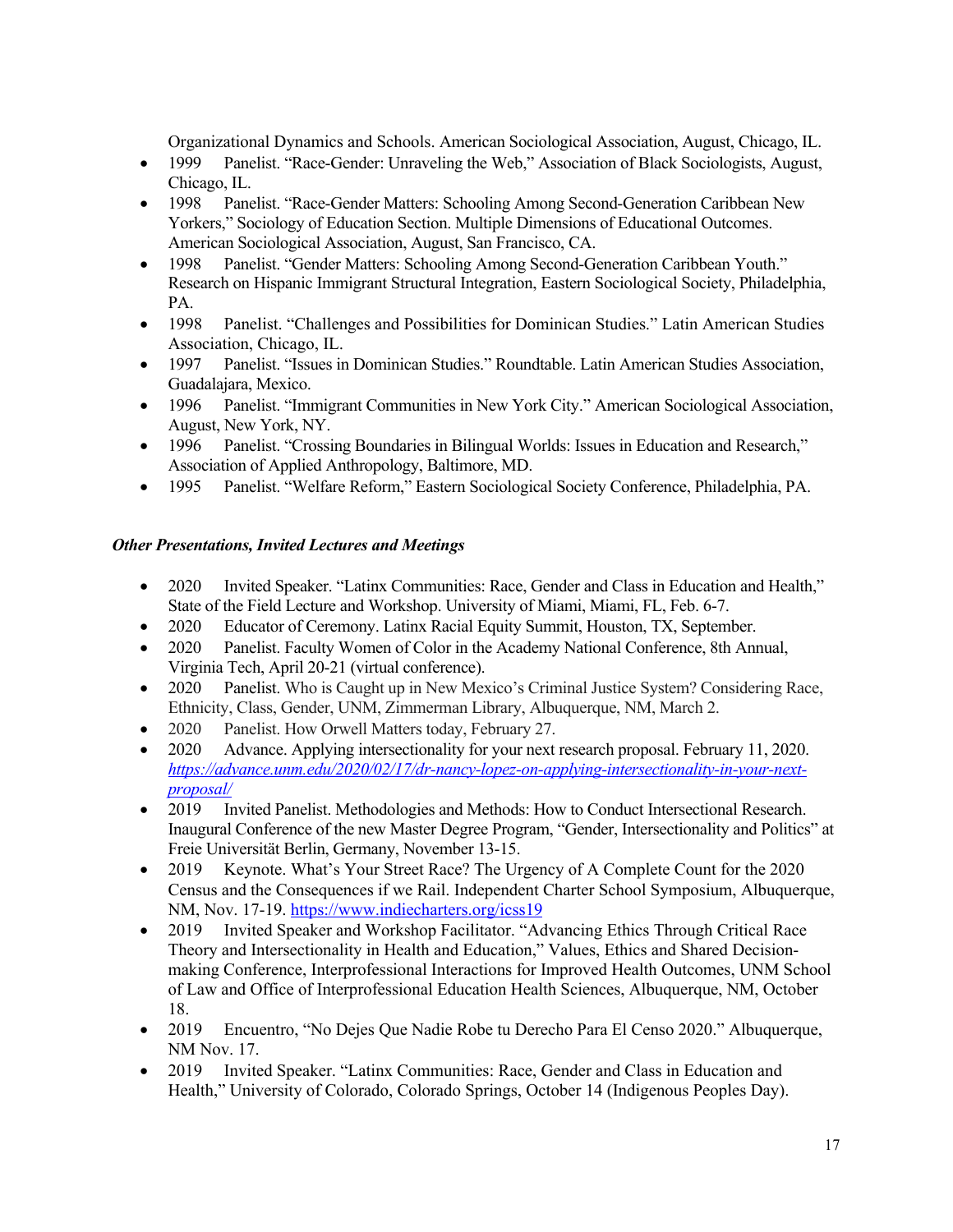Organizational Dynamics and Schools. American Sociological Association, August, Chicago, IL.

- 1999 Panelist. "Race-Gender: Unraveling the Web," Association of Black Sociologists, August, Chicago, IL.
- 1998 Panelist. "Race-Gender Matters: Schooling Among Second-Generation Caribbean New Yorkers," Sociology of Education Section. Multiple Dimensions of Educational Outcomes. American Sociological Association, August, San Francisco, CA.
- 1998 Panelist. "Gender Matters: Schooling Among Second-Generation Caribbean Youth." Research on Hispanic Immigrant Structural Integration, Eastern Sociological Society, Philadelphia, PA.
- 1998 Panelist. "Challenges and Possibilities for Dominican Studies." Latin American Studies Association, Chicago, IL.
- 1997 Panelist. "Issues in Dominican Studies." Roundtable. Latin American Studies Association, Guadalajara, Mexico.
- 1996 Panelist. "Immigrant Communities in New York City." American Sociological Association, August, New York, NY.
- 1996 Panelist. "Crossing Boundaries in Bilingual Worlds: Issues in Education and Research," Association of Applied Anthropology, Baltimore, MD.
- 1995 Panelist. "Welfare Reform," Eastern Sociological Society Conference, Philadelphia, PA.

***Other Presentations, Invited Lectures and Meetings***

- 2020 Invited Speaker. "Latinx Communities: Race, Gender and Class in Education and Health," State of the Field Lecture and Workshop. University of Miami, Miami, FL, Feb. 6-7.
- 2020 Educator of Ceremony. Latinx Racial Equity Summit, Houston, TX, September.
- 2020 Panelist. Faculty Women of Color in the Academy National Conference, 8th Annual, Virginia Tech, April 20-21 (virtual conference).
- 2020 Panelist. Who is Caught up in New Mexico's Criminal Justice System? Considering Race, Ethnicity, Class, Gender, UNM, Zimmerman Library, Albuquerque, NM, March 2.
- 2020 Panelist. How Orwell Matters today, February 27.
- 2020 Advance. Applying intersectionality for your next research proposal. February 11, 2020. [https://advance.unm.edu/2020/02/17/dr-nancy-lopez-on-applying-intersectionality-in-your-next-proposal/](https://advance.unm.edu/2020/02/17/dr-nancy-lopez-on-applying-intersectionality-in-your-next-proposal/)
- 2019 Invited Panelist. Methodologies and Methods: How to Conduct Intersectional Research. Inaugural Conference of the new Master Degree Program, "Gender, Intersectionality and Politics" at Freie Universität Berlin, Germany, November 13-15.
- 2019 Keynote. What's Your Street Race? The Urgency of A Complete Count for the 2020 Census and the Consequences if we Rail. Independent Charter School Symposium, Albuquerque, NM, Nov. 17-19. [https://www.indiecharters.org/icss19](https://www.indiecharters.org/icss19)
- 2019 Invited Speaker and Workshop Facilitator. "Advancing Ethics Through Critical Race Theory and Intersectionality in Health and Education," Values, Ethics and Shared Decision-making Conference, Interprofessional Interactions for Improved Health Outcomes, UNM School of Law and Office of Interprofessional Education Health Sciences, Albuquerque, NM, October 18.
- 2019 Encuentro, "No Dejes Que Nadie Robe tu Derecho Para El Censo 2020." Albuquerque, NM Nov. 17.
- 2019 Invited Speaker. "Latinx Communities: Race, Gender and Class in Education and Health," University of Colorado, Colorado Springs, October 14 (Indigenous Peoples Day).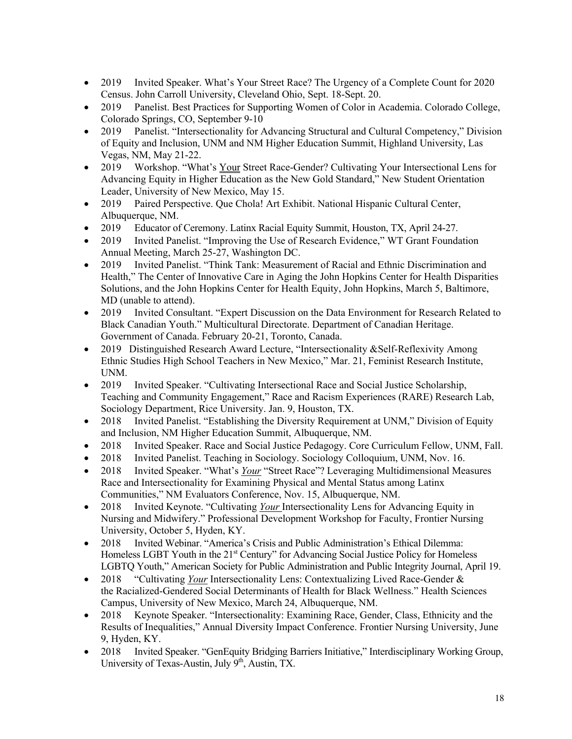- 2019 Invited Speaker. What's Your Street Race? The Urgency of a Complete Count for 2020 Census. John Carroll University, Cleveland Ohio, Sept. 18-Sept. 20.
- 2019 Panelist. Best Practices for Supporting Women of Color in Academia. Colorado College, Colorado Springs, CO, September 9-10
- 2019 Panelist. "Intersectionality for Advancing Structural and Cultural Competency," Division of Equity and Inclusion, UNM and NM Higher Education Summit, Highland University, Las Vegas, NM, May 21-22.
- 2019 Workshop. "What's <u>Your</u> Street Race-Gender? Cultivating Your Intersectional Lens for Advancing Equity in Higher Education as the New Gold Standard," New Student Orientation Leader, University of New Mexico, May 15.
- 2019 Paired Perspective. Que Chola! Art Exhibit. National Hispanic Cultural Center, Albuquerque, NM.
- 2019 Educator of Ceremony. Latinx Racial Equity Summit, Houston, TX, April 24-27.
- 2019 Invited Panelist. "Improving the Use of Research Evidence," WT Grant Foundation Annual Meeting, March 25-27, Washington DC.
- 2019 Invited Panelist. "Think Tank: Measurement of Racial and Ethnic Discrimination and Health," The Center of Innovative Care in Aging the John Hopkins Center for Health Disparities Solutions, and the John Hopkins Center for Health Equity, John Hopkins, March 5, Baltimore, MD (unable to attend).
- 2019 Invited Consultant. "Expert Discussion on the Data Environment for Research Related to Black Canadian Youth." Multicultural Directorate. Department of Canadian Heritage. Government of Canada. February 20-21, Toronto, Canada.
- 2019 Distinguished Research Award Lecture, "Intersectionality &Self-Reflexivity Among Ethnic Studies High School Teachers in New Mexico," Mar. 21, Feminist Research Institute, UNM.
- 2019 Invited Speaker. "Cultivating Intersectional Race and Social Justice Scholarship, Teaching and Community Engagement," Race and Racism Experiences (RARE) Research Lab, Sociology Department, Rice University. Jan. 9, Houston, TX.
- 2018 Invited Panelist. "Establishing the Diversity Requirement at UNM," Division of Equity and Inclusion, NM Higher Education Summit, Albuquerque, NM.
- 2018 Invited Speaker. Race and Social Justice Pedagogy. Core Curriculum Fellow, UNM, Fall.
- 2018 Invited Panelist. Teaching in Sociology. Sociology Colloquium, UNM, Nov. 16.
- 2018 Invited Speaker. "What's ***<u>Your</u>*** "Street Race"? Leveraging Multidimensional Measures Race and Intersectionality for Examining Physical and Mental Status among Latinx Communities," NM Evaluators Conference, Nov. 15, Albuquerque, NM.
- 2018 Invited Keynote. "Cultivating ***<u>Your</u>*** Intersectionality Lens for Advancing Equity in Nursing and Midwifery." Professional Development Workshop for Faculty, Frontier Nursing University, October 5, Hyden, KY.
- 2018 Invited Webinar. "America's Crisis and Public Administration's Ethical Dilemma: Homeless LGBT Youth in the 21st Century" for Advancing Social Justice Policy for Homeless LGBTQ Youth," American Society for Public Administration and Public Integrity Journal, April 19.
- 2018 "Cultivating ***<u>Your</u>*** Intersectionality Lens: Contextualizing Lived Race-Gender & the Racialized-Gendered Social Determinants of Health for Black Wellness." Health Sciences Campus, University of New Mexico, March 24, Albuquerque, NM.
- 2018 Keynote Speaker. "Intersectionality: Examining Race, Gender, Class, Ethnicity and the Results of Inequalities," Annual Diversity Impact Conference. Frontier Nursing University, June 9, Hyden, KY.
- 2018 Invited Speaker. "GenEquity Bridging Barriers Initiative," Interdisciplinary Working Group, University of Texas-Austin, July 9th, Austin, TX.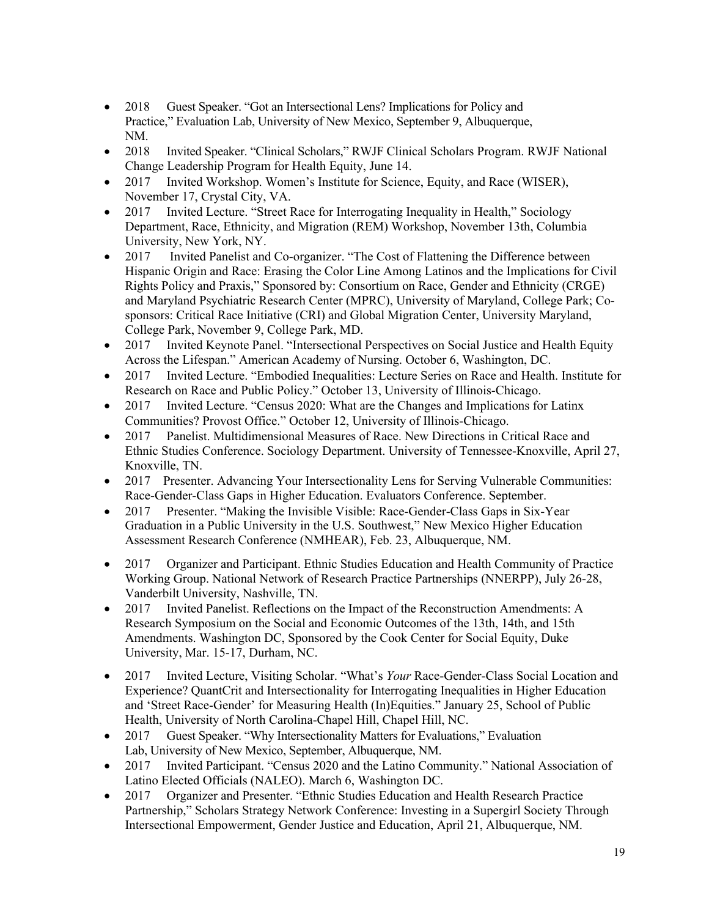- 2018 Guest Speaker. "Got an Intersectional Lens? Implications for Policy and Practice," Evaluation Lab, University of New Mexico, September 9, Albuquerque, NM.
- 2018 Invited Speaker. "Clinical Scholars," RWJF Clinical Scholars Program. RWJF National Change Leadership Program for Health Equity, June 14.
- 2017 Invited Workshop. Women's Institute for Science, Equity, and Race (WISER), November 17, Crystal City, VA.
- 2017 Invited Lecture. "Street Race for Interrogating Inequality in Health," Sociology Department, Race, Ethnicity, and Migration (REM) Workshop, November 13th, Columbia University, New York, NY.
- 2017 Invited Panelist and Co-organizer. "The Cost of Flattening the Difference between Hispanic Origin and Race: Erasing the Color Line Among Latinos and the Implications for Civil Rights Policy and Praxis," Sponsored by: Consortium on Race, Gender and Ethnicity (CRGE) and Maryland Psychiatric Research Center (MPRC), University of Maryland, College Park; Co-sponsors: Critical Race Initiative (CRI) and Global Migration Center, University Maryland, College Park, November 9, College Park, MD.
- 2017 Invited Keynote Panel. "Intersectional Perspectives on Social Justice and Health Equity Across the Lifespan." American Academy of Nursing. October 6, Washington, DC.
- 2017 Invited Lecture. "Embodied Inequalities: Lecture Series on Race and Health. Institute for Research on Race and Public Policy." October 13, University of Illinois-Chicago.
- 2017 Invited Lecture. "Census 2020: What are the Changes and Implications for Latinx Communities? Provost Office." October 12, University of Illinois-Chicago.
- 2017 Panelist. Multidimensional Measures of Race. New Directions in Critical Race and Ethnic Studies Conference. Sociology Department. University of Tennessee-Knoxville, April 27, Knoxville, TN.
- 2017 Presenter. Advancing Your Intersectionality Lens for Serving Vulnerable Communities: Race-Gender-Class Gaps in Higher Education. Evaluators Conference. September.
- 2017 Presenter. "Making the Invisible Visible: Race-Gender-Class Gaps in Six-Year Graduation in a Public University in the U.S. Southwest," New Mexico Higher Education Assessment Research Conference (NMHEAR), Feb. 23, Albuquerque, NM.
- 2017 Organizer and Participant. Ethnic Studies Education and Health Community of Practice Working Group. National Network of Research Practice Partnerships (NNERPP), July 26-28, Vanderbilt University, Nashville, TN.
- 2017 Invited Panelist. Reflections on the Impact of the Reconstruction Amendments: A Research Symposium on the Social and Economic Outcomes of the 13th, 14th, and 15th Amendments. Washington DC, Sponsored by the Cook Center for Social Equity, Duke University, Mar. 15-17, Durham, NC.
- 2017 Invited Lecture, Visiting Scholar. "What's *Your* Race-Gender-Class Social Location and Experience? QuantCrit and Intersectionality for Interrogating Inequalities in Higher Education and 'Street Race-Gender' for Measuring Health (In)Equities." January 25, School of Public Health, University of North Carolina-Chapel Hill, Chapel Hill, NC.
- 2017 Guest Speaker. "Why Intersectionality Matters for Evaluations," Evaluation Lab, University of New Mexico, September, Albuquerque, NM.
- 2017 Invited Participant. "Census 2020 and the Latino Community." National Association of Latino Elected Officials (NALEO). March 6, Washington DC.
- 2017 Organizer and Presenter. "Ethnic Studies Education and Health Research Practice Partnership," Scholars Strategy Network Conference: Investing in a Supergirl Society Through Intersectional Empowerment, Gender Justice and Education, April 21, Albuquerque, NM.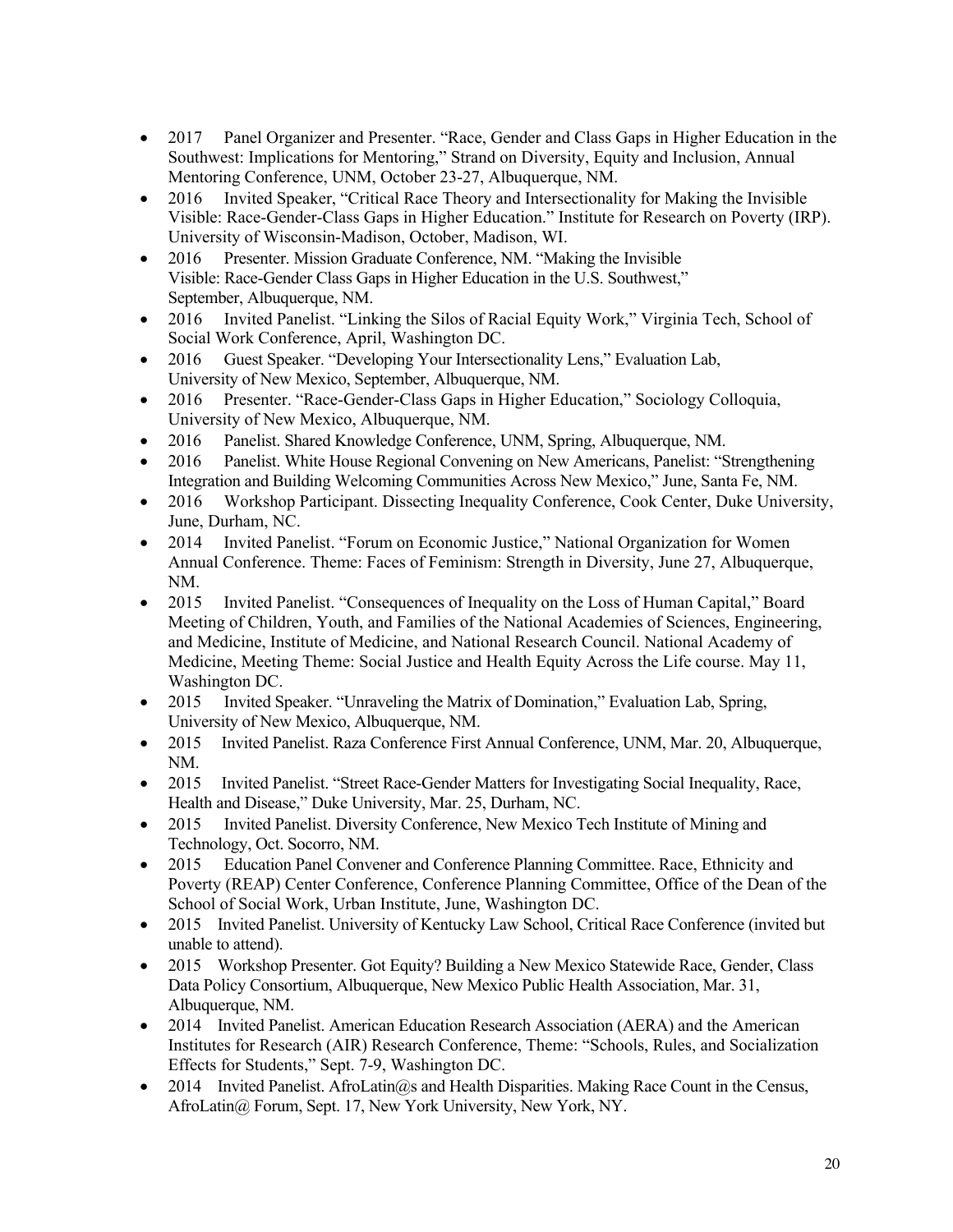- 2017 Panel Organizer and Presenter. "Race, Gender and Class Gaps in Higher Education in the Southwest: Implications for Mentoring," Strand on Diversity, Equity and Inclusion, Annual Mentoring Conference, UNM, October 23-27, Albuquerque, NM.
- 2016 Invited Speaker, "Critical Race Theory and Intersectionality for Making the Invisible Visible: Race-Gender-Class Gaps in Higher Education." Institute for Research on Poverty (IRP). University of Wisconsin-Madison, October, Madison, WI.
- 2016 Presenter. Mission Graduate Conference, NM. "Making the Invisible Visible: Race-Gender Class Gaps in Higher Education in the U.S. Southwest," September, Albuquerque, NM.
- 2016 Invited Panelist. "Linking the Silos of Racial Equity Work," Virginia Tech, School of Social Work Conference, April, Washington DC.
- 2016 Guest Speaker. "Developing Your Intersectionality Lens," Evaluation Lab, University of New Mexico, September, Albuquerque, NM.
- 2016 Presenter. "Race-Gender-Class Gaps in Higher Education," Sociology Colloquia, University of New Mexico, Albuquerque, NM.
- 2016 Panelist. Shared Knowledge Conference, UNM, Spring, Albuquerque, NM.
- 2016 Panelist. White House Regional Convening on New Americans, Panelist: "Strengthening Integration and Building Welcoming Communities Across New Mexico," June, Santa Fe, NM.
- 2016 Workshop Participant. Dissecting Inequality Conference, Cook Center, Duke University, June, Durham, NC.
- 2014 Invited Panelist. "Forum on Economic Justice," National Organization for Women Annual Conference. Theme: Faces of Feminism: Strength in Diversity, June 27, Albuquerque, NM.
- 2015 Invited Panelist. "Consequences of Inequality on the Loss of Human Capital," Board Meeting of Children, Youth, and Families of the National Academies of Sciences, Engineering, and Medicine, Institute of Medicine, and National Research Council. National Academy of Medicine, Meeting Theme: Social Justice and Health Equity Across the Life course. May 11, Washington DC.
- 2015 Invited Speaker. "Unraveling the Matrix of Domination," Evaluation Lab, Spring, University of New Mexico, Albuquerque, NM.
- 2015 Invited Panelist. Raza Conference First Annual Conference, UNM, Mar. 20, Albuquerque, NM.
- 2015 Invited Panelist. "Street Race-Gender Matters for Investigating Social Inequality, Race, Health and Disease," Duke University, Mar. 25, Durham, NC.
- 2015 Invited Panelist. Diversity Conference, New Mexico Tech Institute of Mining and Technology, Oct. Socorro, NM.
- 2015 Education Panel Convener and Conference Planning Committee. Race, Ethnicity and Poverty (REAP) Center Conference, Conference Planning Committee, Office of the Dean of the School of Social Work, Urban Institute, June, Washington DC.
- 2015 Invited Panelist. University of Kentucky Law School, Critical Race Conference (invited but unable to attend).
- 2015 Workshop Presenter. Got Equity? Building a New Mexico Statewide Race, Gender, Class Data Policy Consortium, Albuquerque, New Mexico Public Health Association, Mar. 31, Albuquerque, NM.
- 2014 Invited Panelist. American Education Research Association (AERA) and the American Institutes for Research (AIR) Research Conference, Theme: "Schools, Rules, and Socialization Effects for Students," Sept. 7-9, Washington DC.
- 2014 Invited Panelist. AfroLatin@s and Health Disparities. Making Race Count in the Census, AfroLatin@ Forum, Sept. 17, New York University, New York, NY.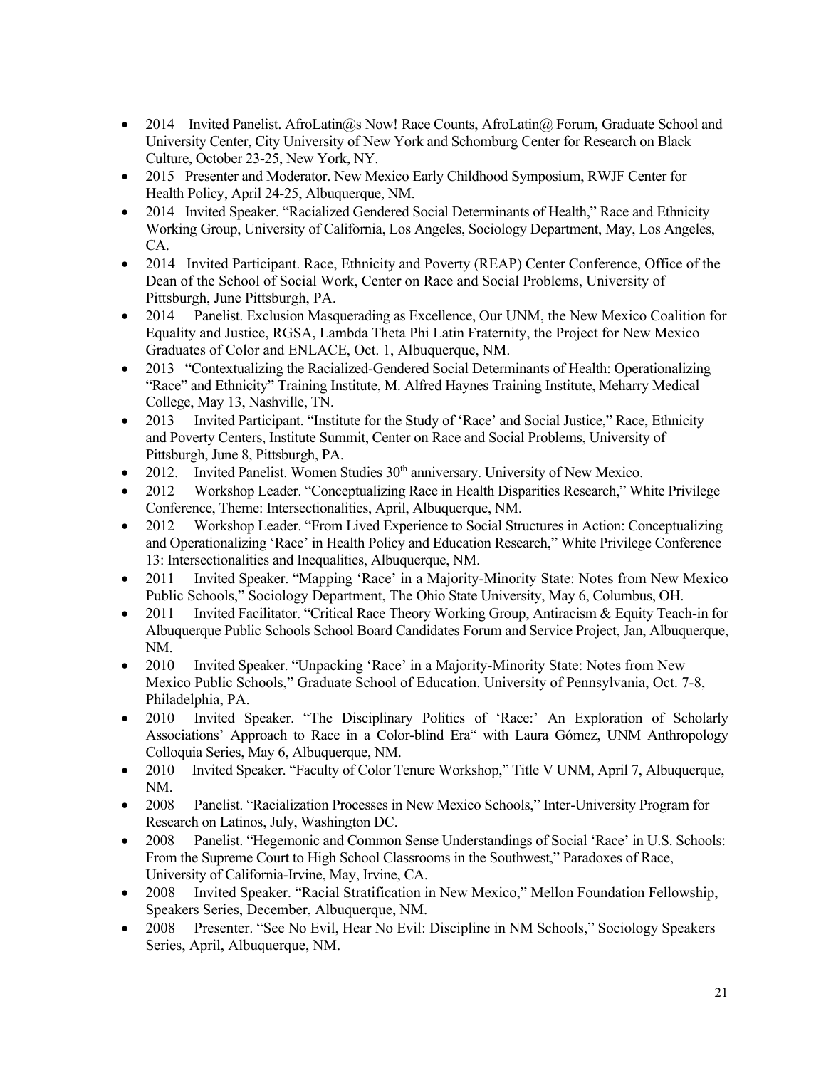- 2014 Invited Panelist. AfroLatin@s Now! Race Counts, AfroLatin@ Forum, Graduate School and University Center, City University of New York and Schomburg Center for Research on Black Culture, October 23-25, New York, NY.
- 2015 Presenter and Moderator. New Mexico Early Childhood Symposium, RWJF Center for Health Policy, April 24-25, Albuquerque, NM.
- 2014 Invited Speaker. "Racialized Gendered Social Determinants of Health," Race and Ethnicity Working Group, University of California, Los Angeles, Sociology Department, May, Los Angeles, CA.
- 2014 Invited Participant. Race, Ethnicity and Poverty (REAP) Center Conference, Office of the Dean of the School of Social Work, Center on Race and Social Problems, University of Pittsburgh, June Pittsburgh, PA.
- 2014 Panelist. Exclusion Masquerading as Excellence, Our UNM, the New Mexico Coalition for Equality and Justice, RGSA, Lambda Theta Phi Latin Fraternity, the Project for New Mexico Graduates of Color and ENLACE, Oct. 1, Albuquerque, NM.
- 2013 "Contextualizing the Racialized-Gendered Social Determinants of Health: Operationalizing "Race" and Ethnicity" Training Institute, M. Alfred Haynes Training Institute, Meharry Medical College, May 13, Nashville, TN.
- 2013 Invited Participant. "Institute for the Study of 'Race' and Social Justice," Race, Ethnicity and Poverty Centers, Institute Summit, Center on Race and Social Problems, University of Pittsburgh, June 8, Pittsburgh, PA.
- 2012. Invited Panelist. Women Studies 30th anniversary. University of New Mexico.
- 2012 Workshop Leader. "Conceptualizing Race in Health Disparities Research," White Privilege Conference, Theme: Intersectionalities, April, Albuquerque, NM.
- 2012 Workshop Leader. "From Lived Experience to Social Structures in Action: Conceptualizing and Operationalizing 'Race' in Health Policy and Education Research," White Privilege Conference 13: Intersectionalities and Inequalities, Albuquerque, NM.
- 2011 Invited Speaker. "Mapping 'Race' in a Majority-Minority State: Notes from New Mexico Public Schools," Sociology Department, The Ohio State University, May 6, Columbus, OH.
- 2011 Invited Facilitator. "Critical Race Theory Working Group, Antiracism & Equity Teach-in for Albuquerque Public Schools School Board Candidates Forum and Service Project, Jan, Albuquerque, NM.
- 2010 Invited Speaker. "Unpacking 'Race' in a Majority-Minority State: Notes from New Mexico Public Schools," Graduate School of Education. University of Pennsylvania, Oct. 7-8, Philadelphia, PA.
- 2010 Invited Speaker. "The Disciplinary Politics of 'Race:' An Exploration of Scholarly Associations' Approach to Race in a Color-blind Era" with Laura Gómez, UNM Anthropology Colloquia Series, May 6, Albuquerque, NM.
- 2010 Invited Speaker. "Faculty of Color Tenure Workshop," Title V UNM, April 7, Albuquerque, NM.
- 2008 Panelist. "Racialization Processes in New Mexico Schools," Inter-University Program for Research on Latinos, July, Washington DC.
- 2008 Panelist. "Hegemonic and Common Sense Understandings of Social 'Race' in U.S. Schools: From the Supreme Court to High School Classrooms in the Southwest," Paradoxes of Race, University of California-Irvine, May, Irvine, CA.
- 2008 Invited Speaker. "Racial Stratification in New Mexico," Mellon Foundation Fellowship, Speakers Series, December, Albuquerque, NM.
- 2008 Presenter. "See No Evil, Hear No Evil: Discipline in NM Schools," Sociology Speakers Series, April, Albuquerque, NM.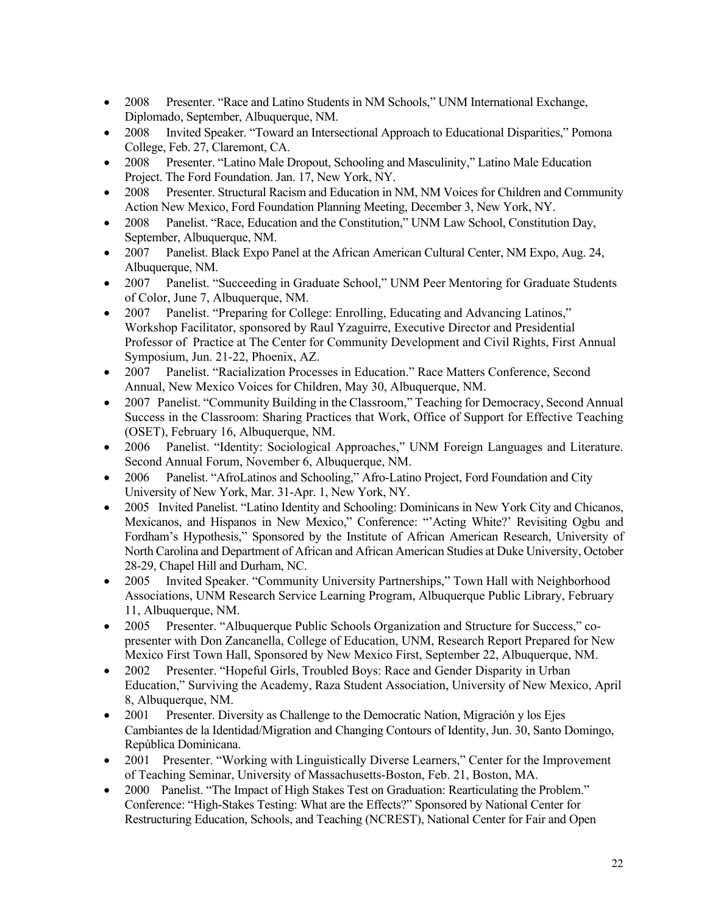- 2008 Presenter. "Race and Latino Students in NM Schools," UNM International Exchange, Diplomado, September, Albuquerque, NM.
- 2008 Invited Speaker. "Toward an Intersectional Approach to Educational Disparities," Pomona College, Feb. 27, Claremont, CA.
- 2008 Presenter. "Latino Male Dropout, Schooling and Masculinity," Latino Male Education Project. The Ford Foundation. Jan. 17, New York, NY.
- 2008 Presenter. Structural Racism and Education in NM, NM Voices for Children and Community Action New Mexico, Ford Foundation Planning Meeting, December 3, New York, NY.
- 2008 Panelist. "Race, Education and the Constitution," UNM Law School, Constitution Day, September, Albuquerque, NM.
- 2007 Panelist. Black Expo Panel at the African American Cultural Center, NM Expo, Aug. 24, Albuquerque, NM.
- 2007 Panelist. "Succeeding in Graduate School," UNM Peer Mentoring for Graduate Students of Color, June 7, Albuquerque, NM.
- 2007 Panelist. "Preparing for College: Enrolling, Educating and Advancing Latinos," Workshop Facilitator, sponsored by Raul Yzaguirre, Executive Director and Presidential Professor of Practice at The Center for Community Development and Civil Rights, First Annual Symposium, Jun. 21-22, Phoenix, AZ.
- 2007 Panelist. "Racialization Processes in Education." Race Matters Conference, Second Annual, New Mexico Voices for Children, May 30, Albuquerque, NM.
- 2007 Panelist. "Community Building in the Classroom," Teaching for Democracy, Second Annual Success in the Classroom: Sharing Practices that Work, Office of Support for Effective Teaching (OSET), February 16, Albuquerque, NM.
- 2006 Panelist. "Identity: Sociological Approaches," UNM Foreign Languages and Literature. Second Annual Forum, November 6, Albuquerque, NM.
- 2006 Panelist. "AfroLatinos and Schooling," Afro-Latino Project, Ford Foundation and City University of New York, Mar. 31-Apr. 1, New York, NY.
- 2005 Invited Panelist. "Latino Identity and Schooling: Dominicans in New York City and Chicanos, Mexicanos, and Hispanos in New Mexico," Conference: "'Acting White?' Revisiting Ogbu and Fordham's Hypothesis," Sponsored by the Institute of African American Research, University of North Carolina and Department of African and African American Studies at Duke University, October 28-29, Chapel Hill and Durham, NC.
- 2005 Invited Speaker. "Community University Partnerships," Town Hall with Neighborhood Associations, UNM Research Service Learning Program, Albuquerque Public Library, February 11, Albuquerque, NM.
- 2005 Presenter. "Albuquerque Public Schools Organization and Structure for Success," co-presenter with Don Zancanella, College of Education, UNM, Research Report Prepared for New Mexico First Town Hall, Sponsored by New Mexico First, September 22, Albuquerque, NM.
- 2002 Presenter. "Hopeful Girls, Troubled Boys: Race and Gender Disparity in Urban Education," Surviving the Academy, Raza Student Association, University of New Mexico, April 8, Albuquerque, NM.
- 2001 Presenter. Diversity as Challenge to the Democratic Nation, Migración y los Ejes Cambiantes de la Identidad/Migration and Changing Contours of Identity, Jun. 30, Santo Domingo, República Dominicana.
- 2001 Presenter. "Working with Linguistically Diverse Learners," Center for the Improvement of Teaching Seminar, University of Massachusetts-Boston, Feb. 21, Boston, MA.
- 2000 Panelist. "The Impact of High Stakes Test on Graduation: Rearticulating the Problem." Conference: "High-Stakes Testing: What are the Effects?" Sponsored by National Center for Restructuring Education, Schools, and Teaching (NCREST), National Center for Fair and Open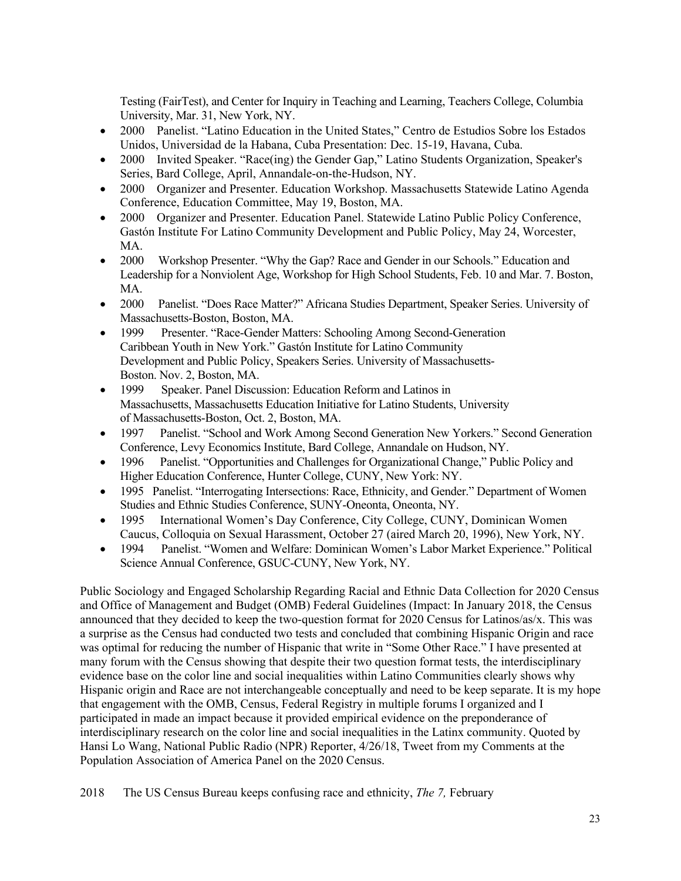Testing (FairTest), and Center for Inquiry in Teaching and Learning, Teachers College, Columbia University, Mar. 31, New York, NY.

- 2000 Panelist. "Latino Education in the United States," Centro de Estudios Sobre los Estados Unidos, Universidad de la Habana, Cuba Presentation: Dec. 15-19, Havana, Cuba.
- 2000 Invited Speaker. "Race(ing) the Gender Gap," Latino Students Organization, Speaker's Series, Bard College, April, Annandale-on-the-Hudson, NY.
- 2000 Organizer and Presenter. Education Workshop. Massachusetts Statewide Latino Agenda Conference, Education Committee, May 19, Boston, MA.
- 2000 Organizer and Presenter. Education Panel. Statewide Latino Public Policy Conference, Gastón Institute For Latino Community Development and Public Policy, May 24, Worcester, MA.
- 2000 Workshop Presenter. "Why the Gap? Race and Gender in our Schools." Education and Leadership for a Nonviolent Age, Workshop for High School Students, Feb. 10 and Mar. 7. Boston, MA.
- 2000 Panelist. "Does Race Matter?" Africana Studies Department, Speaker Series. University of Massachusetts-Boston, Boston, MA.
- 1999 Presenter. "Race-Gender Matters: Schooling Among Second-Generation Caribbean Youth in New York." Gastón Institute for Latino Community Development and Public Policy, Speakers Series. University of Massachusetts-Boston. Nov. 2, Boston, MA.
- 1999 Speaker. Panel Discussion: Education Reform and Latinos in Massachusetts, Massachusetts Education Initiative for Latino Students, University of Massachusetts-Boston, Oct. 2, Boston, MA.
- 1997 Panelist. "School and Work Among Second Generation New Yorkers." Second Generation Conference, Levy Economics Institute, Bard College, Annandale on Hudson, NY.
- 1996 Panelist. "Opportunities and Challenges for Organizational Change," Public Policy and Higher Education Conference, Hunter College, CUNY, New York: NY.
- 1995 Panelist. "Interrogating Intersections: Race, Ethnicity, and Gender." Department of Women Studies and Ethnic Studies Conference, SUNY-Oneonta, Oneonta, NY.
- 1995 International Women's Day Conference, City College, CUNY, Dominican Women Caucus, Colloquia on Sexual Harassment, October 27 (aired March 20, 1996), New York, NY.
- 1994 Panelist. "Women and Welfare: Dominican Women's Labor Market Experience." Political Science Annual Conference, GSUC-CUNY, New York, NY.

Public Sociology and Engaged Scholarship Regarding Racial and Ethnic Data Collection for 2020 Census and Office of Management and Budget (OMB) Federal Guidelines (Impact: In January 2018, the Census announced that they decided to keep the two-question format for 2020 Census for Latinos/as/x. This was a surprise as the Census had conducted two tests and concluded that combining Hispanic Origin and race was optimal for reducing the number of Hispanic that write in "Some Other Race." I have presented at many forum with the Census showing that despite their two question format tests, the interdisciplinary evidence base on the color line and social inequalities within Latino Communities clearly shows why Hispanic origin and Race are not interchangeable conceptually and need to be keep separate. It is my hope that engagement with the OMB, Census, Federal Registry in multiple forums I organized and I participated in made an impact because it provided empirical evidence on the preponderance of interdisciplinary research on the color line and social inequalities in the Latinx community. Quoted by Hansi Lo Wang, National Public Radio (NPR) Reporter, 4/26/18, Tweet from my Comments at the Population Association of America Panel on the 2020 Census.

2018 The US Census Bureau keeps confusing race and ethnicity, *The 7,* February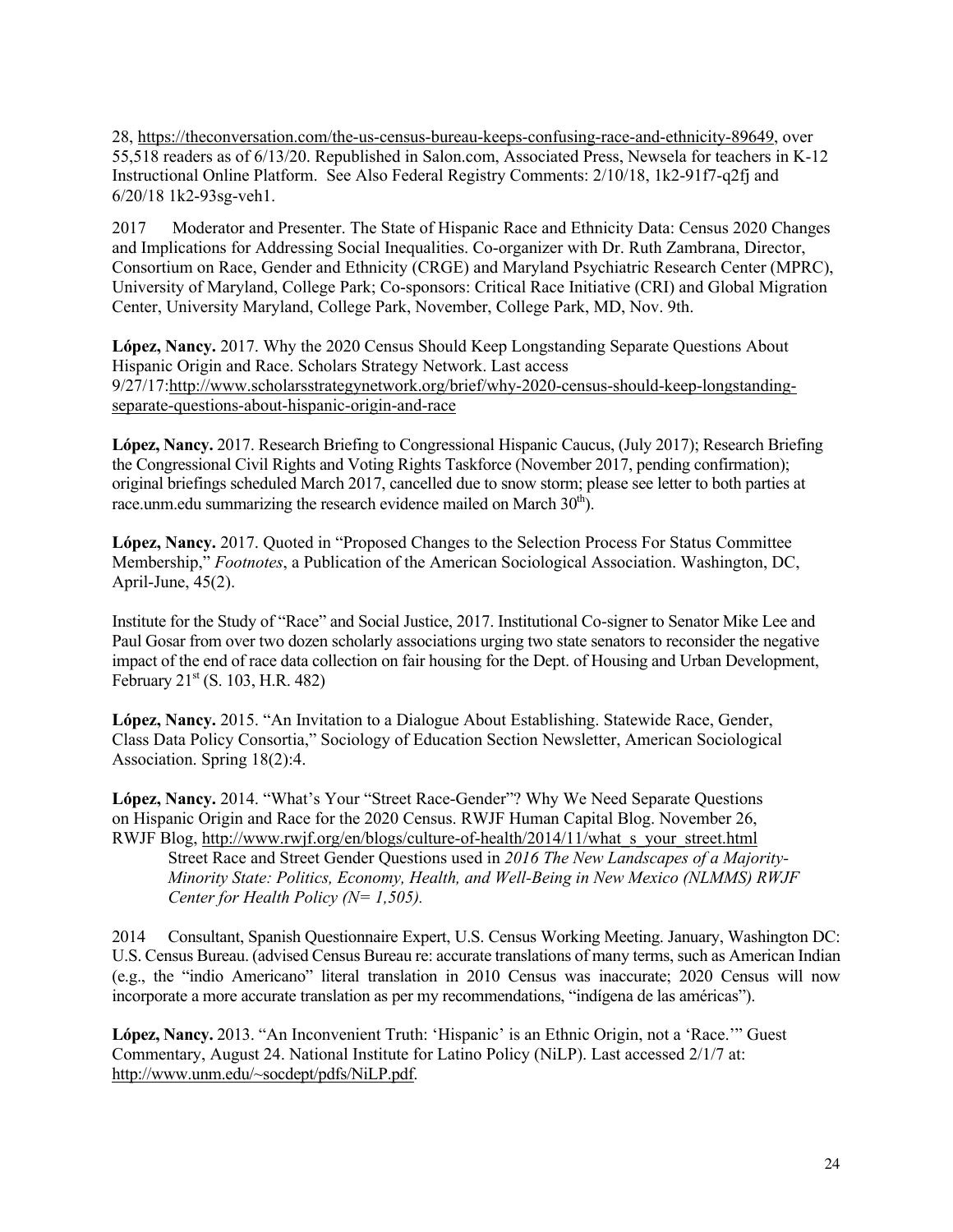28, https://theconversation.com/the-us-census-bureau-keeps-confusing-race-and-ethnicity-89649, over 55,518 readers as of 6/13/20. Republished in Salon.com, Associated Press, Newsela for teachers in K-12 Instructional Online Platform. See Also Federal Registry Comments: 2/10/18, 1k2-91f7-q2fj and 6/20/18 1k2-93sg-veh1.

2017 Moderator and Presenter. The State of Hispanic Race and Ethnicity Data: Census 2020 Changes and Implications for Addressing Social Inequalities. Co-organizer with Dr. Ruth Zambrana, Director, Consortium on Race, Gender and Ethnicity (CRGE) and Maryland Psychiatric Research Center (MPRC), University of Maryland, College Park; Co-sponsors: Critical Race Initiative (CRI) and Global Migration Center, University Maryland, College Park, November, College Park, MD, Nov. 9th.

**López, Nancy.** 2017. Why the 2020 Census Should Keep Longstanding Separate Questions About Hispanic Origin and Race. Scholars Strategy Network. Last access 9/27/17:http://www.scholarsstrategynetwork.org/brief/why-2020-census-should-keep-longstanding-separate-questions-about-hispanic-origin-and-race

**López, Nancy.** 2017. Research Briefing to Congressional Hispanic Caucus, (July 2017); Research Briefing the Congressional Civil Rights and Voting Rights Taskforce (November 2017, pending confirmation); original briefings scheduled March 2017, cancelled due to snow storm; please see letter to both parties at race.unm.edu summarizing the research evidence mailed on March 30th).

**López, Nancy.** 2017. Quoted in "Proposed Changes to the Selection Process For Status Committee Membership," *Footnotes*, a Publication of the American Sociological Association. Washington, DC, April-June, 45(2).

Institute for the Study of "Race" and Social Justice, 2017. Institutional Co-signer to Senator Mike Lee and Paul Gosar from over two dozen scholarly associations urging two state senators to reconsider the negative impact of the end of race data collection on fair housing for the Dept. of Housing and Urban Development, February 21st (S. 103, H.R. 482)

**López, Nancy.** 2015. "An Invitation to a Dialogue About Establishing. Statewide Race, Gender, Class Data Policy Consortia," Sociology of Education Section Newsletter, American Sociological Association. Spring 18(2):4.

**López, Nancy.** 2014. "What's Your "Street Race-Gender"? Why We Need Separate Questions on Hispanic Origin and Race for the 2020 Census. RWJF Human Capital Blog. November 26, RWJF Blog, http://www.rwjf.org/en/blogs/culture-of-health/2014/11/what_s_your_street.html

Street Race and Street Gender Questions used in *2016 The New Landscapes of a Majority-Minority State: Politics, Economy, Health, and Well-Being in New Mexico (NLMMS) RWJF Center for Health Policy (N= 1,505).*

2014 Consultant, Spanish Questionnaire Expert, U.S. Census Working Meeting. January, Washington DC: U.S. Census Bureau. (advised Census Bureau re: accurate translations of many terms, such as American Indian (e.g., the "indio Americano" literal translation in 2010 Census was inaccurate; 2020 Census will now incorporate a more accurate translation as per my recommendations, "indígena de las américas").

**López, Nancy.** 2013. "An Inconvenient Truth: 'Hispanic' is an Ethnic Origin, not a 'Race.'" Guest Commentary, August 24. National Institute for Latino Policy (NiLP). Last accessed 2/1/7 at: http://www.unm.edu/~socdept/pdfs/NiLP.pdf.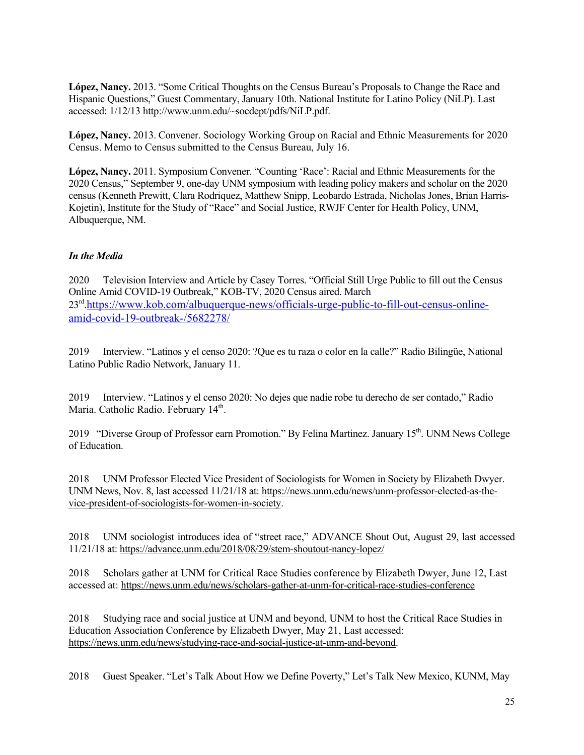**López, Nancy.** 2013. "Some Critical Thoughts on the Census Bureau's Proposals to Change the Race and Hispanic Questions," Guest Commentary, January 10th. National Institute for Latino Policy (NiLP). Last accessed: 1/12/13 http://www.unm.edu/~socdept/pdfs/NiLP.pdf.

**López, Nancy.** 2013. Convener. Sociology Working Group on Racial and Ethnic Measurements for 2020 Census. Memo to Census submitted to the Census Bureau, July 16.

**López, Nancy.** 2011. Symposium Convener. "Counting 'Race': Racial and Ethnic Measurements for the 2020 Census," September 9, one-day UNM symposium with leading policy makers and scholar on the 2020 census (Kenneth Prewitt, Clara Rodriquez, Matthew Snipp, Leobardo Estrada, Nicholas Jones, Brian Harris-Kojetin), Institute for the Study of "Race" and Social Justice, RWJF Center for Health Policy, UNM, Albuquerque, NM.

### *In the Media*

2020 Television Interview and Article by Casey Torres. "Official Still Urge Public to fill out the Census Online Amid COVID-19 Outbreak," KOB-TV, 2020 Census aired. March 23rd.https://www.kob.com/albuquerque-news/officials-urge-public-to-fill-out-census-online-amid-covid-19-outbreak-/5682278/

2019 Interview. "Latinos y el censo 2020: ?Que es tu raza o color en la calle?" Radio Bilingüe, National Latino Public Radio Network, January 11.

2019 Interview. "Latinos y el censo 2020: No dejes que nadie robe tu derecho de ser contado," Radio Maria. Catholic Radio. February 14th.

2019 "Diverse Group of Professor earn Promotion." By Felina Martinez. January 15th. UNM News College of Education.

2018 UNM Professor Elected Vice President of Sociologists for Women in Society by Elizabeth Dwyer. UNM News, Nov. 8, last accessed 11/21/18 at: https://news.unm.edu/news/unm-professor-elected-as-the-vice-president-of-sociologists-for-women-in-society.

2018 UNM sociologist introduces idea of "street race," ADVANCE Shout Out, August 29, last accessed 11/21/18 at: https://advance.unm.edu/2018/08/29/stem-shoutout-nancy-lopez/

2018 Scholars gather at UNM for Critical Race Studies conference by Elizabeth Dwyer, June 12, Last accessed at: https://news.unm.edu/news/scholars-gather-at-unm-for-critical-race-studies-conference

2018 Studying race and social justice at UNM and beyond, UNM to host the Critical Race Studies in Education Association Conference by Elizabeth Dwyer, May 21, Last accessed: https://news.unm.edu/news/studying-race-and-social-justice-at-unm-and-beyond.

2018 Guest Speaker. "Let's Talk About How we Define Poverty," Let's Talk New Mexico, KUNM, May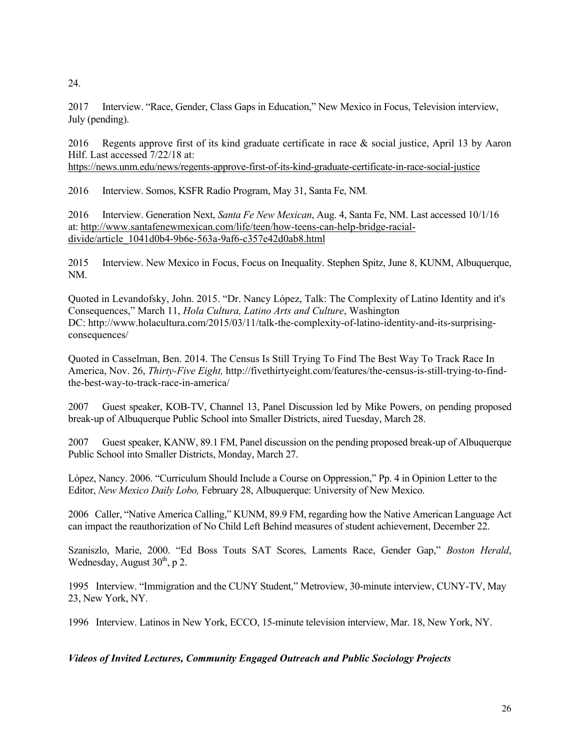24.

2017 Interview. "Race, Gender, Class Gaps in Education," New Mexico in Focus, Television interview, July (pending).

2016 Regents approve first of its kind graduate certificate in race & social justice, April 13 by Aaron Hilf. Last accessed 7/22/18 at: https://news.unm.edu/news/regents-approve-first-of-its-kind-graduate-certificate-in-race-social-justice

2016 Interview. Somos, KSFR Radio Program, May 31, Santa Fe, NM.

2016 Interview. Generation Next, *Santa Fe New Mexican*, Aug. 4, Santa Fe, NM. Last accessed 10/1/16 at: http://www.santafenewmexican.com/life/teen/how-teens-can-help-bridge-racial-divide/article_1041d0b4-9b6e-563a-9af6-c357e42d0ab8.html

2015 Interview. New Mexico in Focus, Focus on Inequality. Stephen Spitz, June 8, KUNM, Albuquerque, NM.

Quoted in Levandofsky, John. 2015. "Dr. Nancy López, Talk: The Complexity of Latino Identity and it's Consequences," March 11, *Hola Cultura, Latino Arts and Culture*, Washington DC: http://www.holacultura.com/2015/03/11/talk-the-complexity-of-latino-identity-and-its-surprising-consequences/

Quoted in Casselman, Ben. 2014. The Census Is Still Trying To Find The Best Way To Track Race In America, Nov. 26, *Thirty-Five Eight,* http://fivethirtyeight.com/features/the-census-is-still-trying-to-find-the-best-way-to-track-race-in-america/

2007 Guest speaker, KOB-TV, Channel 13, Panel Discussion led by Mike Powers, on pending proposed break-up of Albuquerque Public School into Smaller Districts, aired Tuesday, March 28.

2007 Guest speaker, KANW, 89.1 FM, Panel discussion on the pending proposed break-up of Albuquerque Public School into Smaller Districts, Monday, March 27.

López, Nancy. 2006. "Curriculum Should Include a Course on Oppression," Pp. 4 in Opinion Letter to the Editor, *New Mexico Daily Lobo,* February 28, Albuquerque: University of New Mexico.

2006 Caller, "Native America Calling," KUNM, 89.9 FM, regarding how the Native American Language Act can impact the reauthorization of No Child Left Behind measures of student achievement, December 22.

Szaniszlo, Marie, 2000. "Ed Boss Touts SAT Scores, Laments Race, Gender Gap," *Boston Herald*, Wednesday, August 30th, p 2.

1995 Interview. "Immigration and the CUNY Student," Metroview, 30-minute interview, CUNY-TV, May 23, New York, NY.

1996 Interview. Latinos in New York, ECCO, 15-minute television interview, Mar. 18, New York, NY.

***Videos of Invited Lectures, Community Engaged Outreach and Public Sociology Projects***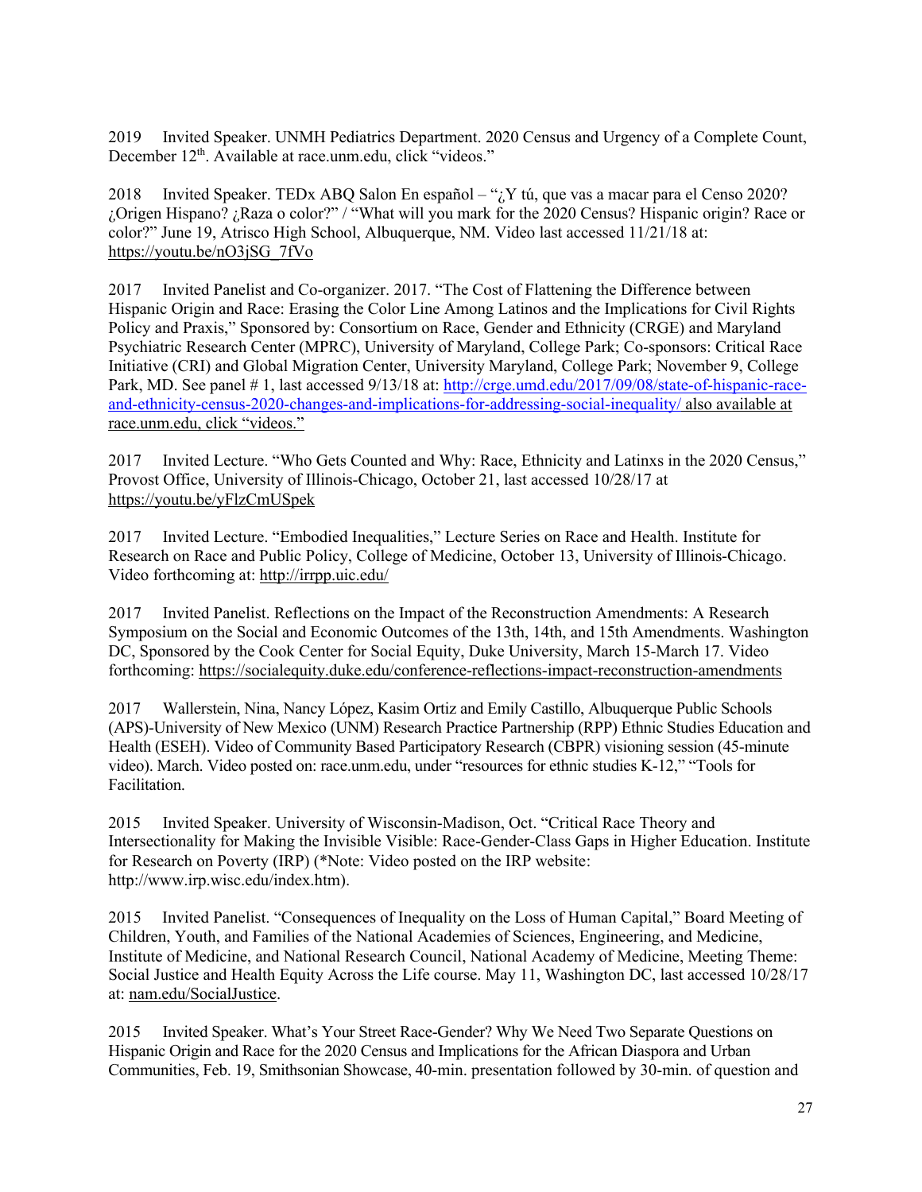2019 Invited Speaker. UNMH Pediatrics Department. 2020 Census and Urgency of a Complete Count, December 12th. Available at race.unm.edu, click "videos."

2018 Invited Speaker. TEDx ABQ Salon En español – "¿Y tú, que vas a macar para el Censo 2020? ¿Origen Hispano? ¿Raza o color?" / "What will you mark for the 2020 Census? Hispanic origin? Race or color?" June 19, Atrisco High School, Albuquerque, NM. Video last accessed 11/21/18 at: https://youtu.be/nO3jSG_7fVo

2017 Invited Panelist and Co-organizer. 2017. "The Cost of Flattening the Difference between Hispanic Origin and Race: Erasing the Color Line Among Latinos and the Implications for Civil Rights Policy and Praxis," Sponsored by: Consortium on Race, Gender and Ethnicity (CRGE) and Maryland Psychiatric Research Center (MPRC), University of Maryland, College Park; Co-sponsors: Critical Race Initiative (CRI) and Global Migration Center, University Maryland, College Park; November 9, College Park, MD. See panel # 1, last accessed 9/13/18 at: http://crge.umd.edu/2017/09/08/state-of-hispanic-race-and-ethnicity-census-2020-changes-and-implications-for-addressing-social-inequality/ also available at race.unm.edu, click "videos."

2017 Invited Lecture. "Who Gets Counted and Why: Race, Ethnicity and Latinxs in the 2020 Census," Provost Office, University of Illinois-Chicago, October 21, last accessed 10/28/17 at https://youtu.be/yFlzCmUSpek

2017 Invited Lecture. "Embodied Inequalities," Lecture Series on Race and Health. Institute for Research on Race and Public Policy, College of Medicine, October 13, University of Illinois-Chicago. Video forthcoming at: http://irrpp.uic.edu/

2017 Invited Panelist. Reflections on the Impact of the Reconstruction Amendments: A Research Symposium on the Social and Economic Outcomes of the 13th, 14th, and 15th Amendments. Washington DC, Sponsored by the Cook Center for Social Equity, Duke University, March 15-March 17. Video forthcoming: https://socialequity.duke.edu/conference-reflections-impact-reconstruction-amendments

2017 Wallerstein, Nina, Nancy López, Kasim Ortiz and Emily Castillo, Albuquerque Public Schools (APS)-University of New Mexico (UNM) Research Practice Partnership (RPP) Ethnic Studies Education and Health (ESEH). Video of Community Based Participatory Research (CBPR) visioning session (45-minute video). March. Video posted on: race.unm.edu, under "resources for ethnic studies K-12," "Tools for Facilitation.

2015 Invited Speaker. University of Wisconsin-Madison, Oct. "Critical Race Theory and Intersectionality for Making the Invisible Visible: Race-Gender-Class Gaps in Higher Education. Institute for Research on Poverty (IRP) (*Note: Video posted on the IRP website: http://www.irp.wisc.edu/index.htm).

2015 Invited Panelist. "Consequences of Inequality on the Loss of Human Capital," Board Meeting of Children, Youth, and Families of the National Academies of Sciences, Engineering, and Medicine, Institute of Medicine, and National Research Council, National Academy of Medicine, Meeting Theme: Social Justice and Health Equity Across the Life course. May 11, Washington DC, last accessed 10/28/17 at: nam.edu/SocialJustice.

2015 Invited Speaker. What's Your Street Race-Gender? Why We Need Two Separate Questions on Hispanic Origin and Race for the 2020 Census and Implications for the African Diaspora and Urban Communities, Feb. 19, Smithsonian Showcase, 40-min. presentation followed by 30-min. of question and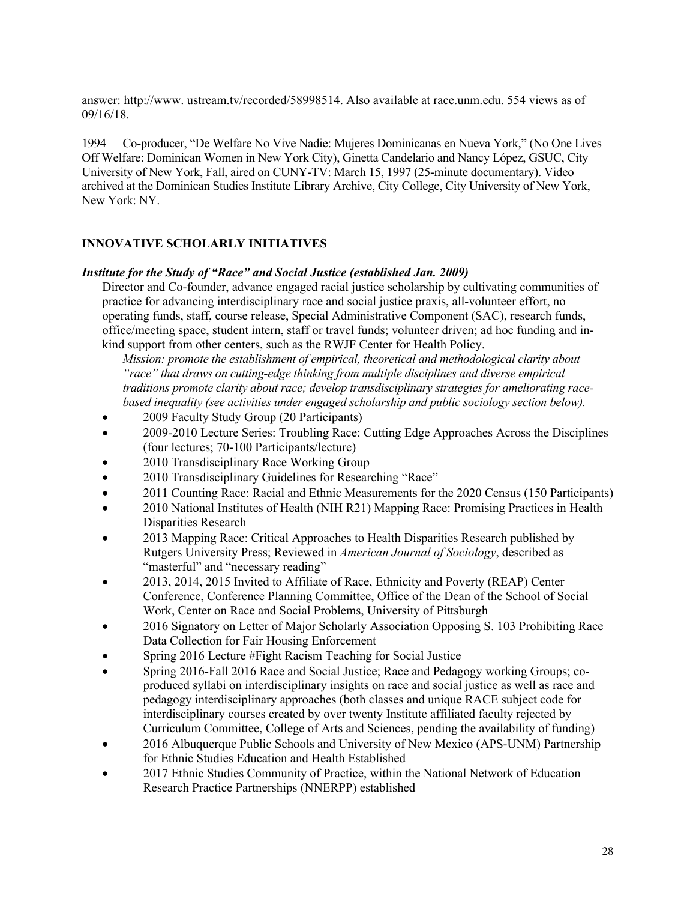answer: http://www. ustream.tv/recorded/58998514. Also available at race.unm.edu. 554 views as of 09/16/18.

1994 Co-producer, "De Welfare No Vive Nadie: Mujeres Dominicanas en Nueva York," (No One Lives Off Welfare: Dominican Women in New York City), Ginetta Candelario and Nancy López, GSUC, City University of New York, Fall, aired on CUNY-TV: March 15, 1997 (25-minute documentary). Video archived at the Dominican Studies Institute Library Archive, City College, City University of New York, New York: NY.

## INNOVATIVE SCHOLARLY INITIATIVES

***Institute for the Study of "Race" and Social Justice (established Jan. 2009)***

Director and Co-founder, advance engaged racial justice scholarship by cultivating communities of practice for advancing interdisciplinary race and social justice praxis, all-volunteer effort, no operating funds, staff, course release, Special Administrative Component (SAC), research funds, office/meeting space, student intern, staff or travel funds; volunteer driven; ad hoc funding and in-kind support from other centers, such as the RWJF Center for Health Policy.

*Mission: promote the establishment of empirical, theoretical and methodological clarity about "race" that draws on cutting-edge thinking from multiple disciplines and diverse empirical traditions promote clarity about race; develop transdisciplinary strategies for ameliorating race-based inequality (see activities under engaged scholarship and public sociology section below).*

- 2009 Faculty Study Group (20 Participants)
- 2009-2010 Lecture Series: Troubling Race: Cutting Edge Approaches Across the Disciplines (four lectures; 70-100 Participants/lecture)
- 2010 Transdisciplinary Race Working Group
- 2010 Transdisciplinary Guidelines for Researching "Race"
- 2011 Counting Race: Racial and Ethnic Measurements for the 2020 Census (150 Participants)
- 2010 National Institutes of Health (NIH R21) Mapping Race: Promising Practices in Health Disparities Research
- 2013 Mapping Race: Critical Approaches to Health Disparities Research published by Rutgers University Press; Reviewed in *American Journal of Sociology*, described as "masterful" and "necessary reading"
- 2013, 2014, 2015 Invited to Affiliate of Race, Ethnicity and Poverty (REAP) Center Conference, Conference Planning Committee, Office of the Dean of the School of Social Work, Center on Race and Social Problems, University of Pittsburgh
- 2016 Signatory on Letter of Major Scholarly Association Opposing S. 103 Prohibiting Race Data Collection for Fair Housing Enforcement
- Spring 2016 Lecture #Fight Racism Teaching for Social Justice
- Spring 2016-Fall 2016 Race and Social Justice; Race and Pedagogy working Groups; co-produced syllabi on interdisciplinary insights on race and social justice as well as race and pedagogy interdisciplinary approaches (both classes and unique RACE subject code for interdisciplinary courses created by over twenty Institute affiliated faculty rejected by Curriculum Committee, College of Arts and Sciences, pending the availability of funding)
- 2016 Albuquerque Public Schools and University of New Mexico (APS-UNM) Partnership for Ethnic Studies Education and Health Established
- 2017 Ethnic Studies Community of Practice, within the National Network of Education Research Practice Partnerships (NNERPP) established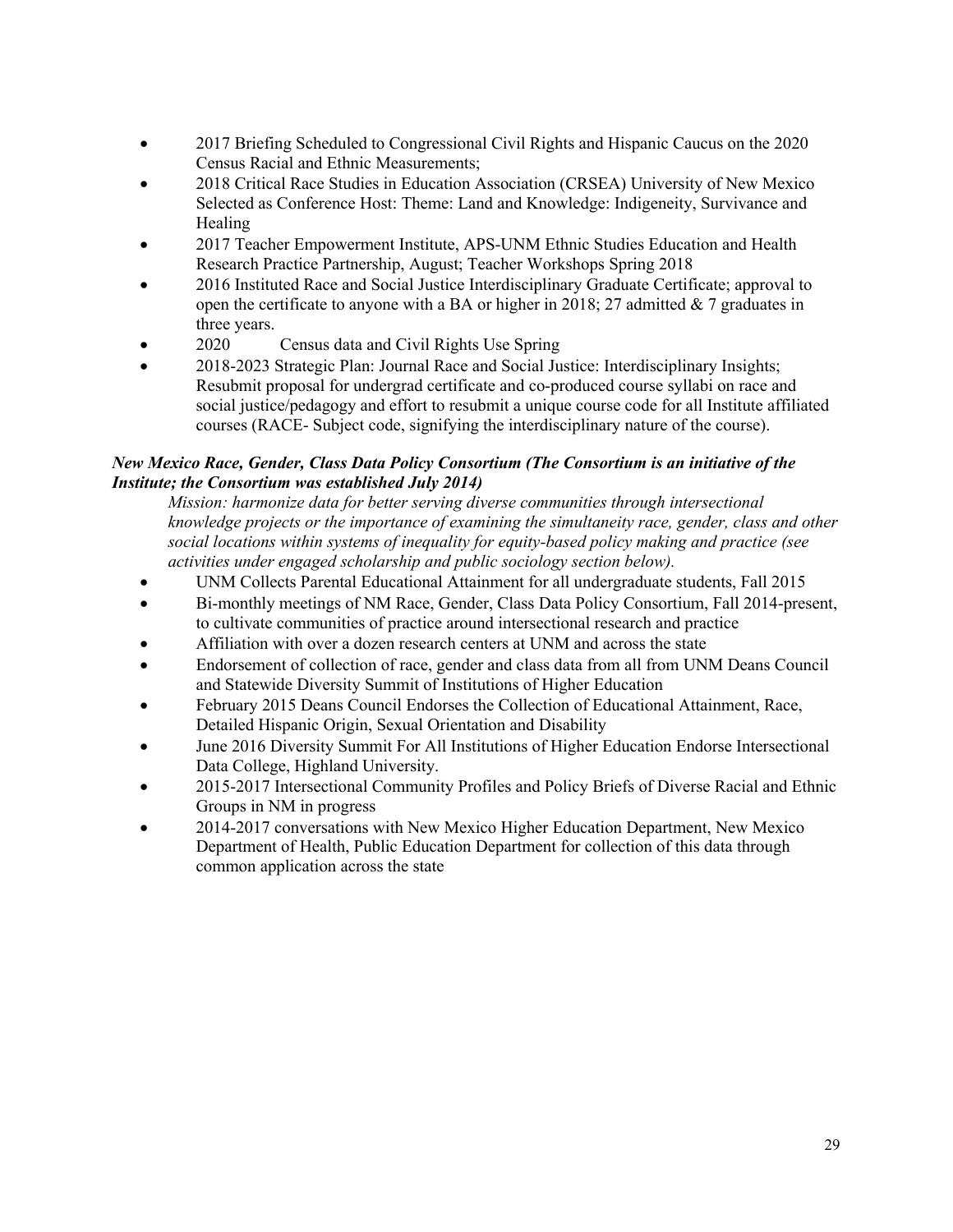- 2017 Briefing Scheduled to Congressional Civil Rights and Hispanic Caucus on the 2020 Census Racial and Ethnic Measurements;
- 2018 Critical Race Studies in Education Association (CRSEA) University of New Mexico Selected as Conference Host: Theme: Land and Knowledge: Indigeneity, Survivance and Healing
- 2017 Teacher Empowerment Institute, APS-UNM Ethnic Studies Education and Health Research Practice Partnership, August; Teacher Workshops Spring 2018
- 2016 Instituted Race and Social Justice Interdisciplinary Graduate Certificate; approval to open the certificate to anyone with a BA or higher in 2018; 27 admitted & 7 graduates in three years.
- 2020 Census data and Civil Rights Use Spring
- 2018-2023 Strategic Plan: Journal Race and Social Justice: Interdisciplinary Insights; Resubmit proposal for undergrad certificate and co-produced course syllabi on race and social justice/pedagogy and effort to resubmit a unique course code for all Institute affiliated courses (RACE- Subject code, signifying the interdisciplinary nature of the course).

***New Mexico Race, Gender, Class Data Policy Consortium (The Consortium is an initiative of the Institute; the Consortium was established July 2014)***

*Mission: harmonize data for better serving diverse communities through intersectional knowledge projects or the importance of examining the simultaneity race, gender, class and other social locations within systems of inequality for equity-based policy making and practice (see activities under engaged scholarship and public sociology section below).*

- UNM Collects Parental Educational Attainment for all undergraduate students, Fall 2015
- Bi-monthly meetings of NM Race, Gender, Class Data Policy Consortium, Fall 2014-present, to cultivate communities of practice around intersectional research and practice
- Affiliation with over a dozen research centers at UNM and across the state
- Endorsement of collection of race, gender and class data from all from UNM Deans Council and Statewide Diversity Summit of Institutions of Higher Education
- February 2015 Deans Council Endorses the Collection of Educational Attainment, Race, Detailed Hispanic Origin, Sexual Orientation and Disability
- June 2016 Diversity Summit For All Institutions of Higher Education Endorse Intersectional Data College, Highland University.
- 2015-2017 Intersectional Community Profiles and Policy Briefs of Diverse Racial and Ethnic Groups in NM in progress
- 2014-2017 conversations with New Mexico Higher Education Department, New Mexico Department of Health, Public Education Department for collection of this data through common application across the state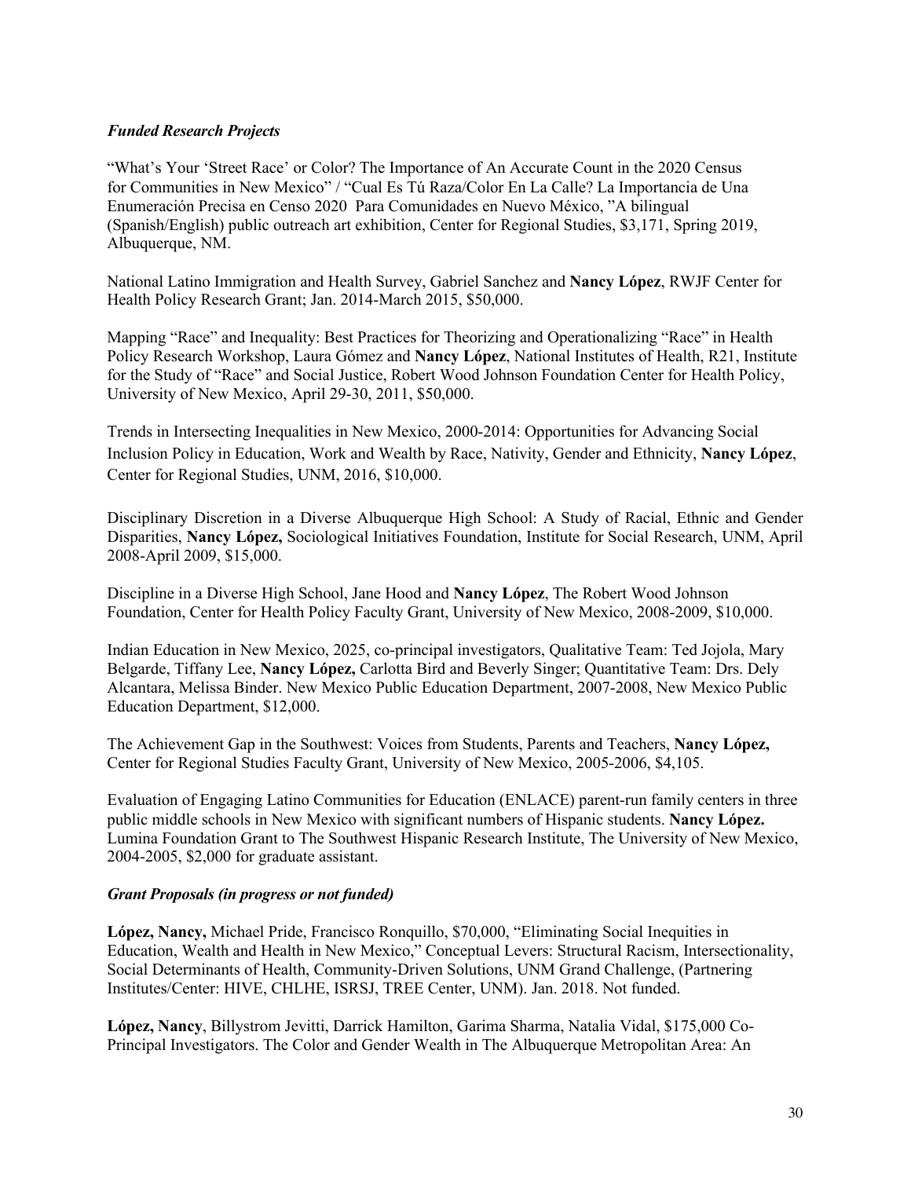***Funded Research Projects***

"What's Your 'Street Race' or Color? The Importance of An Accurate Count in the 2020 Census for Communities in New Mexico" / "Cual Es Tú Raza/Color En La Calle? La Importancia de Una Enumeración Precisa en Censo 2020 Para Comunidades en Nuevo México, "A bilingual (Spanish/English) public outreach art exhibition, Center for Regional Studies, $3,171, Spring 2019, Albuquerque, NM.

National Latino Immigration and Health Survey, Gabriel Sanchez and **Nancy López**, RWJF Center for Health Policy Research Grant; Jan. 2014-March 2015, $50,000.

Mapping "Race" and Inequality: Best Practices for Theorizing and Operationalizing "Race" in Health Policy Research Workshop, Laura Gómez and **Nancy López**, National Institutes of Health, R21, Institute for the Study of "Race" and Social Justice, Robert Wood Johnson Foundation Center for Health Policy, University of New Mexico, April 29-30, 2011, $50,000.

Trends in Intersecting Inequalities in New Mexico, 2000-2014: Opportunities for Advancing Social Inclusion Policy in Education, Work and Wealth by Race, Nativity, Gender and Ethnicity, **Nancy López**, Center for Regional Studies, UNM, 2016, $10,000.

Disciplinary Discretion in a Diverse Albuquerque High School: A Study of Racial, Ethnic and Gender Disparities, **Nancy López,** Sociological Initiatives Foundation, Institute for Social Research, UNM, April 2008-April 2009, $15,000.

Discipline in a Diverse High School, Jane Hood and **Nancy López**, The Robert Wood Johnson Foundation, Center for Health Policy Faculty Grant, University of New Mexico, 2008-2009, $10,000.

Indian Education in New Mexico, 2025, co-principal investigators, Qualitative Team: Ted Jojola, Mary Belgarde, Tiffany Lee, **Nancy López,** Carlotta Bird and Beverly Singer; Quantitative Team: Drs. Dely Alcantara, Melissa Binder. New Mexico Public Education Department, 2007-2008, New Mexico Public Education Department, $12,000.

The Achievement Gap in the Southwest: Voices from Students, Parents and Teachers, **Nancy López,** Center for Regional Studies Faculty Grant, University of New Mexico, 2005-2006, $4,105.

Evaluation of Engaging Latino Communities for Education (ENLACE) parent-run family centers in three public middle schools in New Mexico with significant numbers of Hispanic students. **Nancy López.** Lumina Foundation Grant to The Southwest Hispanic Research Institute, The University of New Mexico, 2004-2005, $2,000 for graduate assistant.

***Grant Proposals (in progress or not funded)***

**López, Nancy,** Michael Pride, Francisco Ronquillo, $70,000, "Eliminating Social Inequities in Education, Wealth and Health in New Mexico," Conceptual Levers: Structural Racism, Intersectionality, Social Determinants of Health, Community-Driven Solutions, UNM Grand Challenge, (Partnering Institutes/Center: HIVE, CHLHE, ISRSJ, TREE Center, UNM). Jan. 2018. Not funded.

**López, Nancy**, Billystrom Jevitti, Darrick Hamilton, Garima Sharma, Natalia Vidal, $175,000 Co-Principal Investigators. The Color and Gender Wealth in The Albuquerque Metropolitan Area: An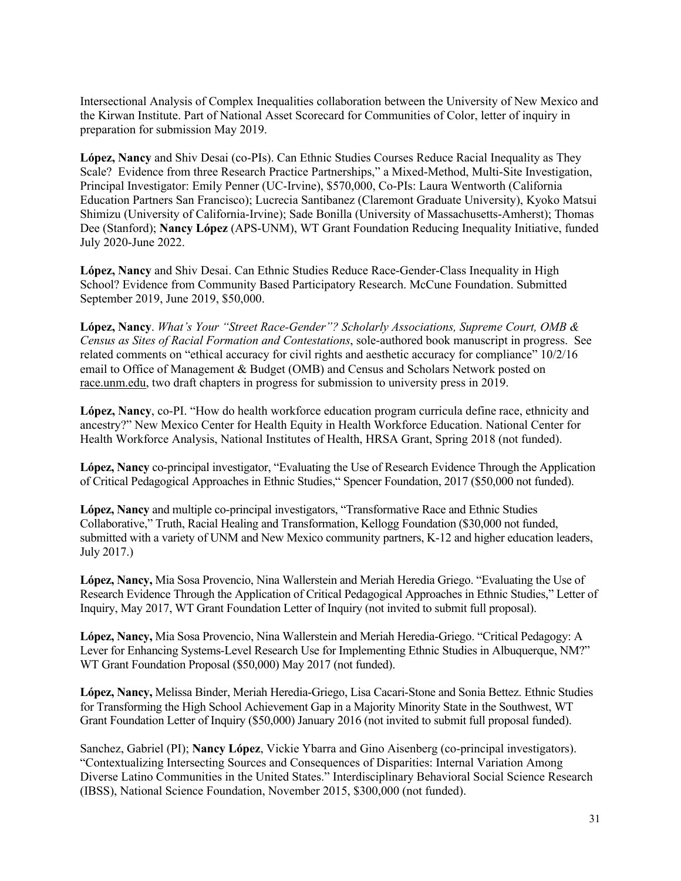Intersectional Analysis of Complex Inequalities collaboration between the University of New Mexico and the Kirwan Institute. Part of National Asset Scorecard for Communities of Color, letter of inquiry in preparation for submission May 2019.

**López, Nancy** and Shiv Desai (co-PIs). Can Ethnic Studies Courses Reduce Racial Inequality as They Scale? Evidence from three Research Practice Partnerships," a Mixed-Method, Multi-Site Investigation, Principal Investigator: Emily Penner (UC-Irvine), $570,000, Co-PIs: Laura Wentworth (California Education Partners San Francisco); Lucrecia Santibanez (Claremont Graduate University), Kyoko Matsui Shimizu (University of California-Irvine); Sade Bonilla (University of Massachusetts-Amherst); Thomas Dee (Stanford); **Nancy López** (APS-UNM), WT Grant Foundation Reducing Inequality Initiative, funded July 2020-June 2022.

**López, Nancy** and Shiv Desai. Can Ethnic Studies Reduce Race-Gender-Class Inequality in High School? Evidence from Community Based Participatory Research. McCune Foundation. Submitted September 2019, June 2019, $50,000.

**López, Nancy**. *What's Your "Street Race-Gender"? Scholarly Associations, Supreme Court, OMB & Census as Sites of Racial Formation and Contestations*, sole-authored book manuscript in progress. See related comments on "ethical accuracy for civil rights and aesthetic accuracy for compliance" 10/2/16 email to Office of Management & Budget (OMB) and Census and Scholars Network posted on race.unm.edu, two draft chapters in progress for submission to university press in 2019.

**López, Nancy**, co-PI. "How do health workforce education program curricula define race, ethnicity and ancestry?" New Mexico Center for Health Equity in Health Workforce Education. National Center for Health Workforce Analysis, National Institutes of Health, HRSA Grant, Spring 2018 (not funded).

**López, Nancy** co-principal investigator, "Evaluating the Use of Research Evidence Through the Application of Critical Pedagogical Approaches in Ethnic Studies," Spencer Foundation, 2017 ($50,000 not funded).

**López, Nancy** and multiple co-principal investigators, "Transformative Race and Ethnic Studies Collaborative," Truth, Racial Healing and Transformation, Kellogg Foundation ($30,000 not funded, submitted with a variety of UNM and New Mexico community partners, K-12 and higher education leaders, July 2017.)

**López, Nancy,** Mia Sosa Provencio, Nina Wallerstein and Meriah Heredia Griego. "Evaluating the Use of Research Evidence Through the Application of Critical Pedagogical Approaches in Ethnic Studies," Letter of Inquiry, May 2017, WT Grant Foundation Letter of Inquiry (not invited to submit full proposal).

**López, Nancy,** Mia Sosa Provencio, Nina Wallerstein and Meriah Heredia-Griego. "Critical Pedagogy: A Lever for Enhancing Systems-Level Research Use for Implementing Ethnic Studies in Albuquerque, NM?" WT Grant Foundation Proposal ($50,000) May 2017 (not funded).

**López, Nancy,** Melissa Binder, Meriah Heredia-Griego, Lisa Cacari-Stone and Sonia Bettez. Ethnic Studies for Transforming the High School Achievement Gap in a Majority Minority State in the Southwest, WT Grant Foundation Letter of Inquiry ($50,000) January 2016 (not invited to submit full proposal funded).

Sanchez, Gabriel (PI); **Nancy López**, Vickie Ybarra and Gino Aisenberg (co-principal investigators). "Contextualizing Intersecting Sources and Consequences of Disparities: Internal Variation Among Diverse Latino Communities in the United States." Interdisciplinary Behavioral Social Science Research (IBSS), National Science Foundation, November 2015, $300,000 (not funded).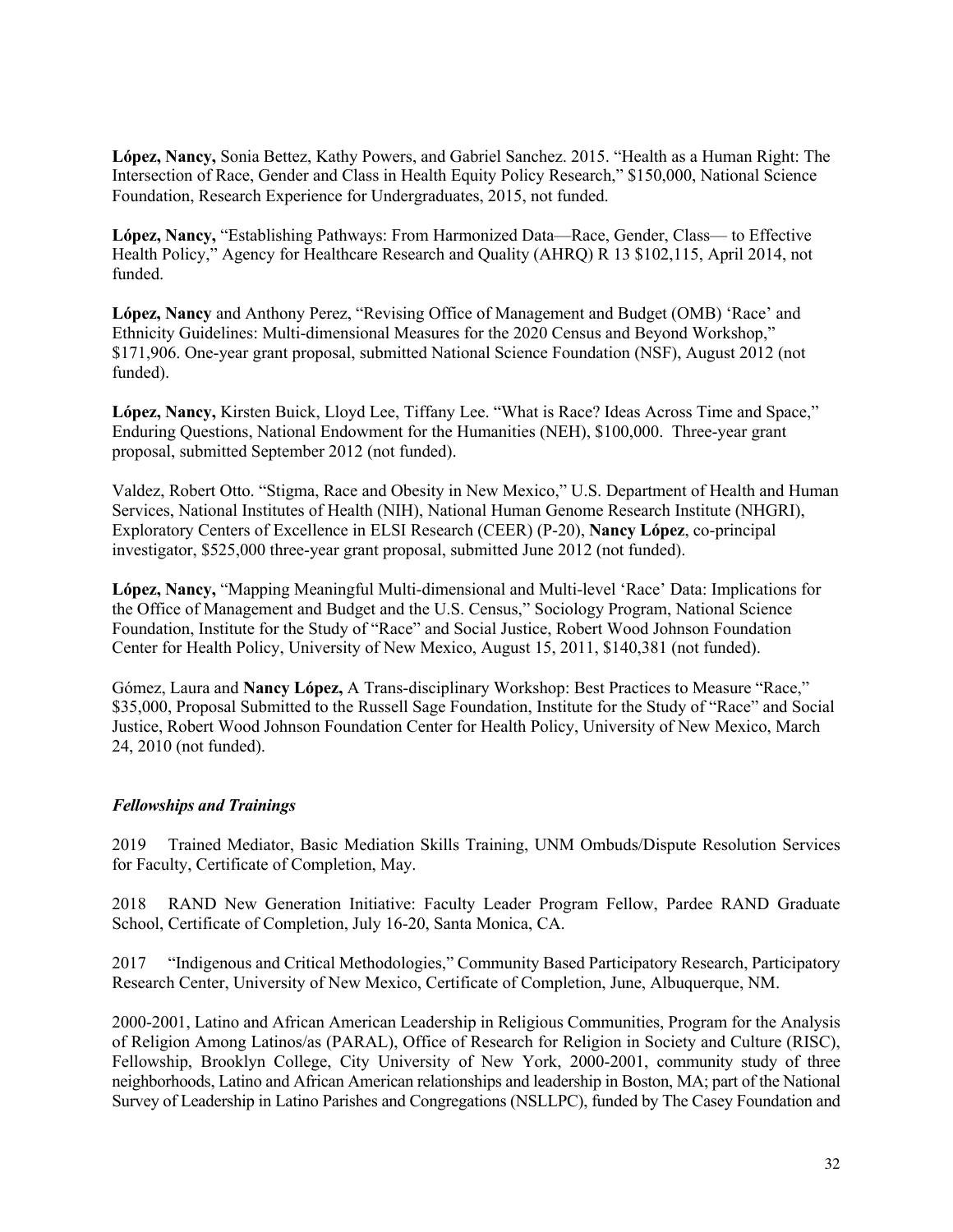**López, Nancy,** Sonia Bettez, Kathy Powers, and Gabriel Sanchez. 2015. "Health as a Human Right: The Intersection of Race, Gender and Class in Health Equity Policy Research," $150,000, National Science Foundation, Research Experience for Undergraduates, 2015, not funded.

**López, Nancy,** "Establishing Pathways: From Harmonized Data—Race, Gender, Class— to Effective Health Policy," Agency for Healthcare Research and Quality (AHRQ) R 13 $102,115, April 2014, not funded.

**López, Nancy** and Anthony Perez, "Revising Office of Management and Budget (OMB) 'Race' and Ethnicity Guidelines: Multi-dimensional Measures for the 2020 Census and Beyond Workshop," $171,906. One-year grant proposal, submitted National Science Foundation (NSF), August 2012 (not funded).

**López, Nancy,** Kirsten Buick, Lloyd Lee, Tiffany Lee. "What is Race? Ideas Across Time and Space," Enduring Questions, National Endowment for the Humanities (NEH), $100,000. Three-year grant proposal, submitted September 2012 (not funded).

Valdez, Robert Otto. "Stigma, Race and Obesity in New Mexico," U.S. Department of Health and Human Services, National Institutes of Health (NIH), National Human Genome Research Institute (NHGRI), Exploratory Centers of Excellence in ELSI Research (CEER) (P-20), **Nancy López**, co-principal investigator, $525,000 three-year grant proposal, submitted June 2012 (not funded).

**López, Nancy,** "Mapping Meaningful Multi-dimensional and Multi-level 'Race' Data: Implications for the Office of Management and Budget and the U.S. Census," Sociology Program, National Science Foundation, Institute for the Study of "Race" and Social Justice, Robert Wood Johnson Foundation Center for Health Policy, University of New Mexico, August 15, 2011, $140,381 (not funded).

Gómez, Laura and **Nancy López,** A Trans-disciplinary Workshop: Best Practices to Measure "Race," $35,000, Proposal Submitted to the Russell Sage Foundation, Institute for the Study of "Race" and Social Justice, Robert Wood Johnson Foundation Center for Health Policy, University of New Mexico, March 24, 2010 (not funded).

### *Fellowships and Trainings*

2019 Trained Mediator, Basic Mediation Skills Training, UNM Ombuds/Dispute Resolution Services for Faculty, Certificate of Completion, May.

2018 RAND New Generation Initiative: Faculty Leader Program Fellow, Pardee RAND Graduate School, Certificate of Completion, July 16-20, Santa Monica, CA.

2017 "Indigenous and Critical Methodologies," Community Based Participatory Research, Participatory Research Center, University of New Mexico, Certificate of Completion, June, Albuquerque, NM.

2000-2001, Latino and African American Leadership in Religious Communities, Program for the Analysis of Religion Among Latinos/as (PARAL), Office of Research for Religion in Society and Culture (RISC), Fellowship, Brooklyn College, City University of New York, 2000-2001, community study of three neighborhoods, Latino and African American relationships and leadership in Boston, MA; part of the National Survey of Leadership in Latino Parishes and Congregations (NSLLPC), funded by The Casey Foundation and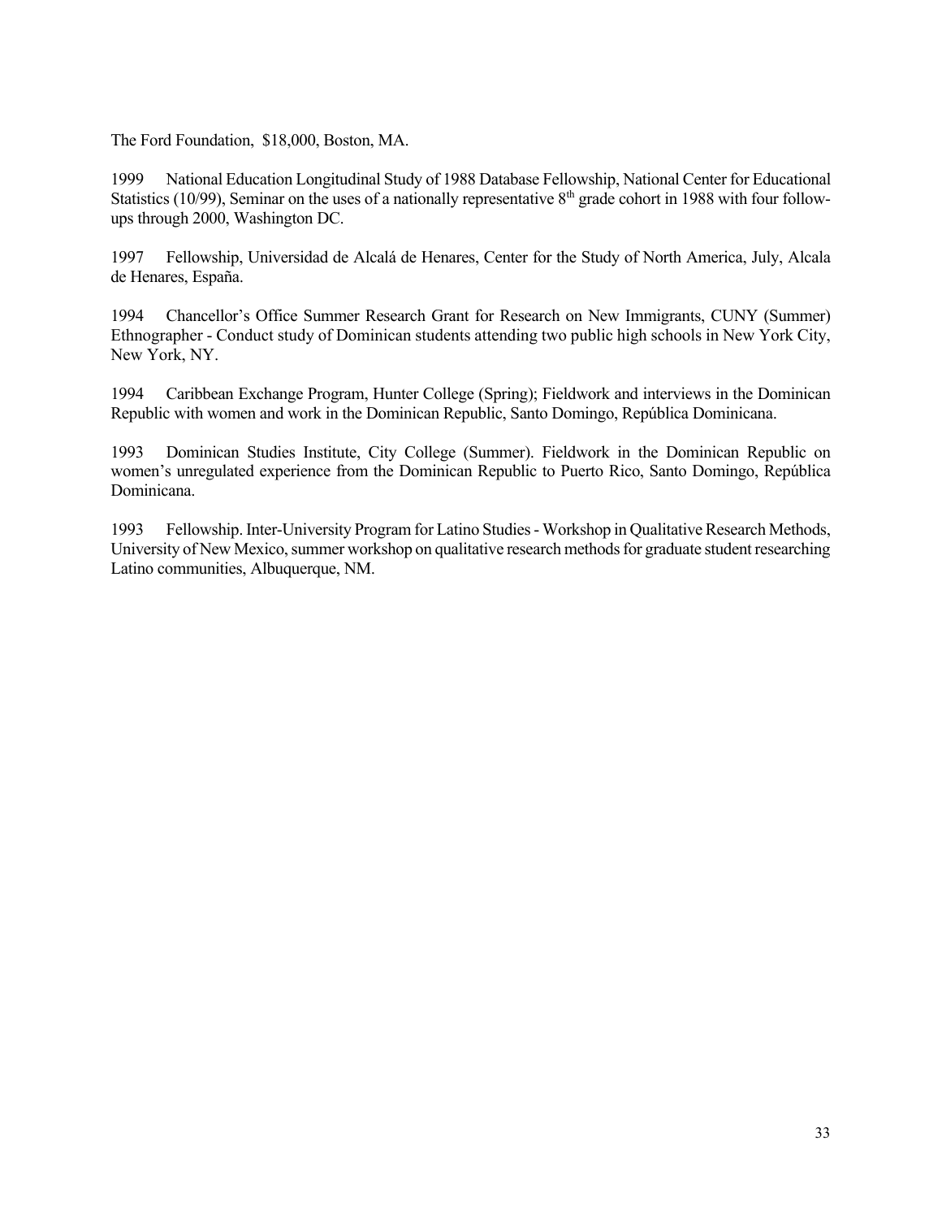The Ford Foundation, $18,000, Boston, MA.

1999 National Education Longitudinal Study of 1988 Database Fellowship, National Center for Educational Statistics (10/99), Seminar on the uses of a nationally representative 8th grade cohort in 1988 with four follow-ups through 2000, Washington DC.

1997 Fellowship, Universidad de Alcalá de Henares, Center for the Study of North America, July, Alcala de Henares, España.

1994 Chancellor's Office Summer Research Grant for Research on New Immigrants, CUNY (Summer) Ethnographer - Conduct study of Dominican students attending two public high schools in New York City, New York, NY.

1994 Caribbean Exchange Program, Hunter College (Spring); Fieldwork and interviews in the Dominican Republic with women and work in the Dominican Republic, Santo Domingo, República Dominicana.

1993 Dominican Studies Institute, City College (Summer). Fieldwork in the Dominican Republic on women's unregulated experience from the Dominican Republic to Puerto Rico, Santo Domingo, República Dominicana.

1993 Fellowship. Inter-University Program for Latino Studies - Workshop in Qualitative Research Methods, University of New Mexico, summer workshop on qualitative research methods for graduate student researching Latino communities, Albuquerque, NM.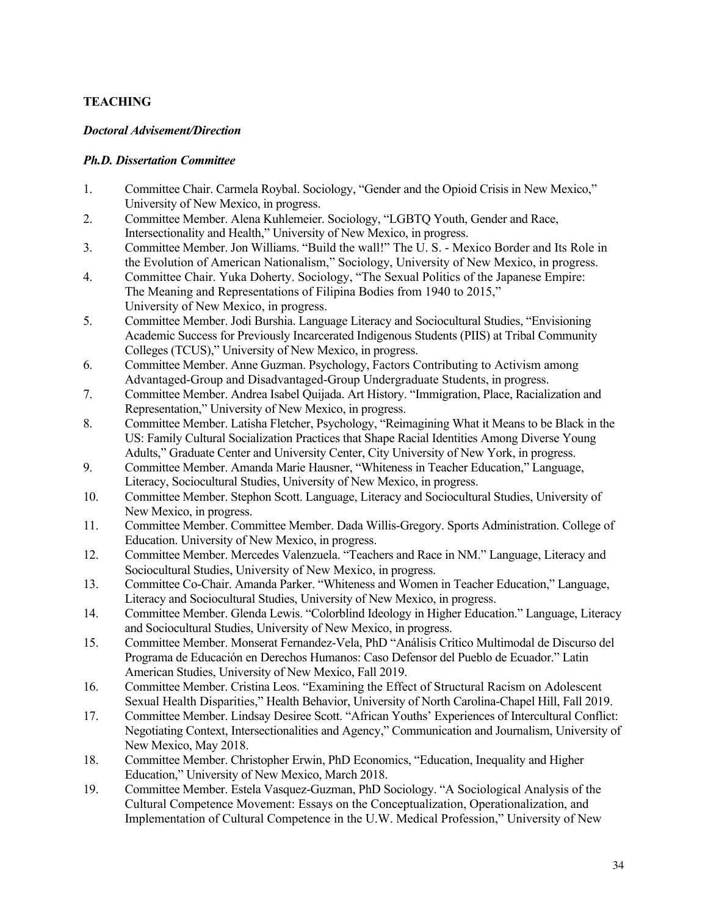**TEACHING**

***Doctoral Advisement/Direction***

***Ph.D. Dissertation Committee***

1. Committee Chair. Carmela Roybal. Sociology, "Gender and the Opioid Crisis in New Mexico," University of New Mexico, in progress.
2. Committee Member. Alena Kuhlemeier. Sociology, "LGBTQ Youth, Gender and Race, Intersectionality and Health," University of New Mexico, in progress.
3. Committee Member. Jon Williams. "Build the wall!" The U. S. - Mexico Border and Its Role in the Evolution of American Nationalism," Sociology, University of New Mexico, in progress.
4. Committee Chair. Yuka Doherty. Sociology, "The Sexual Politics of the Japanese Empire: The Meaning and Representations of Filipina Bodies from 1940 to 2015," University of New Mexico, in progress.
5. Committee Member. Jodi Burshia. Language Literacy and Sociocultural Studies, "Envisioning Academic Success for Previously Incarcerated Indigenous Students (PIIS) at Tribal Community Colleges (TCUS)," University of New Mexico, in progress.
6. Committee Member. Anne Guzman. Psychology, Factors Contributing to Activism among Advantaged-Group and Disadvantaged-Group Undergraduate Students, in progress.
7. Committee Member. Andrea Isabel Quijada. Art History. "Immigration, Place, Racialization and Representation," University of New Mexico, in progress.
8. Committee Member. Latisha Fletcher, Psychology, "Reimagining What it Means to be Black in the US: Family Cultural Socialization Practices that Shape Racial Identities Among Diverse Young Adults," Graduate Center and University Center, City University of New York, in progress.
9. Committee Member. Amanda Marie Hausner, "Whiteness in Teacher Education," Language, Literacy, Sociocultural Studies, University of New Mexico, in progress.
10. Committee Member. Stephon Scott. Language, Literacy and Sociocultural Studies, University of New Mexico, in progress.
11. Committee Member. Committee Member. Dada Willis-Gregory. Sports Administration. College of Education. University of New Mexico, in progress.
12. Committee Member. Mercedes Valenzuela. "Teachers and Race in NM." Language, Literacy and Sociocultural Studies, University of New Mexico, in progress.
13. Committee Co-Chair. Amanda Parker. "Whiteness and Women in Teacher Education," Language, Literacy and Sociocultural Studies, University of New Mexico, in progress.
14. Committee Member. Glenda Lewis. "Colorblind Ideology in Higher Education." Language, Literacy and Sociocultural Studies, University of New Mexico, in progress.
15. Committee Member. Monserat Fernandez-Vela, PhD "Análisis Crítico Multimodal de Discurso del Programa de Educación en Derechos Humanos: Caso Defensor del Pueblo de Ecuador." Latin American Studies, University of New Mexico, Fall 2019.
16. Committee Member. Cristina Leos. "Examining the Effect of Structural Racism on Adolescent Sexual Health Disparities," Health Behavior, University of North Carolina-Chapel Hill, Fall 2019.
17. Committee Member. Lindsay Desiree Scott. "African Youths' Experiences of Intercultural Conflict: Negotiating Context, Intersectionalities and Agency," Communication and Journalism, University of New Mexico, May 2018.
18. Committee Member. Christopher Erwin, PhD Economics, "Education, Inequality and Higher Education," University of New Mexico, March 2018.
19. Committee Member. Estela Vasquez-Guzman, PhD Sociology. "A Sociological Analysis of the Cultural Competence Movement: Essays on the Conceptualization, Operationalization, and Implementation of Cultural Competence in the U.W. Medical Profession," University of New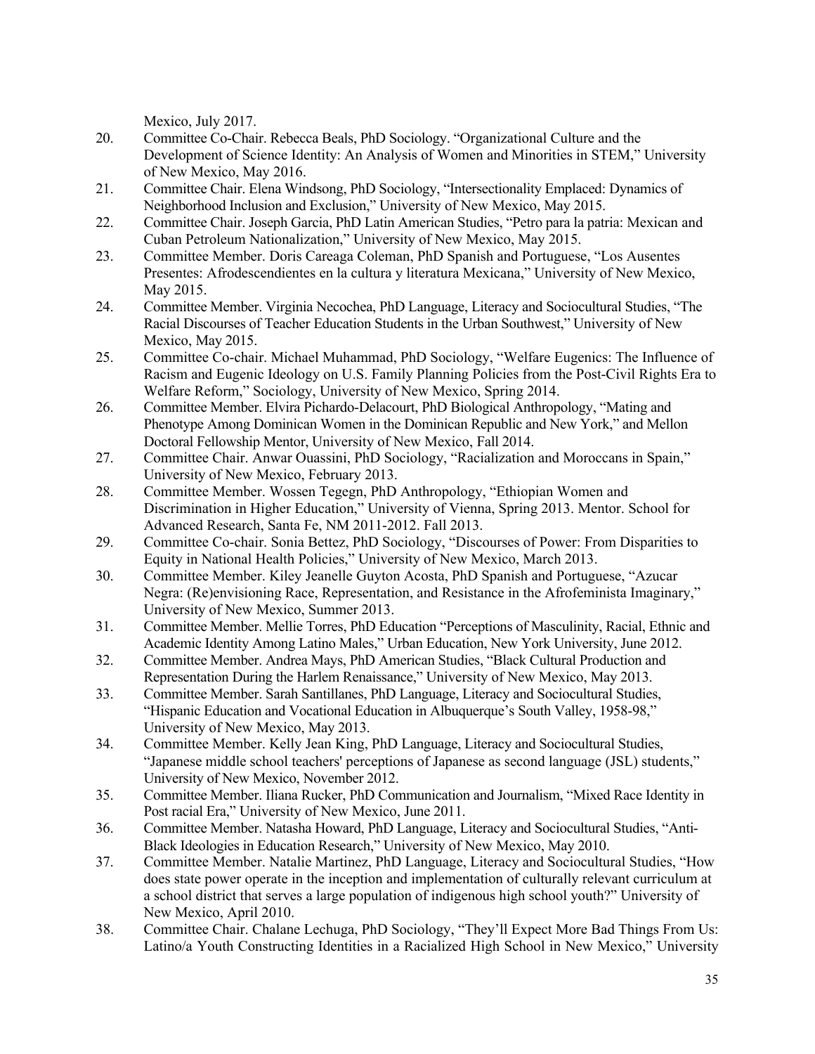Mexico, July 2017.

20. Committee Co-Chair. Rebecca Beals, PhD Sociology. "Organizational Culture and the Development of Science Identity: An Analysis of Women and Minorities in STEM," University of New Mexico, May 2016.
21. Committee Chair. Elena Windsong, PhD Sociology, "Intersectionality Emplaced: Dynamics of Neighborhood Inclusion and Exclusion," University of New Mexico, May 2015.
22. Committee Chair. Joseph Garcia, PhD Latin American Studies, "Petro para la patria: Mexican and Cuban Petroleum Nationalization," University of New Mexico, May 2015.
23. Committee Member. Doris Careaga Coleman, PhD Spanish and Portuguese, "Los Ausentes Presentes: Afrodescendientes en la cultura y literatura Mexicana," University of New Mexico, May 2015.
24. Committee Member. Virginia Necochea, PhD Language, Literacy and Sociocultural Studies, "The Racial Discourses of Teacher Education Students in the Urban Southwest," University of New Mexico, May 2015.
25. Committee Co-chair. Michael Muhammad, PhD Sociology, "Welfare Eugenics: The Influence of Racism and Eugenic Ideology on U.S. Family Planning Policies from the Post-Civil Rights Era to Welfare Reform," Sociology, University of New Mexico, Spring 2014.
26. Committee Member. Elvira Pichardo-Delacourt, PhD Biological Anthropology, "Mating and Phenotype Among Dominican Women in the Dominican Republic and New York," and Mellon Doctoral Fellowship Mentor, University of New Mexico, Fall 2014.
27. Committee Chair. Anwar Ouassini, PhD Sociology, "Racialization and Moroccans in Spain," University of New Mexico, February 2013.
28. Committee Member. Wossen Tegegn, PhD Anthropology, "Ethiopian Women and Discrimination in Higher Education," University of Vienna, Spring 2013. Mentor. School for Advanced Research, Santa Fe, NM 2011-2012. Fall 2013.
29. Committee Co-chair. Sonia Bettez, PhD Sociology, "Discourses of Power: From Disparities to Equity in National Health Policies," University of New Mexico, March 2013.
30. Committee Member. Kiley Jeanelle Guyton Acosta, PhD Spanish and Portuguese, "Azucar Negra: (Re)envisioning Race, Representation, and Resistance in the Afrofeminista Imaginary," University of New Mexico, Summer 2013.
31. Committee Member. Mellie Torres, PhD Education "Perceptions of Masculinity, Racial, Ethnic and Academic Identity Among Latino Males," Urban Education, New York University, June 2012.
32. Committee Member. Andrea Mays, PhD American Studies, "Black Cultural Production and Representation During the Harlem Renaissance," University of New Mexico, May 2013.
33. Committee Member. Sarah Santillanes, PhD Language, Literacy and Sociocultural Studies, "Hispanic Education and Vocational Education in Albuquerque's South Valley, 1958-98," University of New Mexico, May 2013.
34. Committee Member. Kelly Jean King, PhD Language, Literacy and Sociocultural Studies, "Japanese middle school teachers' perceptions of Japanese as second language (JSL) students," University of New Mexico, November 2012.
35. Committee Member. Iliana Rucker, PhD Communication and Journalism, "Mixed Race Identity in Post racial Era," University of New Mexico, June 2011.
36. Committee Member. Natasha Howard, PhD Language, Literacy and Sociocultural Studies, "Anti-Black Ideologies in Education Research," University of New Mexico, May 2010.
37. Committee Member. Natalie Martinez, PhD Language, Literacy and Sociocultural Studies, "How does state power operate in the inception and implementation of culturally relevant curriculum at a school district that serves a large population of indigenous high school youth?" University of New Mexico, April 2010.
38. Committee Chair. Chalane Lechuga, PhD Sociology, "They'll Expect More Bad Things From Us: Latino/a Youth Constructing Identities in a Racialized High School in New Mexico," University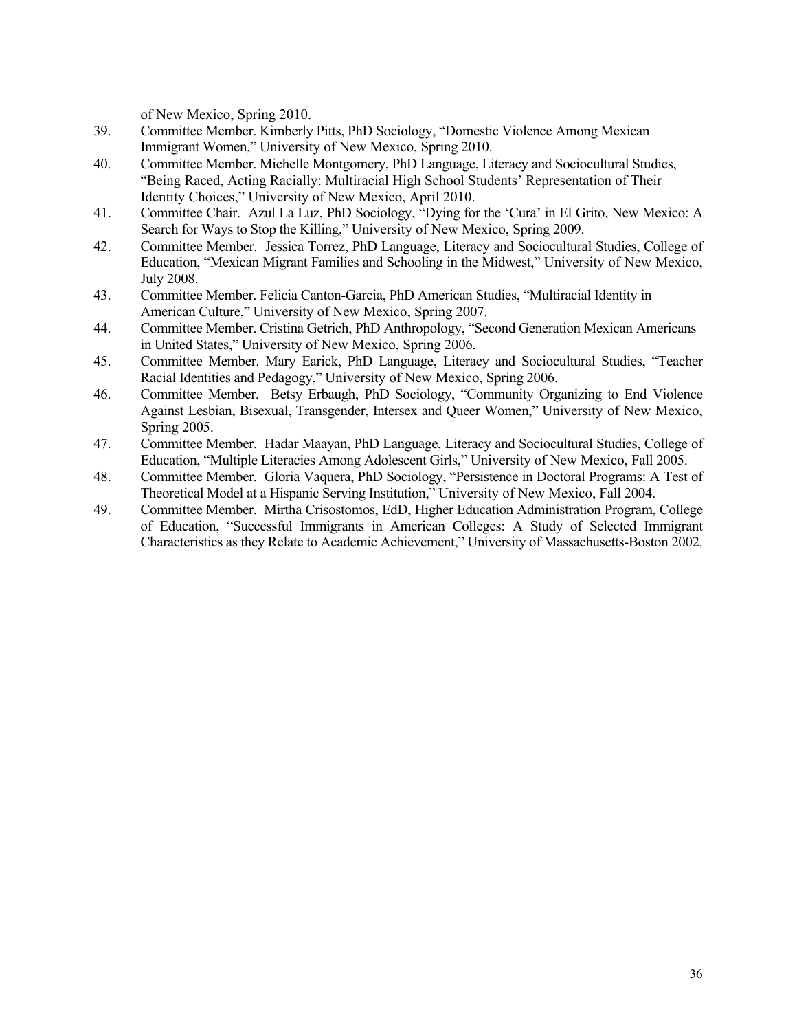of New Mexico, Spring 2010.

39. Committee Member. Kimberly Pitts, PhD Sociology, "Domestic Violence Among Mexican Immigrant Women," University of New Mexico, Spring 2010.
40. Committee Member. Michelle Montgomery, PhD Language, Literacy and Sociocultural Studies, "Being Raced, Acting Racially: Multiracial High School Students' Representation of Their Identity Choices," University of New Mexico, April 2010.
41. Committee Chair. Azul La Luz, PhD Sociology, "Dying for the 'Cura' in El Grito, New Mexico: A Search for Ways to Stop the Killing," University of New Mexico, Spring 2009.
42. Committee Member. Jessica Torrez, PhD Language, Literacy and Sociocultural Studies, College of Education, "Mexican Migrant Families and Schooling in the Midwest," University of New Mexico, July 2008.
43. Committee Member. Felicia Canton-Garcia, PhD American Studies, "Multiracial Identity in American Culture," University of New Mexico, Spring 2007.
44. Committee Member. Cristina Getrich, PhD Anthropology, "Second Generation Mexican Americans in United States," University of New Mexico, Spring 2006.
45. Committee Member. Mary Earick, PhD Language, Literacy and Sociocultural Studies, "Teacher Racial Identities and Pedagogy," University of New Mexico, Spring 2006.
46. Committee Member. Betsy Erbaugh, PhD Sociology, "Community Organizing to End Violence Against Lesbian, Bisexual, Transgender, Intersex and Queer Women," University of New Mexico, Spring 2005.
47. Committee Member. Hadar Maayan, PhD Language, Literacy and Sociocultural Studies, College of Education, "Multiple Literacies Among Adolescent Girls," University of New Mexico, Fall 2005.
48. Committee Member. Gloria Vaquera, PhD Sociology, "Persistence in Doctoral Programs: A Test of Theoretical Model at a Hispanic Serving Institution," University of New Mexico, Fall 2004.
49. Committee Member. Mirtha Crisostomos, EdD, Higher Education Administration Program, College of Education, "Successful Immigrants in American Colleges: A Study of Selected Immigrant Characteristics as they Relate to Academic Achievement," University of Massachusetts-Boston 2002.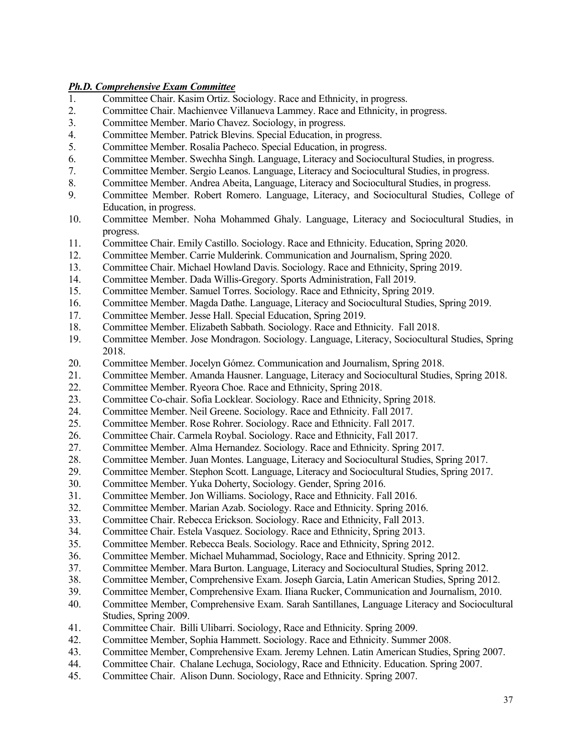***Ph.D. Comprehensive Exam Committee***

1. Committee Chair. Kasim Ortiz. Sociology. Race and Ethnicity, in progress.
2. Committee Chair. Machienvee Villanueva Lammey. Race and Ethnicity, in progress.
3. Committee Member. Mario Chavez. Sociology, in progress.
4. Committee Member. Patrick Blevins. Special Education, in progress.
5. Committee Member. Rosalia Pacheco. Special Education, in progress.
6. Committee Member. Swechha Singh. Language, Literacy and Sociocultural Studies, in progress.
7. Committee Member. Sergio Leanos. Language, Literacy and Sociocultural Studies, in progress.
8. Committee Member. Andrea Abeita, Language, Literacy and Sociocultural Studies, in progress.
9. Committee Member. Robert Romero. Language, Literacy, and Sociocultural Studies, College of Education, in progress.
10. Committee Member. Noha Mohammed Ghaly. Language, Literacy and Sociocultural Studies, in progress.
11. Committee Chair. Emily Castillo. Sociology. Race and Ethnicity. Education, Spring 2020.
12. Committee Member. Carrie Mulderink. Communication and Journalism, Spring 2020.
13. Committee Chair. Michael Howland Davis. Sociology. Race and Ethnicity, Spring 2019.
14. Committee Member. Dada Willis-Gregory. Sports Administration, Fall 2019.
15. Committee Member. Samuel Torres. Sociology. Race and Ethnicity, Spring 2019.
16. Committee Member. Magda Dathe. Language, Literacy and Sociocultural Studies, Spring 2019.
17. Committee Member. Jesse Hall. Special Education, Spring 2019.
18. Committee Member. Elizabeth Sabbath. Sociology. Race and Ethnicity. Fall 2018.
19. Committee Member. Jose Mondragon. Sociology. Language, Literacy, Sociocultural Studies, Spring 2018.
20. Committee Member. Jocelyn Gómez. Communication and Journalism, Spring 2018.
21. Committee Member. Amanda Hausner. Language, Literacy and Sociocultural Studies, Spring 2018.
22. Committee Member. Ryeora Choe. Race and Ethnicity, Spring 2018.
23. Committee Co-chair. Sofia Locklear. Sociology. Race and Ethnicity, Spring 2018.
24. Committee Member. Neil Greene. Sociology. Race and Ethnicity. Fall 2017.
25. Committee Member. Rose Rohrer. Sociology. Race and Ethnicity. Fall 2017.
26. Committee Chair. Carmela Roybal. Sociology. Race and Ethnicity, Fall 2017.
27. Committee Member. Alma Hernandez. Sociology. Race and Ethnicity. Spring 2017.
28. Committee Member. Juan Montes. Language, Literacy and Sociocultural Studies, Spring 2017.
29. Committee Member. Stephon Scott. Language, Literacy and Sociocultural Studies, Spring 2017.
30. Committee Member. Yuka Doherty, Sociology. Gender, Spring 2016.
31. Committee Member. Jon Williams. Sociology, Race and Ethnicity. Fall 2016.
32. Committee Member. Marian Azab. Sociology. Race and Ethnicity. Spring 2016.
33. Committee Chair. Rebecca Erickson. Sociology. Race and Ethnicity, Fall 2013.
34. Committee Chair. Estela Vasquez. Sociology. Race and Ethnicity, Spring 2013.
35. Committee Member. Rebecca Beals. Sociology. Race and Ethnicity, Spring 2012.
36. Committee Member. Michael Muhammad, Sociology, Race and Ethnicity. Spring 2012.
37. Committee Member. Mara Burton. Language, Literacy and Sociocultural Studies, Spring 2012.
38. Committee Member, Comprehensive Exam. Joseph Garcia, Latin American Studies, Spring 2012.
39. Committee Member, Comprehensive Exam. Iliana Rucker, Communication and Journalism, 2010.
40. Committee Member, Comprehensive Exam. Sarah Santillanes, Language Literacy and Sociocultural Studies, Spring 2009.
41. Committee Chair. Billi Ulibarri. Sociology, Race and Ethnicity. Spring 2009.
42. Committee Member, Sophia Hammett. Sociology. Race and Ethnicity. Summer 2008.
43. Committee Member, Comprehensive Exam. Jeremy Lehnen. Latin American Studies, Spring 2007.
44. Committee Chair. Chalane Lechuga, Sociology, Race and Ethnicity. Education. Spring 2007.
45. Committee Chair. Alison Dunn. Sociology, Race and Ethnicity. Spring 2007.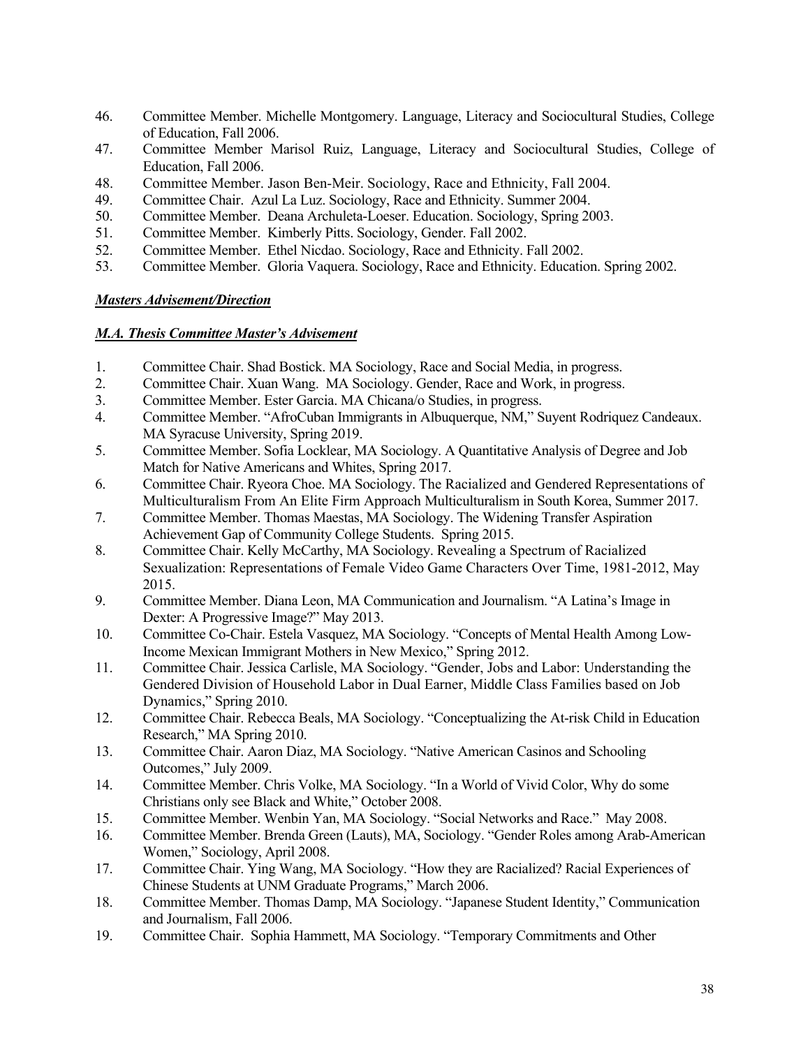46. Committee Member. Michelle Montgomery. Language, Literacy and Sociocultural Studies, College of Education, Fall 2006.
47. Committee Member Marisol Ruiz, Language, Literacy and Sociocultural Studies, College of Education, Fall 2006.
48. Committee Member. Jason Ben-Meir. Sociology, Race and Ethnicity, Fall 2004.
49. Committee Chair. Azul La Luz. Sociology, Race and Ethnicity. Summer 2004.
50. Committee Member. Deana Archuleta-Loeser. Education. Sociology, Spring 2003.
51. Committee Member. Kimberly Pitts. Sociology, Gender. Fall 2002.
52. Committee Member. Ethel Nicdao. Sociology, Race and Ethnicity. Fall 2002.
53. Committee Member. Gloria Vaquera. Sociology, Race and Ethnicity. Education. Spring 2002.

***<u>Masters Advisement/Direction</u>***

***<u>M.A. Thesis Committee Master's Advisement</u>***

1. Committee Chair. Shad Bostick. MA Sociology, Race and Social Media, in progress.
2. Committee Chair. Xuan Wang. MA Sociology. Gender, Race and Work, in progress.
3. Committee Member. Ester Garcia. MA Chicana/o Studies, in progress.
4. Committee Member. "AfroCuban Immigrants in Albuquerque, NM," Suyent Rodriquez Candeaux. MA Syracuse University, Spring 2019.
5. Committee Member. Sofia Locklear, MA Sociology. A Quantitative Analysis of Degree and Job Match for Native Americans and Whites, Spring 2017.
6. Committee Chair. Ryeora Choe. MA Sociology. The Racialized and Gendered Representations of Multiculturalism From An Elite Firm Approach Multiculturalism in South Korea, Summer 2017.
7. Committee Member. Thomas Maestas, MA Sociology. The Widening Transfer Aspiration Achievement Gap of Community College Students. Spring 2015.
8. Committee Chair. Kelly McCarthy, MA Sociology. Revealing a Spectrum of Racialized Sexualization: Representations of Female Video Game Characters Over Time, 1981-2012, May 2015.
9. Committee Member. Diana Leon, MA Communication and Journalism. "A Latina's Image in Dexter: A Progressive Image?" May 2013.
10. Committee Co-Chair. Estela Vasquez, MA Sociology. "Concepts of Mental Health Among Low-Income Mexican Immigrant Mothers in New Mexico," Spring 2012.
11. Committee Chair. Jessica Carlisle, MA Sociology. "Gender, Jobs and Labor: Understanding the Gendered Division of Household Labor in Dual Earner, Middle Class Families based on Job Dynamics," Spring 2010.
12. Committee Chair. Rebecca Beals, MA Sociology. "Conceptualizing the At-risk Child in Education Research," MA Spring 2010.
13. Committee Chair. Aaron Diaz, MA Sociology. "Native American Casinos and Schooling Outcomes," July 2009.
14. Committee Member. Chris Volke, MA Sociology. "In a World of Vivid Color, Why do some Christians only see Black and White," October 2008.
15. Committee Member. Wenbin Yan, MA Sociology. "Social Networks and Race." May 2008.
16. Committee Member. Brenda Green (Lauts), MA, Sociology. "Gender Roles among Arab-American Women," Sociology, April 2008.
17. Committee Chair. Ying Wang, MA Sociology. "How they are Racialized? Racial Experiences of Chinese Students at UNM Graduate Programs," March 2006.
18. Committee Member. Thomas Damp, MA Sociology. "Japanese Student Identity," Communication and Journalism, Fall 2006.
19. Committee Chair. Sophia Hammett, MA Sociology. "Temporary Commitments and Other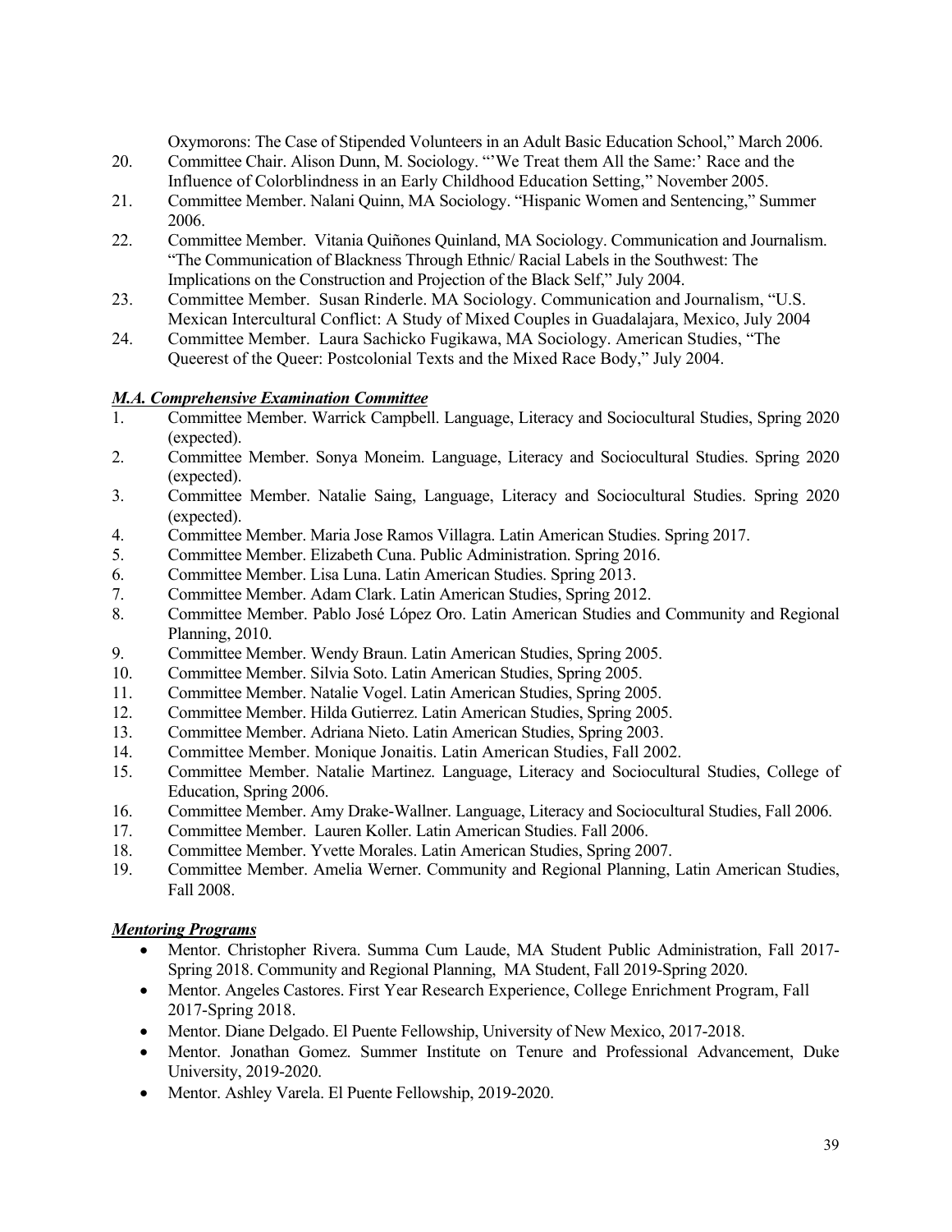Oxymorons: The Case of Stipended Volunteers in an Adult Basic Education School," March 2006.

20. Committee Chair. Alison Dunn, M. Sociology. "'We Treat them All the Same:' Race and the Influence of Colorblindness in an Early Childhood Education Setting," November 2005.
21. Committee Member. Nalani Quinn, MA Sociology. "Hispanic Women and Sentencing," Summer 2006.
22. Committee Member. Vitania Quiñones Quinland, MA Sociology. Communication and Journalism. "The Communication of Blackness Through Ethnic/ Racial Labels in the Southwest: The Implications on the Construction and Projection of the Black Self," July 2004.
23. Committee Member. Susan Rinderle. MA Sociology. Communication and Journalism, "U.S. Mexican Intercultural Conflict: A Study of Mixed Couples in Guadalajara, Mexico, July 2004
24. Committee Member. Laura Sachicko Fugikawa, MA Sociology. American Studies, "The Queerest of the Queer: Postcolonial Texts and the Mixed Race Body," July 2004.

***M.A. Comprehensive Examination Committee***

1. Committee Member. Warrick Campbell. Language, Literacy and Sociocultural Studies, Spring 2020 (expected).
2. Committee Member. Sonya Moneim. Language, Literacy and Sociocultural Studies. Spring 2020 (expected).
3. Committee Member. Natalie Saing, Language, Literacy and Sociocultural Studies. Spring 2020 (expected).
4. Committee Member. Maria Jose Ramos Villagra. Latin American Studies. Spring 2017.
5. Committee Member. Elizabeth Cuna. Public Administration. Spring 2016.
6. Committee Member. Lisa Luna. Latin American Studies. Spring 2013.
7. Committee Member. Adam Clark. Latin American Studies, Spring 2012.
8. Committee Member. Pablo José López Oro. Latin American Studies and Community and Regional Planning, 2010.
9. Committee Member. Wendy Braun. Latin American Studies, Spring 2005.
10. Committee Member. Silvia Soto. Latin American Studies, Spring 2005.
11. Committee Member. Natalie Vogel. Latin American Studies, Spring 2005.
12. Committee Member. Hilda Gutierrez. Latin American Studies, Spring 2005.
13. Committee Member. Adriana Nieto. Latin American Studies, Spring 2003.
14. Committee Member. Monique Jonaitis. Latin American Studies, Fall 2002.
15. Committee Member. Natalie Martinez. Language, Literacy and Sociocultural Studies, College of Education, Spring 2006.
16. Committee Member. Amy Drake-Wallner. Language, Literacy and Sociocultural Studies, Fall 2006.
17. Committee Member. Lauren Koller. Latin American Studies. Fall 2006.
18. Committee Member. Yvette Morales. Latin American Studies, Spring 2007.
19. Committee Member. Amelia Werner. Community and Regional Planning, Latin American Studies, Fall 2008.

***Mentoring Programs***

- Mentor. Christopher Rivera. Summa Cum Laude, MA Student Public Administration, Fall 2017-Spring 2018. Community and Regional Planning, MA Student, Fall 2019-Spring 2020.
- Mentor. Angeles Castores. First Year Research Experience, College Enrichment Program, Fall 2017-Spring 2018.
- Mentor. Diane Delgado. El Puente Fellowship, University of New Mexico, 2017-2018.
- Mentor. Jonathan Gomez. Summer Institute on Tenure and Professional Advancement, Duke University, 2019-2020.
- Mentor. Ashley Varela. El Puente Fellowship, 2019-2020.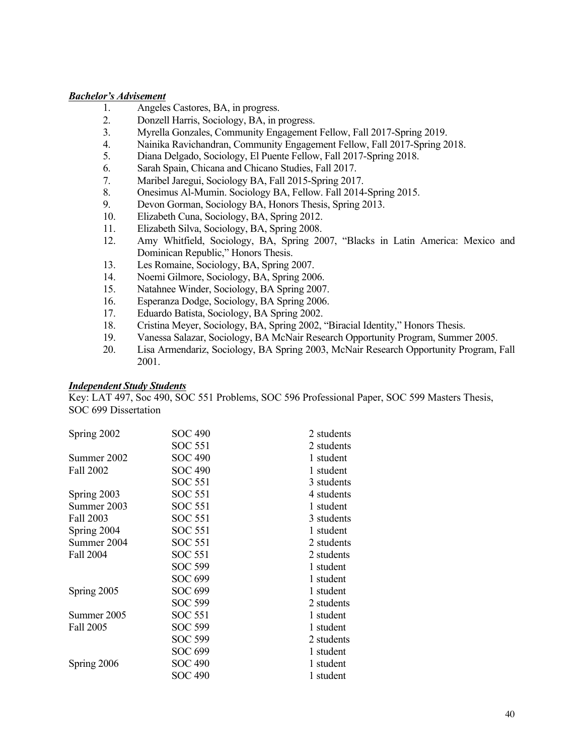***Bachelor's Advisement***

1. Angeles Castores, BA, in progress.
2. Donzell Harris, Sociology, BA, in progress.
3. Myrella Gonzales, Community Engagement Fellow, Fall 2017-Spring 2019.
4. Nainika Ravichandran, Community Engagement Fellow, Fall 2017-Spring 2018.
5. Diana Delgado, Sociology, El Puente Fellow, Fall 2017-Spring 2018.
6. Sarah Spain, Chicana and Chicano Studies, Fall 2017.
7. Maribel Jaregui, Sociology BA, Fall 2015-Spring 2017.
8. Onesimus Al-Mumin. Sociology BA, Fellow. Fall 2014-Spring 2015.
9. Devon Gorman, Sociology BA, Honors Thesis, Spring 2013.
10. Elizabeth Cuna, Sociology, BA, Spring 2012.
11. Elizabeth Silva, Sociology, BA, Spring 2008.
12. Amy Whitfield, Sociology, BA, Spring 2007, "Blacks in Latin America: Mexico and Dominican Republic," Honors Thesis.
13. Les Romaine, Sociology, BA, Spring 2007.
14. Noemi Gilmore, Sociology, BA, Spring 2006.
15. Natahnee Winder, Sociology, BA Spring 2007.
16. Esperanza Dodge, Sociology, BA Spring 2006.
17. Eduardo Batista, Sociology, BA Spring 2002.
18. Cristina Meyer, Sociology, BA, Spring 2002, "Biracial Identity," Honors Thesis.
19. Vanessa Salazar, Sociology, BA McNair Research Opportunity Program, Summer 2005.
20. Lisa Armendariz, Sociology, BA Spring 2003, McNair Research Opportunity Program, Fall 2001.

***Independent Study Students***

Key: LAT 497, Soc 490, SOC 551 Problems, SOC 596 Professional Paper, SOC 599 Masters Thesis, SOC 699 Dissertation

| | | |
|---|---|---|
| Spring 2002 | SOC 490 | 2 students |
| | SOC 551 | 2 students |
| Summer 2002 | SOC 490 | 1 student |
| Fall 2002 | SOC 490 | 1 student |
| | SOC 551 | 3 students |
| Spring 2003 | SOC 551 | 4 students |
| Summer 2003 | SOC 551 | 1 student |
| Fall 2003 | SOC 551 | 3 students |
| Spring 2004 | SOC 551 | 1 student |
| Summer 2004 | SOC 551 | 2 students |
| Fall 2004 | SOC 551 | 2 students |
| | SOC 599 | 1 student |
| | SOC 699 | 1 student |
| Spring 2005 | SOC 699 | 1 student |
| | SOC 599 | 2 students |
| Summer 2005 | SOC 551 | 1 student |
| Fall 2005 | SOC 599 | 1 student |
| | SOC 599 | 2 students |
| | SOC 699 | 1 student |
| Spring 2006 | SOC 490 | 1 student |
| | SOC 490 | 1 student |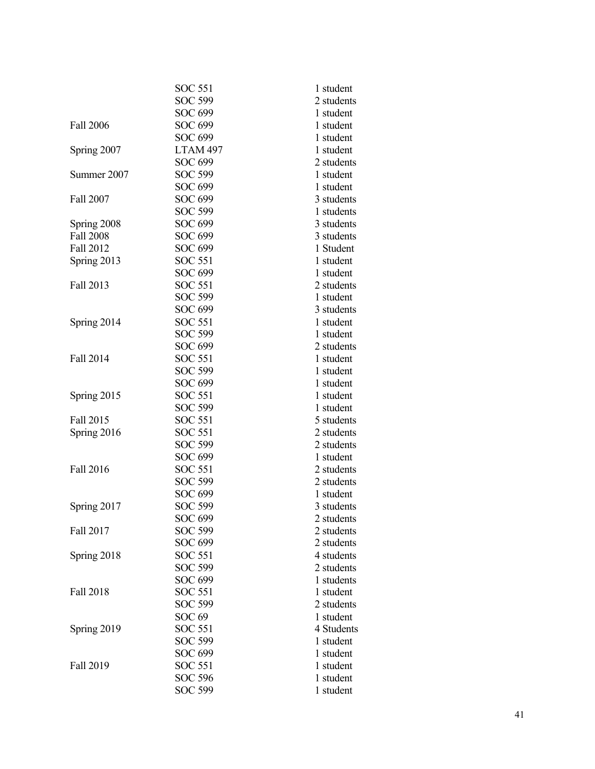| | | |
|---|---|---|
| | SOC 551 | 1 student |
| | SOC 599 | 2 students |
| | SOC 699 | 1 student |
| Fall 2006 | SOC 699 | 1 student |
| | SOC 699 | 1 student |
| Spring 2007 | LTAM 497 | 1 student |
| | SOC 699 | 2 students |
| Summer 2007 | SOC 599 | 1 student |
| | SOC 699 | 1 student |
| Fall 2007 | SOC 699 | 3 students |
| | SOC 599 | 1 students |
| Spring 2008 | SOC 699 | 3 students |
| Fall 2008 | SOC 699 | 3 students |
| Fall 2012 | SOC 699 | 1 Student |
| Spring 2013 | SOC 551 | 1 student |
| | SOC 699 | 1 student |
| Fall 2013 | SOC 551 | 2 students |
| | SOC 599 | 1 student |
| | SOC 699 | 3 students |
| Spring 2014 | SOC 551 | 1 student |
| | SOC 599 | 1 student |
| | SOC 699 | 2 students |
| Fall 2014 | SOC 551 | 1 student |
| | SOC 599 | 1 student |
| | SOC 699 | 1 student |
| Spring 2015 | SOC 551 | 1 student |
| | SOC 599 | 1 student |
| Fall 2015 | SOC 551 | 5 students |
| Spring 2016 | SOC 551 | 2 students |
| | SOC 599 | 2 students |
| | SOC 699 | 1 student |
| Fall 2016 | SOC 551 | 2 students |
| | SOC 599 | 2 students |
| | SOC 699 | 1 student |
| Spring 2017 | SOC 599 | 3 students |
| | SOC 699 | 2 students |
| Fall 2017 | SOC 599 | 2 students |
| | SOC 699 | 2 students |
| Spring 2018 | SOC 551 | 4 students |
| | SOC 599 | 2 students |
| | SOC 699 | 1 students |
| Fall 2018 | SOC 551 | 1 student |
| | SOC 599 | 2 students |
| | SOC 69 | 1 student |
| Spring 2019 | SOC 551 | 4 Students |
| | SOC 599 | 1 student |
| | SOC 699 | 1 student |
| Fall 2019 | SOC 551 | 1 student |
| | SOC 596 | 1 student |
| | SOC 599 | 1 student |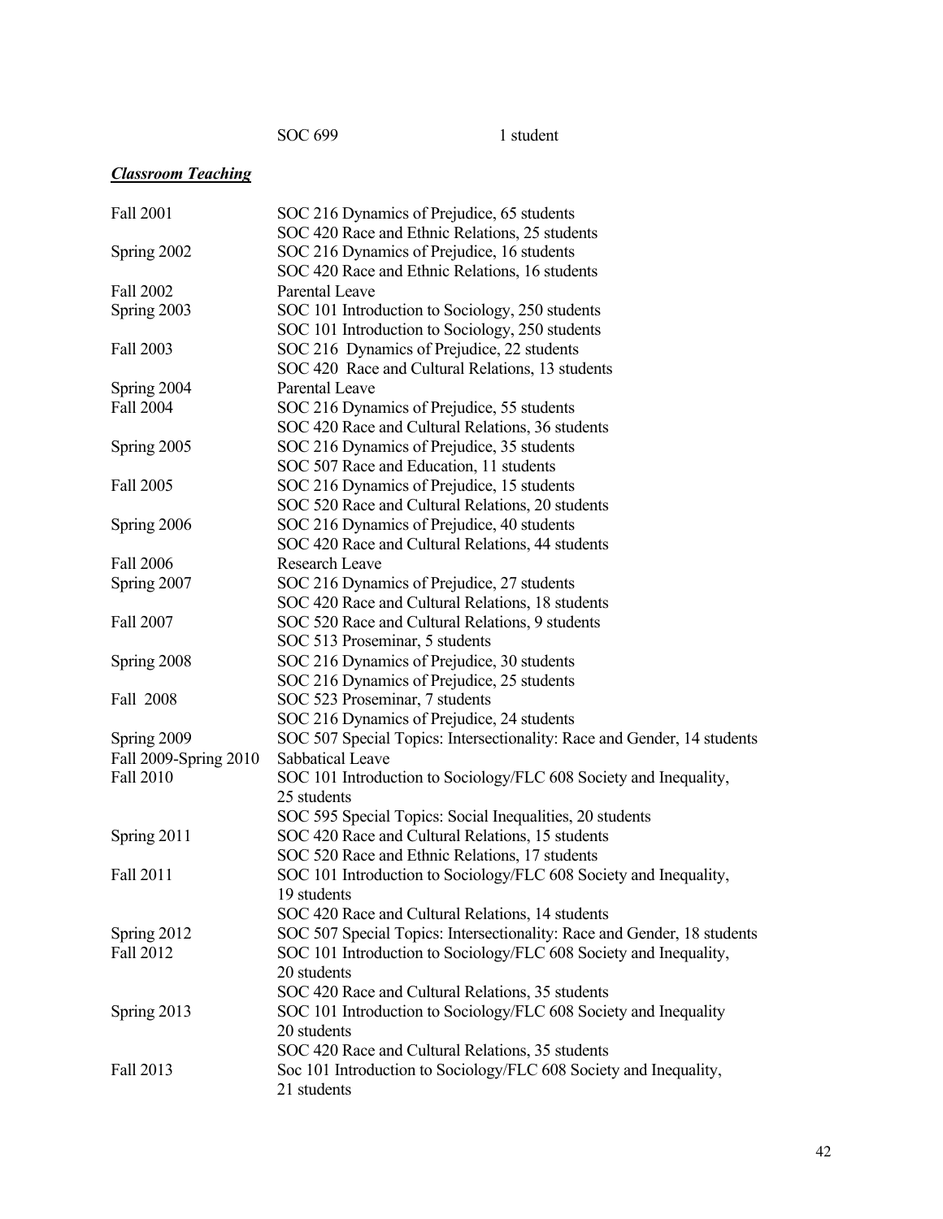SOC 699 1 student

***Classroom Teaching***

| | |
|---|---|
| Fall 2001 | SOC 216 Dynamics of Prejudice, 65 students |
| | SOC 420 Race and Ethnic Relations, 25 students |
| Spring 2002 | SOC 216 Dynamics of Prejudice, 16 students |
| | SOC 420 Race and Ethnic Relations, 16 students |
| Fall 2002 | Parental Leave |
| Spring 2003 | SOC 101 Introduction to Sociology, 250 students |
| | SOC 101 Introduction to Sociology, 250 students |
| Fall 2003 | SOC 216 Dynamics of Prejudice, 22 students |
| | SOC 420 Race and Cultural Relations, 13 students |
| Spring 2004 | Parental Leave |
| Fall 2004 | SOC 216 Dynamics of Prejudice, 55 students |
| | SOC 420 Race and Cultural Relations, 36 students |
| Spring 2005 | SOC 216 Dynamics of Prejudice, 35 students |
| | SOC 507 Race and Education, 11 students |
| Fall 2005 | SOC 216 Dynamics of Prejudice, 15 students |
| | SOC 520 Race and Cultural Relations, 20 students |
| Spring 2006 | SOC 216 Dynamics of Prejudice, 40 students |
| | SOC 420 Race and Cultural Relations, 44 students |
| Fall 2006 | Research Leave |
| Spring 2007 | SOC 216 Dynamics of Prejudice, 27 students |
| | SOC 420 Race and Cultural Relations, 18 students |
| Fall 2007 | SOC 520 Race and Cultural Relations, 9 students |
| | SOC 513 Proseminar, 5 students |
| Spring 2008 | SOC 216 Dynamics of Prejudice, 30 students |
| | SOC 216 Dynamics of Prejudice, 25 students |
| Fall 2008 | SOC 523 Proseminar, 7 students |
| | SOC 216 Dynamics of Prejudice, 24 students |
| Spring 2009 | SOC 507 Special Topics: Intersectionality: Race and Gender, 14 students |
| Fall 2009-Spring 2010 | Sabbatical Leave |
| Fall 2010 | SOC 101 Introduction to Sociology/FLC 608 Society and Inequality, 25 students |
| | SOC 595 Special Topics: Social Inequalities, 20 students |
| Spring 2011 | SOC 420 Race and Cultural Relations, 15 students |
| | SOC 520 Race and Ethnic Relations, 17 students |
| Fall 2011 | SOC 101 Introduction to Sociology/FLC 608 Society and Inequality, 19 students |
| | SOC 420 Race and Cultural Relations, 14 students |
| Spring 2012 | SOC 507 Special Topics: Intersectionality: Race and Gender, 18 students |
| Fall 2012 | SOC 101 Introduction to Sociology/FLC 608 Society and Inequality, 20 students |
| | SOC 420 Race and Cultural Relations, 35 students |
| Spring 2013 | SOC 101 Introduction to Sociology/FLC 608 Society and Inequality 20 students |
| | SOC 420 Race and Cultural Relations, 35 students |
| Fall 2013 | Soc 101 Introduction to Sociology/FLC 608 Society and Inequality, 21 students |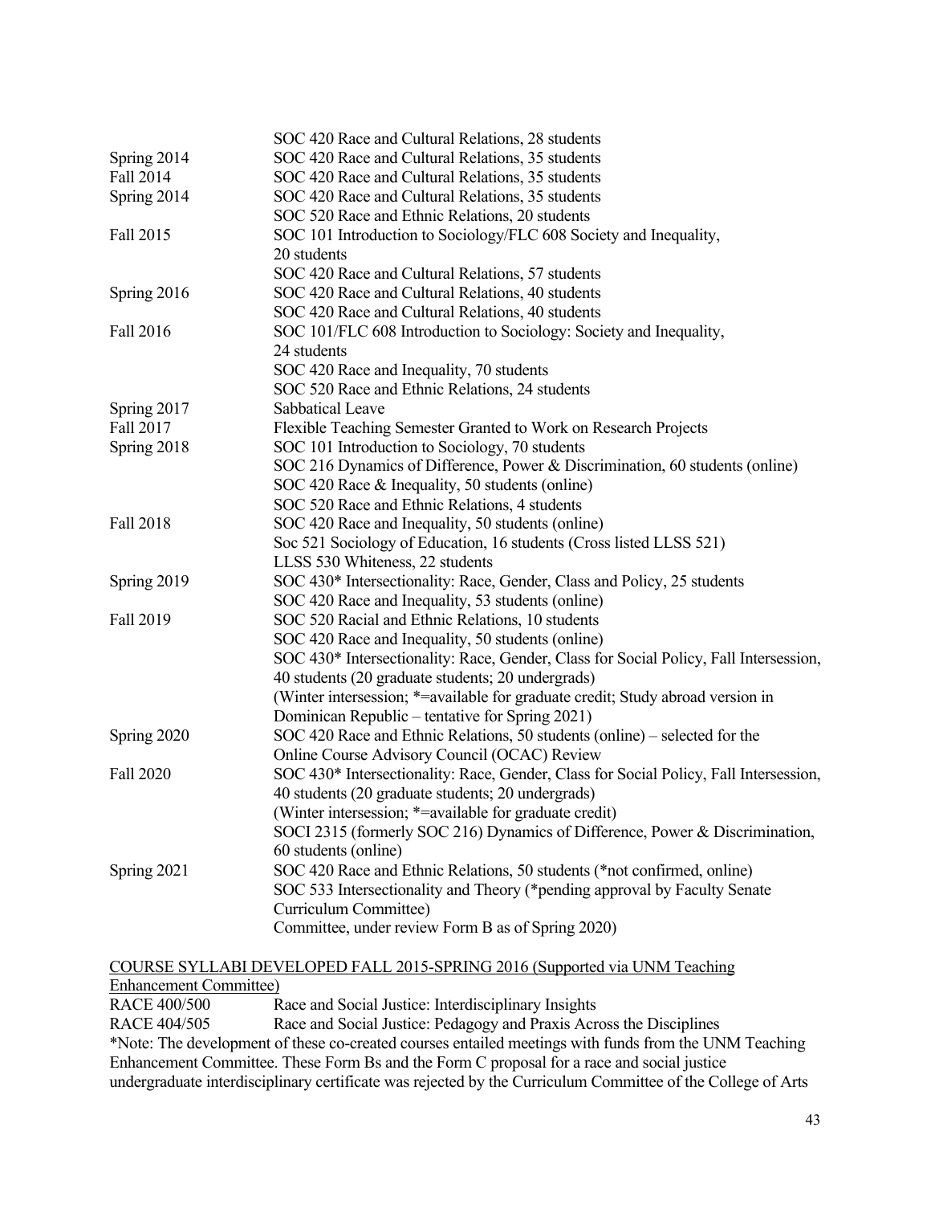| | |
|---|---|
| | SOC 420 Race and Cultural Relations, 28 students |
| Spring 2014 | SOC 420 Race and Cultural Relations, 35 students |
| Fall 2014 | SOC 420 Race and Cultural Relations, 35 students |
| Spring 2014 | SOC 420 Race and Cultural Relations, 35 students |
| | SOC 520 Race and Ethnic Relations, 20 students |
| Fall 2015 | SOC 101 Introduction to Sociology/FLC 608 Society and Inequality, 20 students |
| | SOC 420 Race and Cultural Relations, 57 students |
| Spring 2016 | SOC 420 Race and Cultural Relations, 40 students |
| | SOC 420 Race and Cultural Relations, 40 students |
| Fall 2016 | SOC 101/FLC 608 Introduction to Sociology: Society and Inequality, 24 students |
| | SOC 420 Race and Inequality, 70 students |
| | SOC 520 Race and Ethnic Relations, 24 students |
| Spring 2017 | Sabbatical Leave |
| Fall 2017 | Flexible Teaching Semester Granted to Work on Research Projects |
| Spring 2018 | SOC 101 Introduction to Sociology, 70 students |
| | SOC 216 Dynamics of Difference, Power & Discrimination, 60 students (online) |
| | SOC 420 Race & Inequality, 50 students (online) |
| | SOC 520 Race and Ethnic Relations, 4 students |
| Fall 2018 | SOC 420 Race and Inequality, 50 students (online) |
| | Soc 521 Sociology of Education, 16 students (Cross listed LLSS 521) |
| | LLSS 530 Whiteness, 22 students |
| Spring 2019 | SOC 430* Intersectionality: Race, Gender, Class and Policy, 25 students |
| | SOC 420 Race and Inequality, 53 students (online) |
| Fall 2019 | SOC 520 Racial and Ethnic Relations, 10 students |
| | SOC 420 Race and Inequality, 50 students (online) |
| | SOC 430* Intersectionality: Race, Gender, Class for Social Policy, Fall Intersession, 40 students (20 graduate students; 20 undergrads) |
| | (Winter intersession; *=available for graduate credit; Study abroad version in Dominican Republic – tentative for Spring 2021) |
| Spring 2020 | SOC 420 Race and Ethnic Relations, 50 students (online) – selected for the Online Course Advisory Council (OCAC) Review |
| Fall 2020 | SOC 430* Intersectionality: Race, Gender, Class for Social Policy, Fall Intersession, 40 students (20 graduate students; 20 undergrads) |
| | (Winter intersession; *=available for graduate credit) |
| | SOCI 2315 (formerly SOC 216) Dynamics of Difference, Power & Discrimination, 60 students (online) |
| Spring 2021 | SOC 420 Race and Ethnic Relations, 50 students (*not confirmed, online) |
| | SOC 533 Intersectionality and Theory (*pending approval by Faculty Senate Curriculum Committee) |
| | Committee, under review Form B as of Spring 2020) |

<u>COURSE SYLLABI DEVELOPED FALL 2015-SPRING 2016 (Supported via UNM Teaching Enhancement Committee)</u>

| | |
|---|---|
| RACE 400/500 | Race and Social Justice: Interdisciplinary Insights |
| RACE 404/505 | Race and Social Justice: Pedagogy and Praxis Across the Disciplines |

*Note: The development of these co-created courses entailed meetings with funds from the UNM Teaching Enhancement Committee. These Form Bs and the Form C proposal for a race and social justice undergraduate interdisciplinary certificate was rejected by the Curriculum Committee of the College of Arts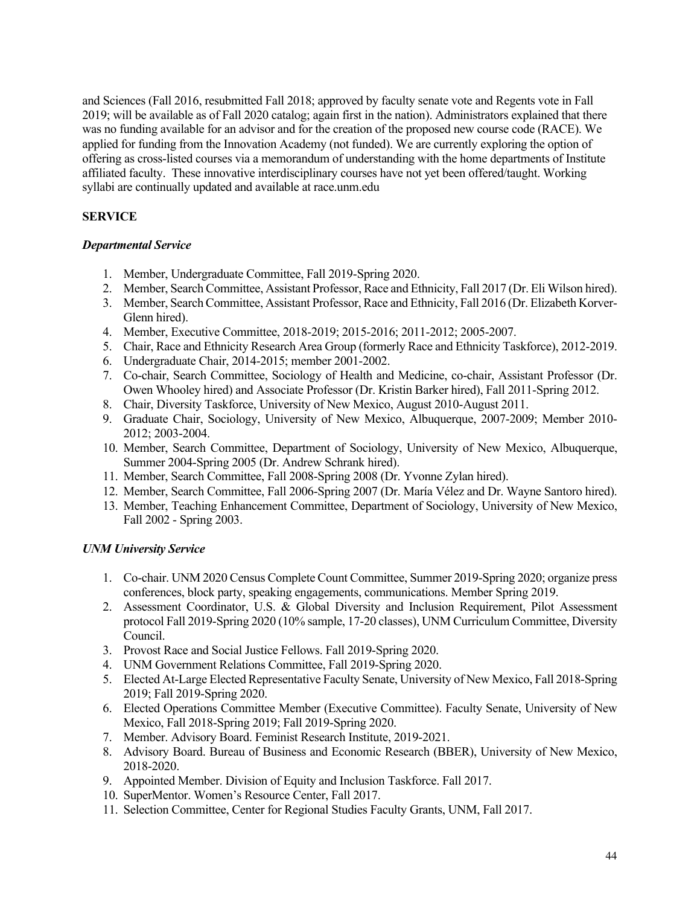and Sciences (Fall 2016, resubmitted Fall 2018; approved by faculty senate vote and Regents vote in Fall 2019; will be available as of Fall 2020 catalog; again first in the nation). Administrators explained that there was no funding available for an advisor and for the creation of the proposed new course code (RACE). We applied for funding from the Innovation Academy (not funded). We are currently exploring the option of offering as cross-listed courses via a memorandum of understanding with the home departments of Institute affiliated faculty. These innovative interdisciplinary courses have not yet been offered/taught. Working syllabi are continually updated and available at race.unm.edu

## SERVICE

### *Departmental Service*

1. Member, Undergraduate Committee, Fall 2019-Spring 2020.
2. Member, Search Committee, Assistant Professor, Race and Ethnicity, Fall 2017 (Dr. Eli Wilson hired).
3. Member, Search Committee, Assistant Professor, Race and Ethnicity, Fall 2016 (Dr. Elizabeth Korver-Glenn hired).
4. Member, Executive Committee, 2018-2019; 2015-2016; 2011-2012; 2005-2007.
5. Chair, Race and Ethnicity Research Area Group (formerly Race and Ethnicity Taskforce), 2012-2019.
6. Undergraduate Chair, 2014-2015; member 2001-2002.
7. Co-chair, Search Committee, Sociology of Health and Medicine, co-chair, Assistant Professor (Dr. Owen Whooley hired) and Associate Professor (Dr. Kristin Barker hired), Fall 2011-Spring 2012.
8. Chair, Diversity Taskforce, University of New Mexico, August 2010-August 2011.
9. Graduate Chair, Sociology, University of New Mexico, Albuquerque, 2007-2009; Member 2010-2012; 2003-2004.
10. Member, Search Committee, Department of Sociology, University of New Mexico, Albuquerque, Summer 2004-Spring 2005 (Dr. Andrew Schrank hired).
11. Member, Search Committee, Fall 2008-Spring 2008 (Dr. Yvonne Zylan hired).
12. Member, Search Committee, Fall 2006-Spring 2007 (Dr. María Vélez and Dr. Wayne Santoro hired).
13. Member, Teaching Enhancement Committee, Department of Sociology, University of New Mexico, Fall 2002 - Spring 2003.

### *UNM University Service*

1. Co-chair. UNM 2020 Census Complete Count Committee, Summer 2019-Spring 2020; organize press conferences, block party, speaking engagements, communications. Member Spring 2019.
2. Assessment Coordinator, U.S. & Global Diversity and Inclusion Requirement, Pilot Assessment protocol Fall 2019-Spring 2020 (10% sample, 17-20 classes), UNM Curriculum Committee, Diversity Council.
3. Provost Race and Social Justice Fellows. Fall 2019-Spring 2020.
4. UNM Government Relations Committee, Fall 2019-Spring 2020.
5. Elected At-Large Elected Representative Faculty Senate, University of New Mexico, Fall 2018-Spring 2019; Fall 2019-Spring 2020.
6. Elected Operations Committee Member (Executive Committee). Faculty Senate, University of New Mexico, Fall 2018-Spring 2019; Fall 2019-Spring 2020.
7. Member. Advisory Board. Feminist Research Institute, 2019-2021.
8. Advisory Board. Bureau of Business and Economic Research (BBER), University of New Mexico, 2018-2020.
9. Appointed Member. Division of Equity and Inclusion Taskforce. Fall 2017.
10. SuperMentor. Women's Resource Center, Fall 2017.
11. Selection Committee, Center for Regional Studies Faculty Grants, UNM, Fall 2017.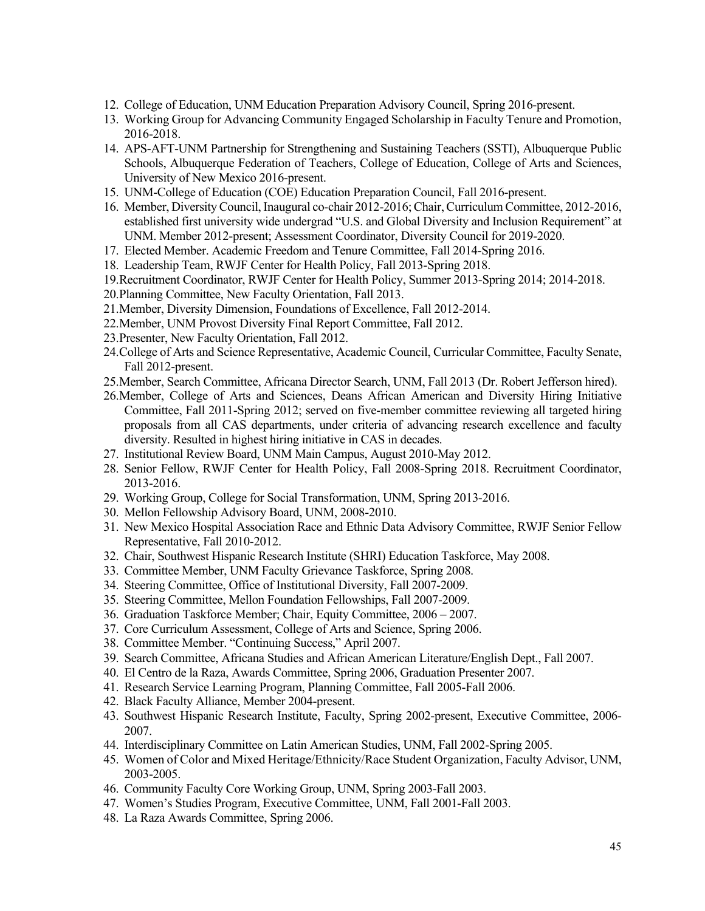12. College of Education, UNM Education Preparation Advisory Council, Spring 2016-present.
13. Working Group for Advancing Community Engaged Scholarship in Faculty Tenure and Promotion, 2016-2018.
14. APS-AFT-UNM Partnership for Strengthening and Sustaining Teachers (SSTI), Albuquerque Public Schools, Albuquerque Federation of Teachers, College of Education, College of Arts and Sciences, University of New Mexico 2016-present.
15. UNM-College of Education (COE) Education Preparation Council, Fall 2016-present.
16. Member, Diversity Council, Inaugural co-chair 2012-2016; Chair, Curriculum Committee, 2012-2016, established first university wide undergrad "U.S. and Global Diversity and Inclusion Requirement" at UNM. Member 2012-present; Assessment Coordinator, Diversity Council for 2019-2020.
17. Elected Member. Academic Freedom and Tenure Committee, Fall 2014-Spring 2016.
18. Leadership Team, RWJF Center for Health Policy, Fall 2013-Spring 2018.
19. Recruitment Coordinator, RWJF Center for Health Policy, Summer 2013-Spring 2014; 2014-2018.
20. Planning Committee, New Faculty Orientation, Fall 2013.
21. Member, Diversity Dimension, Foundations of Excellence, Fall 2012-2014.
22. Member, UNM Provost Diversity Final Report Committee, Fall 2012.
23. Presenter, New Faculty Orientation, Fall 2012.
24. College of Arts and Science Representative, Academic Council, Curricular Committee, Faculty Senate, Fall 2012-present.
25. Member, Search Committee, Africana Director Search, UNM, Fall 2013 (Dr. Robert Jefferson hired).
26. Member, College of Arts and Sciences, Deans African American and Diversity Hiring Initiative Committee, Fall 2011-Spring 2012; served on five-member committee reviewing all targeted hiring proposals from all CAS departments, under criteria of advancing research excellence and faculty diversity. Resulted in highest hiring initiative in CAS in decades.
27. Institutional Review Board, UNM Main Campus, August 2010-May 2012.
28. Senior Fellow, RWJF Center for Health Policy, Fall 2008-Spring 2018. Recruitment Coordinator, 2013-2016.
29. Working Group, College for Social Transformation, UNM, Spring 2013-2016.
30. Mellon Fellowship Advisory Board, UNM, 2008-2010.
31. New Mexico Hospital Association Race and Ethnic Data Advisory Committee, RWJF Senior Fellow Representative, Fall 2010-2012.
32. Chair, Southwest Hispanic Research Institute (SHRI) Education Taskforce, May 2008.
33. Committee Member, UNM Faculty Grievance Taskforce, Spring 2008.
34. Steering Committee, Office of Institutional Diversity, Fall 2007-2009.
35. Steering Committee, Mellon Foundation Fellowships, Fall 2007-2009.
36. Graduation Taskforce Member; Chair, Equity Committee, 2006 – 2007.
37. Core Curriculum Assessment, College of Arts and Science, Spring 2006.
38. Committee Member. "Continuing Success," April 2007.
39. Search Committee, Africana Studies and African American Literature/English Dept., Fall 2007.
40. El Centro de la Raza, Awards Committee, Spring 2006, Graduation Presenter 2007.
41. Research Service Learning Program, Planning Committee, Fall 2005-Fall 2006.
42. Black Faculty Alliance, Member 2004-present.
43. Southwest Hispanic Research Institute, Faculty, Spring 2002-present, Executive Committee, 2006-2007.
44. Interdisciplinary Committee on Latin American Studies, UNM, Fall 2002-Spring 2005.
45. Women of Color and Mixed Heritage/Ethnicity/Race Student Organization, Faculty Advisor, UNM, 2003-2005.
46. Community Faculty Core Working Group, UNM, Spring 2003-Fall 2003.
47. Women's Studies Program, Executive Committee, UNM, Fall 2001-Fall 2003.
48. La Raza Awards Committee, Spring 2006.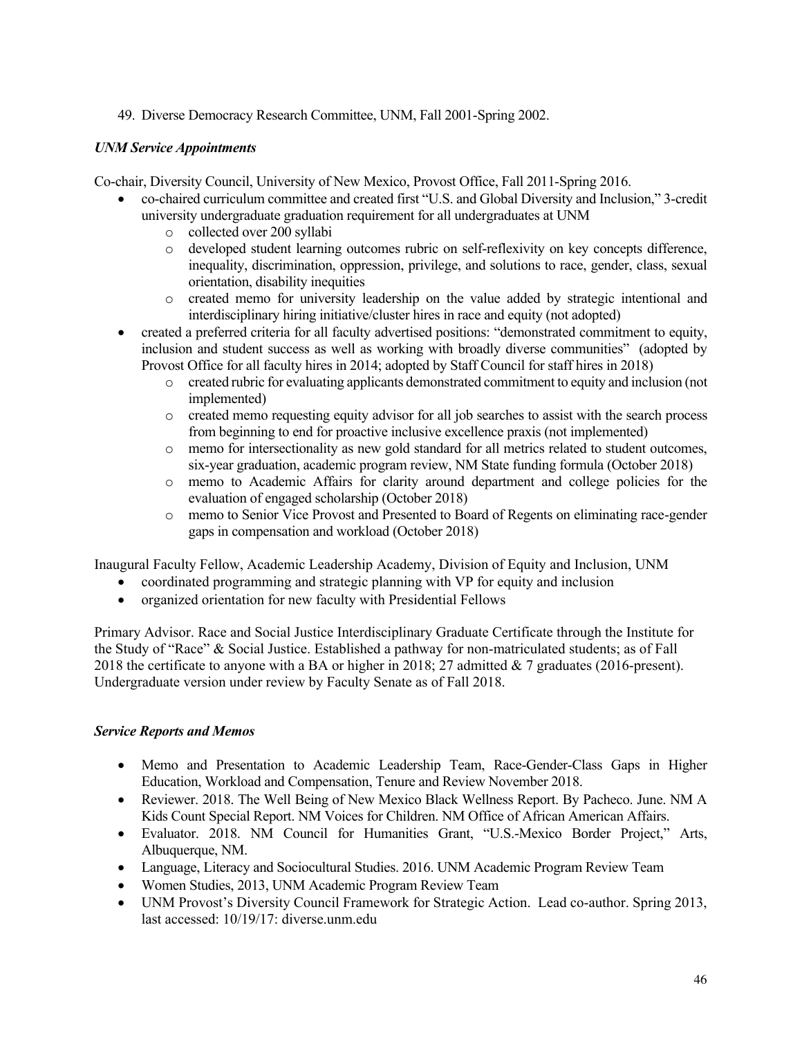49. Diverse Democracy Research Committee, UNM, Fall 2001-Spring 2002.

### *UNM Service Appointments*

Co-chair, Diversity Council, University of New Mexico, Provost Office, Fall 2011-Spring 2016.

- co-chaired curriculum committee and created first "U.S. and Global Diversity and Inclusion," 3-credit university undergraduate graduation requirement for all undergraduates at UNM
  - collected over 200 syllabi
  - developed student learning outcomes rubric on self-reflexivity on key concepts difference, inequality, discrimination, oppression, privilege, and solutions to race, gender, class, sexual orientation, disability inequities
  - created memo for university leadership on the value added by strategic intentional and interdisciplinary hiring initiative/cluster hires in race and equity (not adopted)
- created a preferred criteria for all faculty advertised positions: "demonstrated commitment to equity, inclusion and student success as well as working with broadly diverse communities" (adopted by Provost Office for all faculty hires in 2014; adopted by Staff Council for staff hires in 2018)
  - created rubric for evaluating applicants demonstrated commitment to equity and inclusion (not implemented)
  - created memo requesting equity advisor for all job searches to assist with the search process from beginning to end for proactive inclusive excellence praxis (not implemented)
  - memo for intersectionality as new gold standard for all metrics related to student outcomes, six-year graduation, academic program review, NM State funding formula (October 2018)
  - memo to Academic Affairs for clarity around department and college policies for the evaluation of engaged scholarship (October 2018)
  - memo to Senior Vice Provost and Presented to Board of Regents on eliminating race-gender gaps in compensation and workload (October 2018)

Inaugural Faculty Fellow, Academic Leadership Academy, Division of Equity and Inclusion, UNM

- coordinated programming and strategic planning with VP for equity and inclusion
- organized orientation for new faculty with Presidential Fellows

Primary Advisor. Race and Social Justice Interdisciplinary Graduate Certificate through the Institute for the Study of "Race" & Social Justice. Established a pathway for non-matriculated students; as of Fall 2018 the certificate to anyone with a BA or higher in 2018; 27 admitted & 7 graduates (2016-present). Undergraduate version under review by Faculty Senate as of Fall 2018.

### *Service Reports and Memos*

- Memo and Presentation to Academic Leadership Team, Race-Gender-Class Gaps in Higher Education, Workload and Compensation, Tenure and Review November 2018.
- Reviewer. 2018. The Well Being of New Mexico Black Wellness Report. By Pacheco. June. NM A Kids Count Special Report. NM Voices for Children. NM Office of African American Affairs.
- Evaluator. 2018. NM Council for Humanities Grant, "U.S.-Mexico Border Project," Arts, Albuquerque, NM.
- Language, Literacy and Sociocultural Studies. 2016. UNM Academic Program Review Team
- Women Studies, 2013, UNM Academic Program Review Team
- UNM Provost's Diversity Council Framework for Strategic Action. Lead co-author. Spring 2013, last accessed: 10/19/17: diverse.unm.edu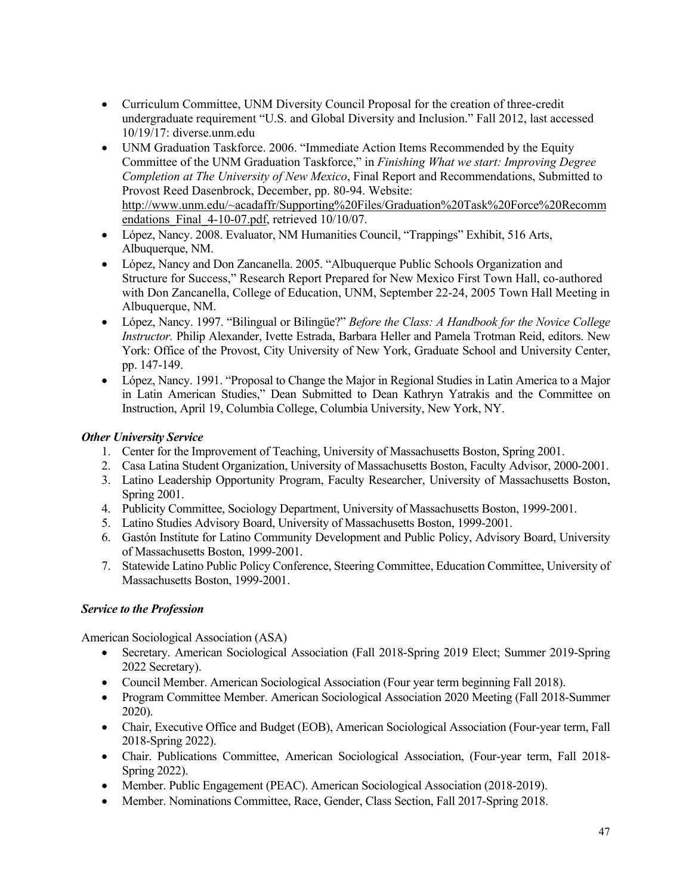- Curriculum Committee, UNM Diversity Council Proposal for the creation of three-credit undergraduate requirement "U.S. and Global Diversity and Inclusion." Fall 2012, last accessed 10/19/17: diverse.unm.edu
- UNM Graduation Taskforce. 2006. "Immediate Action Items Recommended by the Equity Committee of the UNM Graduation Taskforce," in *Finishing What we start: Improving Degree Completion at The University of New Mexico*, Final Report and Recommendations, Submitted to Provost Reed Dasenbrock, December, pp. 80-94. Website: http://www.unm.edu/~acadaffr/Supporting%20Files/Graduation%20Task%20Force%20Recommendations_Final_4-10-07.pdf, retrieved 10/10/07.
- López, Nancy. 2008. Evaluator, NM Humanities Council, "Trappings" Exhibit, 516 Arts, Albuquerque, NM.
- López, Nancy and Don Zancanella. 2005. "Albuquerque Public Schools Organization and Structure for Success," Research Report Prepared for New Mexico First Town Hall, co-authored with Don Zancanella, College of Education, UNM, September 22-24, 2005 Town Hall Meeting in Albuquerque, NM.
- López, Nancy. 1997. "Bilingual or Bilingüe?" *Before the Class: A Handbook for the Novice College Instructor.* Philip Alexander, Ivette Estrada, Barbara Heller and Pamela Trotman Reid, editors. New York: Office of the Provost, City University of New York, Graduate School and University Center, pp. 147-149.
- López, Nancy. 1991. "Proposal to Change the Major in Regional Studies in Latin America to a Major in Latin American Studies," Dean Submitted to Dean Kathryn Yatrakis and the Committee on Instruction, April 19, Columbia College, Columbia University, New York, NY.

### *Other University Service*

1. Center for the Improvement of Teaching, University of Massachusetts Boston, Spring 2001.
2. Casa Latina Student Organization, University of Massachusetts Boston, Faculty Advisor, 2000-2001.
3. Latino Leadership Opportunity Program, Faculty Researcher, University of Massachusetts Boston, Spring 2001.
4. Publicity Committee, Sociology Department, University of Massachusetts Boston, 1999-2001.
5. Latino Studies Advisory Board, University of Massachusetts Boston, 1999-2001.
6. Gastón Institute for Latino Community Development and Public Policy, Advisory Board, University of Massachusetts Boston, 1999-2001.
7. Statewide Latino Public Policy Conference, Steering Committee, Education Committee, University of Massachusetts Boston, 1999-2001.

### *Service to the Profession*

American Sociological Association (ASA)

- Secretary. American Sociological Association (Fall 2018-Spring 2019 Elect; Summer 2019-Spring 2022 Secretary).
- Council Member. American Sociological Association (Four year term beginning Fall 2018).
- Program Committee Member. American Sociological Association 2020 Meeting (Fall 2018-Summer 2020).
- Chair, Executive Office and Budget (EOB), American Sociological Association (Four-year term, Fall 2018-Spring 2022).
- Chair. Publications Committee, American Sociological Association, (Four-year term, Fall 2018-Spring 2022).
- Member. Public Engagement (PEAC). American Sociological Association (2018-2019).
- Member. Nominations Committee, Race, Gender, Class Section, Fall 2017-Spring 2018.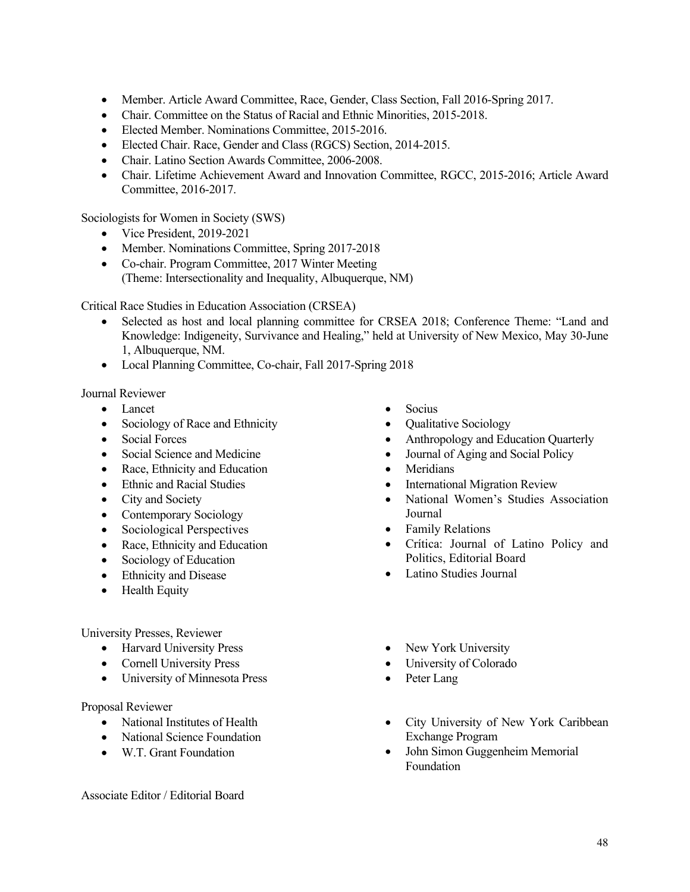- Member. Article Award Committee, Race, Gender, Class Section, Fall 2016-Spring 2017.
- Chair. Committee on the Status of Racial and Ethnic Minorities, 2015-2018.
- Elected Member. Nominations Committee, 2015-2016.
- Elected Chair. Race, Gender and Class (RGCS) Section, 2014-2015.
- Chair. Latino Section Awards Committee, 2006-2008.
- Chair. Lifetime Achievement Award and Innovation Committee, RGCC, 2015-2016; Article Award Committee, 2016-2017.

Sociologists for Women in Society (SWS)

- Vice President, 2019-2021
- Member. Nominations Committee, Spring 2017-2018
- Co-chair. Program Committee, 2017 Winter Meeting (Theme: Intersectionality and Inequality, Albuquerque, NM)

Critical Race Studies in Education Association (CRSEA)

- Selected as host and local planning committee for CRSEA 2018; Conference Theme: "Land and Knowledge: Indigeneity, Survivance and Healing," held at University of New Mexico, May 30-June 1, Albuquerque, NM.
- Local Planning Committee, Co-chair, Fall 2017-Spring 2018

Journal Reviewer

- Lancet
- Sociology of Race and Ethnicity
- Social Forces
- Social Science and Medicine
- Race, Ethnicity and Education
- Ethnic and Racial Studies
- City and Society
- Contemporary Sociology
- Sociological Perspectives
- Race, Ethnicity and Education
- Sociology of Education
- Ethnicity and Disease
- Health Equity
- Socius
- Qualitative Sociology
- Anthropology and Education Quarterly
- Journal of Aging and Social Policy
- Meridians
- International Migration Review
- National Women's Studies Association Journal
- Family Relations
- Crítica: Journal of Latino Policy and Politics, Editorial Board
- Latino Studies Journal

University Presses, Reviewer

- Harvard University Press
- Cornell University Press
- University of Minnesota Press
- New York University
- University of Colorado
- Peter Lang

Proposal Reviewer

- National Institutes of Health
- National Science Foundation
- W.T. Grant Foundation
- City University of New York Caribbean Exchange Program
- John Simon Guggenheim Memorial Foundation

Associate Editor / Editorial Board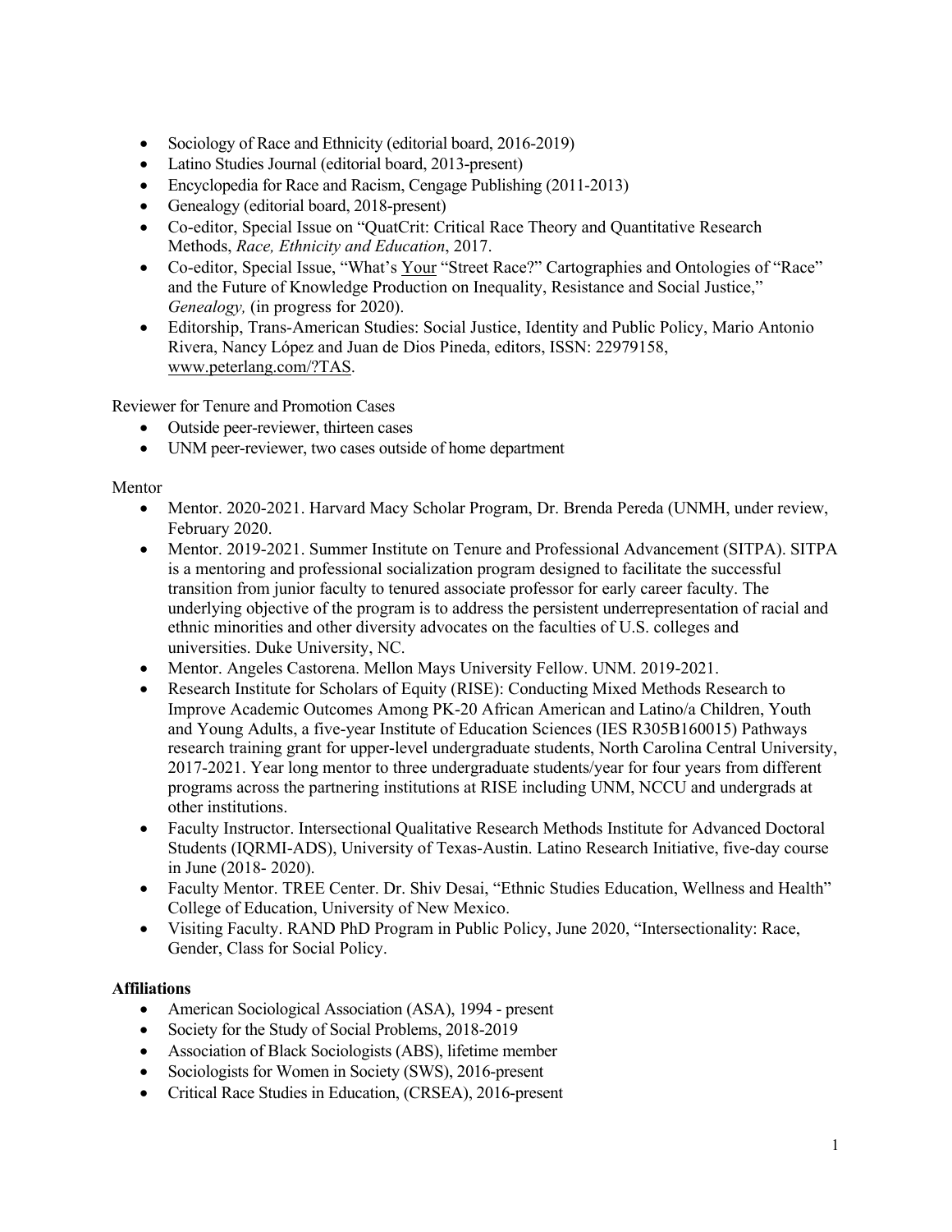- Sociology of Race and Ethnicity (editorial board, 2016-2019)
- Latino Studies Journal (editorial board, 2013-present)
- Encyclopedia for Race and Racism, Cengage Publishing (2011-2013)
- Genealogy (editorial board, 2018-present)
- Co-editor, Special Issue on "QuatCrit: Critical Race Theory and Quantitative Research Methods, *Race, Ethnicity and Education*, 2017.
- Co-editor, Special Issue, "What's Your "Street Race?" Cartographies and Ontologies of "Race" and the Future of Knowledge Production on Inequality, Resistance and Social Justice," *Genealogy,* (in progress for 2020).
- Editorship, Trans-American Studies: Social Justice, Identity and Public Policy, Mario Antonio Rivera, Nancy López and Juan de Dios Pineda, editors, ISSN: 22979158, www.peterlang.com/?TAS.

Reviewer for Tenure and Promotion Cases

- Outside peer-reviewer, thirteen cases
- UNM peer-reviewer, two cases outside of home department

Mentor

- Mentor. 2020-2021. Harvard Macy Scholar Program, Dr. Brenda Pereda (UNMH, under review, February 2020.
- Mentor. 2019-2021. Summer Institute on Tenure and Professional Advancement (SITPA). SITPA is a mentoring and professional socialization program designed to facilitate the successful transition from junior faculty to tenured associate professor for early career faculty. The underlying objective of the program is to address the persistent underrepresentation of racial and ethnic minorities and other diversity advocates on the faculties of U.S. colleges and universities. Duke University, NC.
- Mentor. Angeles Castorena. Mellon Mays University Fellow. UNM. 2019-2021.
- Research Institute for Scholars of Equity (RISE): Conducting Mixed Methods Research to Improve Academic Outcomes Among PK-20 African American and Latino/a Children, Youth and Young Adults, a five-year Institute of Education Sciences (IES R305B160015) Pathways research training grant for upper-level undergraduate students, North Carolina Central University, 2017-2021. Year long mentor to three undergraduate students/year for four years from different programs across the partnering institutions at RISE including UNM, NCCU and undergrads at other institutions.
- Faculty Instructor. Intersectional Qualitative Research Methods Institute for Advanced Doctoral Students (IQRMI-ADS), University of Texas-Austin. Latino Research Initiative, five-day course in June (2018- 2020).
- Faculty Mentor. TREE Center. Dr. Shiv Desai, "Ethnic Studies Education, Wellness and Health" College of Education, University of New Mexico.
- Visiting Faculty. RAND PhD Program in Public Policy, June 2020, "Intersectionality: Race, Gender, Class for Social Policy.

**Affiliations**

- American Sociological Association (ASA), 1994 - present
- Society for the Study of Social Problems, 2018-2019
- Association of Black Sociologists (ABS), lifetime member
- Sociologists for Women in Society (SWS), 2016-present
- Critical Race Studies in Education, (CRSEA), 2016-present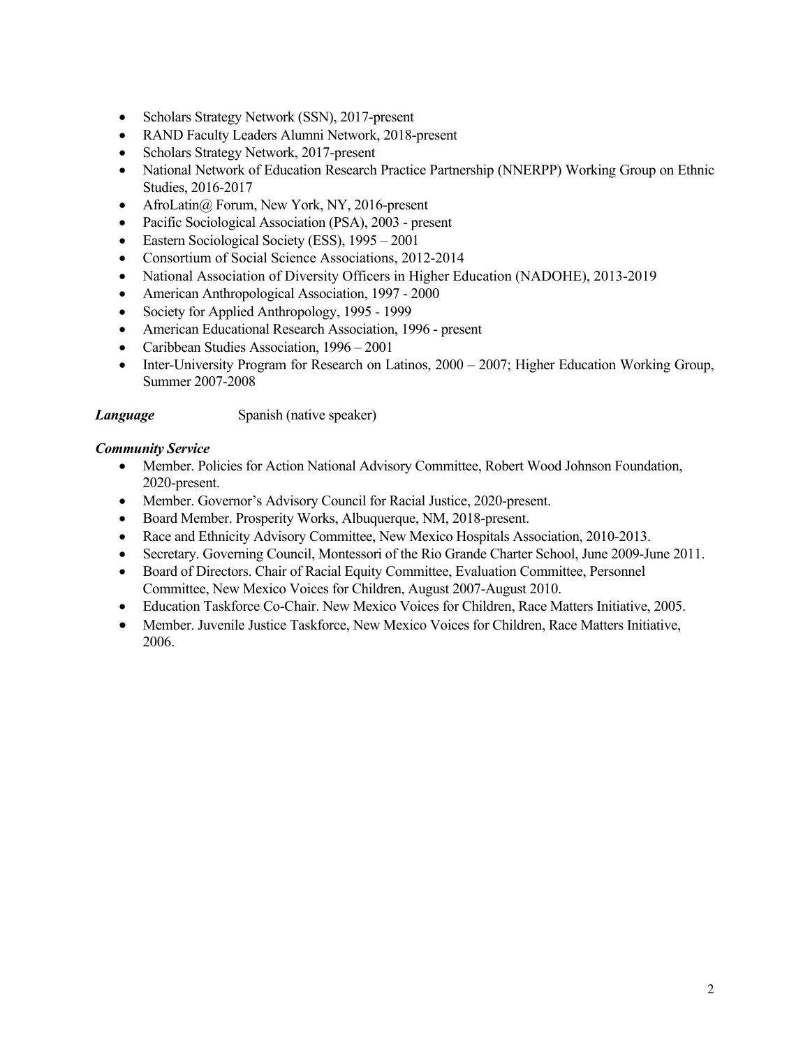- Scholars Strategy Network (SSN), 2017-present
- RAND Faculty Leaders Alumni Network, 2018-present
- Scholars Strategy Network, 2017-present
- National Network of Education Research Practice Partnership (NNERPP) Working Group on Ethnic Studies, 2016-2017
- AfroLatin@ Forum, New York, NY, 2016-present
- Pacific Sociological Association (PSA), 2003 - present
- Eastern Sociological Society (ESS), 1995 – 2001
- Consortium of Social Science Associations, 2012-2014
- National Association of Diversity Officers in Higher Education (NADOHE), 2013-2019
- American Anthropological Association, 1997 - 2000
- Society for Applied Anthropology, 1995 - 1999
- American Educational Research Association, 1996 - present
- Caribbean Studies Association, 1996 – 2001
- Inter-University Program for Research on Latinos, 2000 – 2007; Higher Education Working Group, Summer 2007-2008

***Language*** Spanish (native speaker)

***Community Service***

- Member. Policies for Action National Advisory Committee, Robert Wood Johnson Foundation, 2020-present.
- Member. Governor's Advisory Council for Racial Justice, 2020-present.
- Board Member. Prosperity Works, Albuquerque, NM, 2018-present.
- Race and Ethnicity Advisory Committee, New Mexico Hospitals Association, 2010-2013.
- Secretary. Governing Council, Montessori of the Rio Grande Charter School, June 2009-June 2011.
- Board of Directors. Chair of Racial Equity Committee, Evaluation Committee, Personnel Committee, New Mexico Voices for Children, August 2007-August 2010.
- Education Taskforce Co-Chair. New Mexico Voices for Children, Race Matters Initiative, 2005.
- Member. Juvenile Justice Taskforce, New Mexico Voices for Children, Race Matters Initiative, 2006.